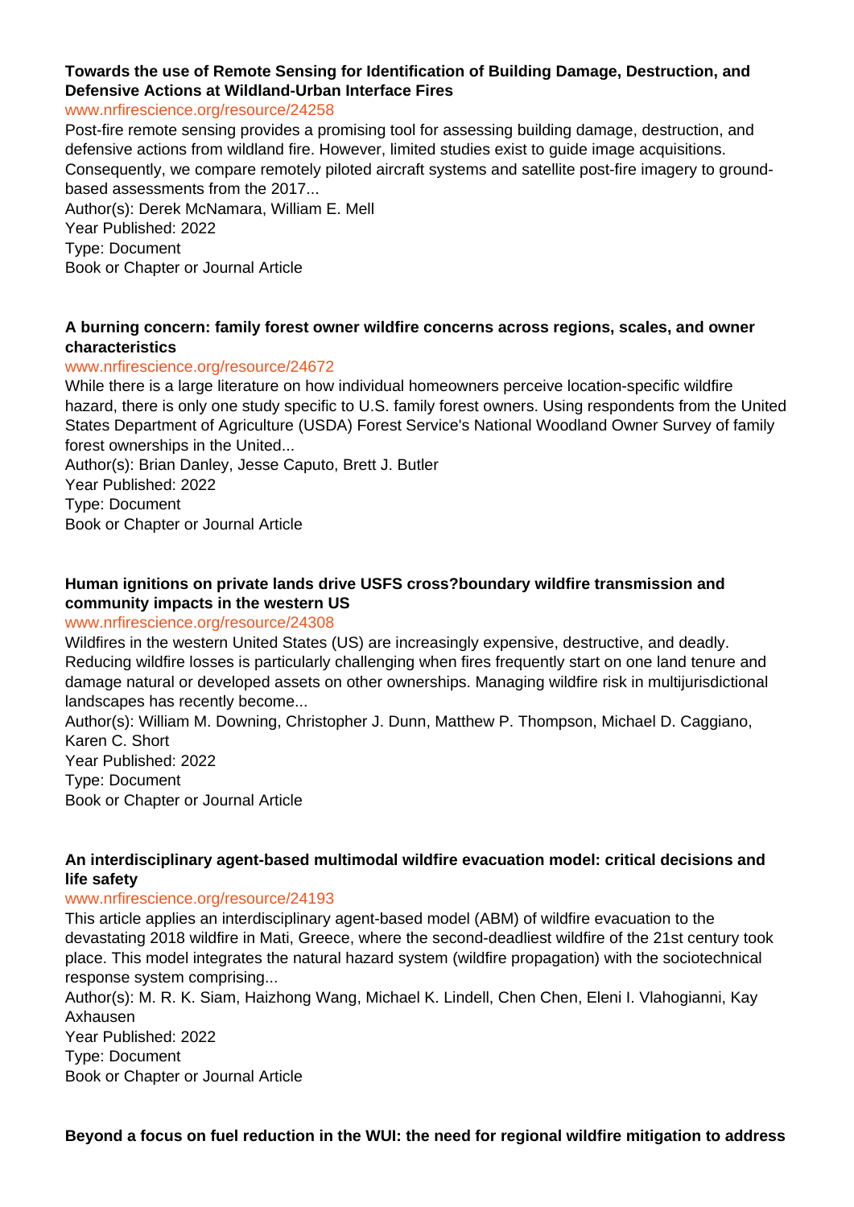**Towards the use of Remote Sensing for Identification of Building Damage, Destruction, and Defensive Actions at Wildland-Urban Interface Fires**

www.nrfirescience.org/resource/24258

Post-fire remote sensing provides a promising tool for assessing building damage, destruction, and defensive actions from wildland fire. However, limited studies exist to guide image acquisitions. Consequently, we compare remotely piloted aircraft systems and satellite post-fire imagery to ground-based assessments from the 2017...

Author(s): Derek McNamara, William E. Mell

Year Published: 2022

Type: Document

Book or Chapter or Journal Article

**A burning concern: family forest owner wildfire concerns across regions, scales, and owner characteristics**

www.nrfirescience.org/resource/24672

While there is a large literature on how individual homeowners perceive location-specific wildfire hazard, there is only one study specific to U.S. family forest owners. Using respondents from the United States Department of Agriculture (USDA) Forest Service's National Woodland Owner Survey of family forest ownerships in the United...

Author(s): Brian Danley, Jesse Caputo, Brett J. Butler

Year Published: 2022

Type: Document

Book or Chapter or Journal Article

**Human ignitions on private lands drive USFS cross?boundary wildfire transmission and community impacts in the western US**

www.nrfirescience.org/resource/24308

Wildfires in the western United States (US) are increasingly expensive, destructive, and deadly. Reducing wildfire losses is particularly challenging when fires frequently start on one land tenure and damage natural or developed assets on other ownerships. Managing wildfire risk in multijurisdictional landscapes has recently become...

Author(s): William M. Downing, Christopher J. Dunn, Matthew P. Thompson, Michael D. Caggiano, Karen C. Short

Year Published: 2022

Type: Document

Book or Chapter or Journal Article

**An interdisciplinary agent-based multimodal wildfire evacuation model: critical decisions and life safety**

www.nrfirescience.org/resource/24193

This article applies an interdisciplinary agent-based model (ABM) of wildfire evacuation to the devastating 2018 wildfire in Mati, Greece, where the second-deadliest wildfire of the 21st century took place. This model integrates the natural hazard system (wildfire propagation) with the sociotechnical response system comprising...

Author(s): M. R. K. Siam, Haizhong Wang, Michael K. Lindell, Chen Chen, Eleni I. Vlahogianni, Kay Axhausen

Year Published: 2022

Type: Document

Book or Chapter or Journal Article

**Beyond a focus on fuel reduction in the WUI: the need for regional wildfire mitigation to address**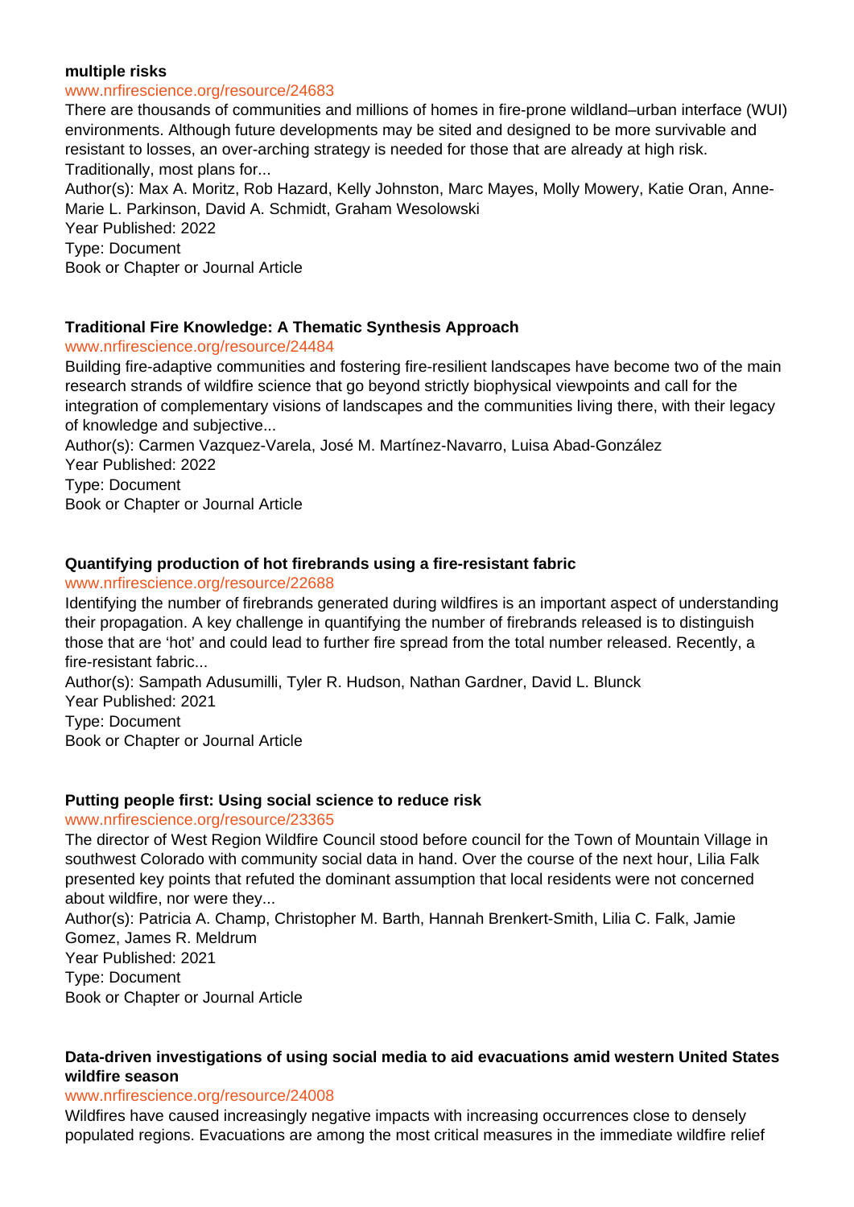**multiple risks**

www.nrfirescience.org/resource/24683

There are thousands of communities and millions of homes in fire-prone wildland–urban interface (WUI) environments. Although future developments may be sited and designed to be more survivable and resistant to losses, an over-arching strategy is needed for those that are already at high risk. Traditionally, most plans for...

Author(s): Max A. Moritz, Rob Hazard, Kelly Johnston, Marc Mayes, Molly Mowery, Katie Oran, Anne-Marie L. Parkinson, David A. Schmidt, Graham Wesolowski

Year Published: 2022

Type: Document

Book or Chapter or Journal Article

**Traditional Fire Knowledge: A Thematic Synthesis Approach**

www.nrfirescience.org/resource/24484

Building fire-adaptive communities and fostering fire-resilient landscapes have become two of the main research strands of wildfire science that go beyond strictly biophysical viewpoints and call for the integration of complementary visions of landscapes and the communities living there, with their legacy of knowledge and subjective...

Author(s): Carmen Vazquez-Varela, José M. Martínez-Navarro, Luisa Abad-González

Year Published: 2022

Type: Document

Book or Chapter or Journal Article

**Quantifying production of hot firebrands using a fire-resistant fabric**

www.nrfirescience.org/resource/22688

Identifying the number of firebrands generated during wildfires is an important aspect of understanding their propagation. A key challenge in quantifying the number of firebrands released is to distinguish those that are 'hot' and could lead to further fire spread from the total number released. Recently, a fire-resistant fabric...

Author(s): Sampath Adusumilli, Tyler R. Hudson, Nathan Gardner, David L. Blunck

Year Published: 2021

Type: Document

Book or Chapter or Journal Article

**Putting people first: Using social science to reduce risk**

www.nrfirescience.org/resource/23365

The director of West Region Wildfire Council stood before council for the Town of Mountain Village in southwest Colorado with community social data in hand. Over the course of the next hour, Lilia Falk presented key points that refuted the dominant assumption that local residents were not concerned about wildfire, nor were they...

Author(s): Patricia A. Champ, Christopher M. Barth, Hannah Brenkert-Smith, Lilia C. Falk, Jamie Gomez, James R. Meldrum

Year Published: 2021

Type: Document

Book or Chapter or Journal Article

**Data-driven investigations of using social media to aid evacuations amid western United States wildfire season**

www.nrfirescience.org/resource/24008

Wildfires have caused increasingly negative impacts with increasing occurrences close to densely populated regions. Evacuations are among the most critical measures in the immediate wildfire relief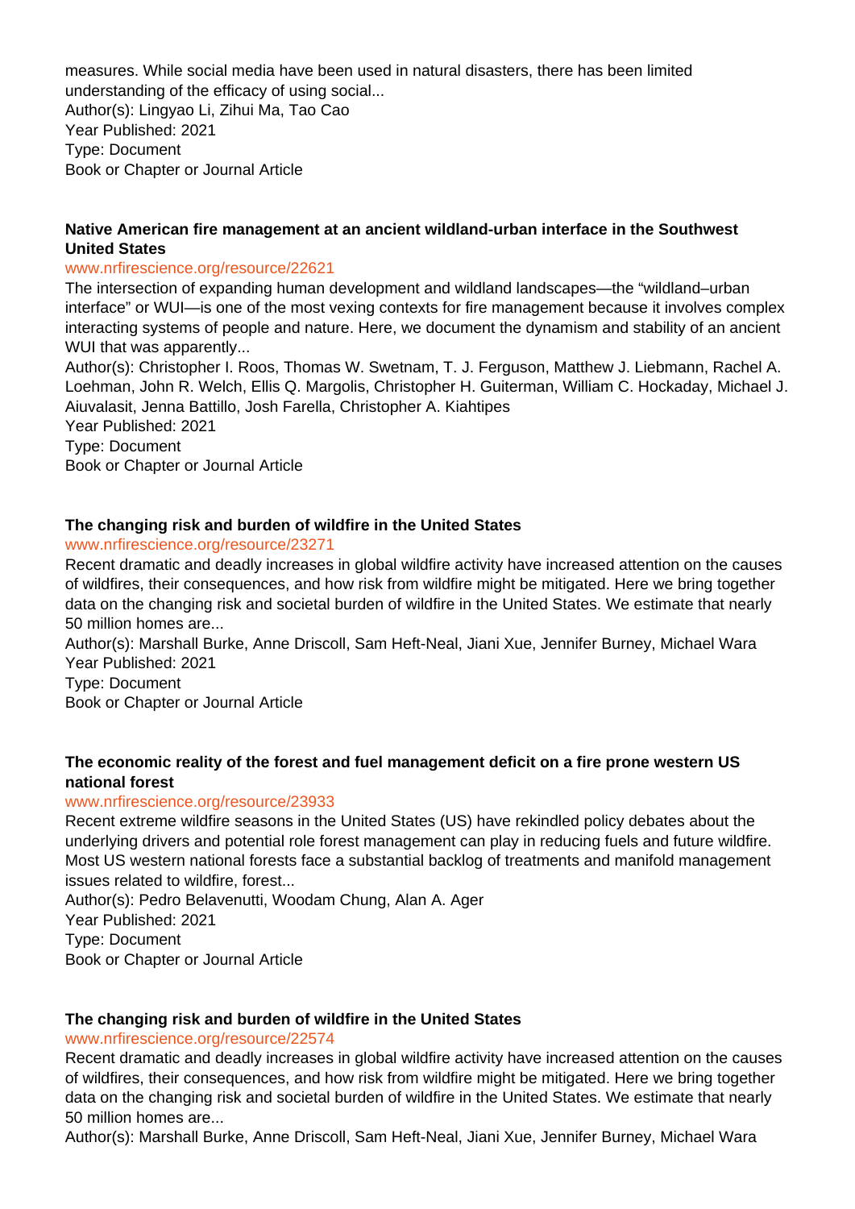measures. While social media have been used in natural disasters, there has been limited understanding of the efficacy of using social...
Author(s): Lingyao Li, Zihui Ma, Tao Cao
Year Published: 2021
Type: Document
Book or Chapter or Journal Article

### Native American fire management at an ancient wildland-urban interface in the Southwest United States

www.nrfirescience.org/resource/22621

The intersection of expanding human development and wildland landscapes—the "wildland–urban interface" or WUI—is one of the most vexing contexts for fire management because it involves complex interacting systems of people and nature. Here, we document the dynamism and stability of an ancient WUI that was apparently...
Author(s): Christopher I. Roos, Thomas W. Swetnam, T. J. Ferguson, Matthew J. Liebmann, Rachel A. Loehman, John R. Welch, Ellis Q. Margolis, Christopher H. Guiterman, William C. Hockaday, Michael J. Aiuvalasit, Jenna Battillo, Josh Farella, Christopher A. Kiahtipes
Year Published: 2021
Type: Document
Book or Chapter or Journal Article

### The changing risk and burden of wildfire in the United States

www.nrfirescience.org/resource/23271

Recent dramatic and deadly increases in global wildfire activity have increased attention on the causes of wildfires, their consequences, and how risk from wildfire might be mitigated. Here we bring together data on the changing risk and societal burden of wildfire in the United States. We estimate that nearly 50 million homes are...
Author(s): Marshall Burke, Anne Driscoll, Sam Heft-Neal, Jiani Xue, Jennifer Burney, Michael Wara
Year Published: 2021
Type: Document
Book or Chapter or Journal Article

### The economic reality of the forest and fuel management deficit on a fire prone western US national forest

www.nrfirescience.org/resource/23933

Recent extreme wildfire seasons in the United States (US) have rekindled policy debates about the underlying drivers and potential role forest management can play in reducing fuels and future wildfire. Most US western national forests face a substantial backlog of treatments and manifold management issues related to wildfire, forest...
Author(s): Pedro Belavenutti, Woodam Chung, Alan A. Ager
Year Published: 2021
Type: Document
Book or Chapter or Journal Article

### The changing risk and burden of wildfire in the United States

www.nrfirescience.org/resource/22574

Recent dramatic and deadly increases in global wildfire activity have increased attention on the causes of wildfires, their consequences, and how risk from wildfire might be mitigated. Here we bring together data on the changing risk and societal burden of wildfire in the United States. We estimate that nearly 50 million homes are...
Author(s): Marshall Burke, Anne Driscoll, Sam Heft-Neal, Jiani Xue, Jennifer Burney, Michael Wara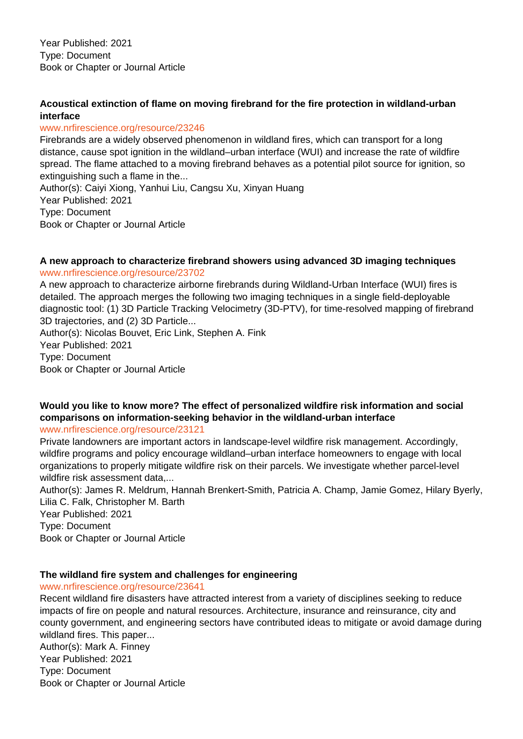Year Published: 2021
Type: Document
Book or Chapter or Journal Article

**Acoustical extinction of flame on moving firebrand for the fire protection in wildland-urban interface**
www.nrfirescience.org/resource/23246
Firebrands are a widely observed phenomenon in wildland fires, which can transport for a long distance, cause spot ignition in the wildland–urban interface (WUI) and increase the rate of wildfire spread. The flame attached to a moving firebrand behaves as a potential pilot source for ignition, so extinguishing such a flame in the...
Author(s): Caiyi Xiong, Yanhui Liu, Cangsu Xu, Xinyan Huang
Year Published: 2021
Type: Document
Book or Chapter or Journal Article

**A new approach to characterize firebrand showers using advanced 3D imaging techniques**
www.nrfirescience.org/resource/23702
A new approach to characterize airborne firebrands during Wildland-Urban Interface (WUI) fires is detailed. The approach merges the following two imaging techniques in a single field-deployable diagnostic tool: (1) 3D Particle Tracking Velocimetry (3D-PTV), for time-resolved mapping of firebrand 3D trajectories, and (2) 3D Particle...
Author(s): Nicolas Bouvet, Eric Link, Stephen A. Fink
Year Published: 2021
Type: Document
Book or Chapter or Journal Article

**Would you like to know more? The effect of personalized wildfire risk information and social comparisons on information-seeking behavior in the wildland-urban interface**
www.nrfirescience.org/resource/23121
Private landowners are important actors in landscape-level wildfire risk management. Accordingly, wildfire programs and policy encourage wildland–urban interface homeowners to engage with local organizations to properly mitigate wildfire risk on their parcels. We investigate whether parcel-level wildfire risk assessment data,...
Author(s): James R. Meldrum, Hannah Brenkert-Smith, Patricia A. Champ, Jamie Gomez, Hilary Byerly, Lilia C. Falk, Christopher M. Barth
Year Published: 2021
Type: Document
Book or Chapter or Journal Article

**The wildland fire system and challenges for engineering**
www.nrfirescience.org/resource/23641
Recent wildland fire disasters have attracted interest from a variety of disciplines seeking to reduce impacts of fire on people and natural resources. Architecture, insurance and reinsurance, city and county government, and engineering sectors have contributed ideas to mitigate or avoid damage during wildland fires. This paper...
Author(s): Mark A. Finney
Year Published: 2021
Type: Document
Book or Chapter or Journal Article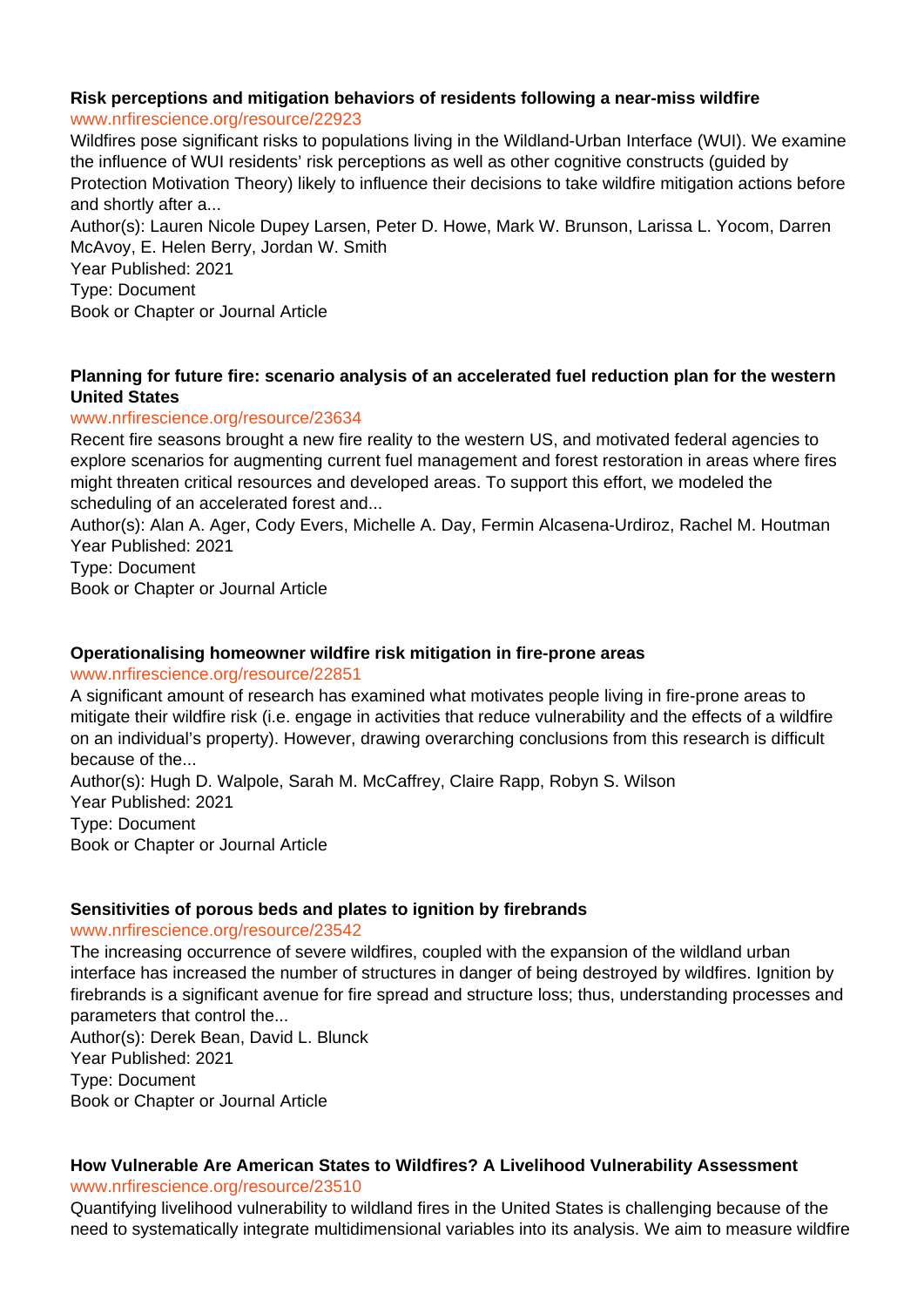**Risk perceptions and mitigation behaviors of residents following a near-miss wildfire**

www.nrfirescience.org/resource/22923

Wildfires pose significant risks to populations living in the Wildland-Urban Interface (WUI). We examine the influence of WUI residents' risk perceptions as well as other cognitive constructs (guided by Protection Motivation Theory) likely to influence their decisions to take wildfire mitigation actions before and shortly after a...

Author(s): Lauren Nicole Dupey Larsen, Peter D. Howe, Mark W. Brunson, Larissa L. Yocom, Darren McAvoy, E. Helen Berry, Jordan W. Smith

Year Published: 2021

Type: Document

Book or Chapter or Journal Article

**Planning for future fire: scenario analysis of an accelerated fuel reduction plan for the western United States**

www.nrfirescience.org/resource/23634

Recent fire seasons brought a new fire reality to the western US, and motivated federal agencies to explore scenarios for augmenting current fuel management and forest restoration in areas where fires might threaten critical resources and developed areas. To support this effort, we modeled the scheduling of an accelerated forest and...

Author(s): Alan A. Ager, Cody Evers, Michelle A. Day, Fermin Alcasena-Urdiroz, Rachel M. Houtman

Year Published: 2021

Type: Document

Book or Chapter or Journal Article

**Operationalising homeowner wildfire risk mitigation in fire-prone areas**

www.nrfirescience.org/resource/22851

A significant amount of research has examined what motivates people living in fire-prone areas to mitigate their wildfire risk (i.e. engage in activities that reduce vulnerability and the effects of a wildfire on an individual's property). However, drawing overarching conclusions from this research is difficult because of the...

Author(s): Hugh D. Walpole, Sarah M. McCaffrey, Claire Rapp, Robyn S. Wilson

Year Published: 2021

Type: Document

Book or Chapter or Journal Article

**Sensitivities of porous beds and plates to ignition by firebrands**

www.nrfirescience.org/resource/23542

The increasing occurrence of severe wildfires, coupled with the expansion of the wildland urban interface has increased the number of structures in danger of being destroyed by wildfires. Ignition by firebrands is a significant avenue for fire spread and structure loss; thus, understanding processes and parameters that control the...

Author(s): Derek Bean, David L. Blunck

Year Published: 2021

Type: Document

Book or Chapter or Journal Article

**How Vulnerable Are American States to Wildfires? A Livelihood Vulnerability Assessment**

www.nrfirescience.org/resource/23510

Quantifying livelihood vulnerability to wildland fires in the United States is challenging because of the need to systematically integrate multidimensional variables into its analysis. We aim to measure wildfire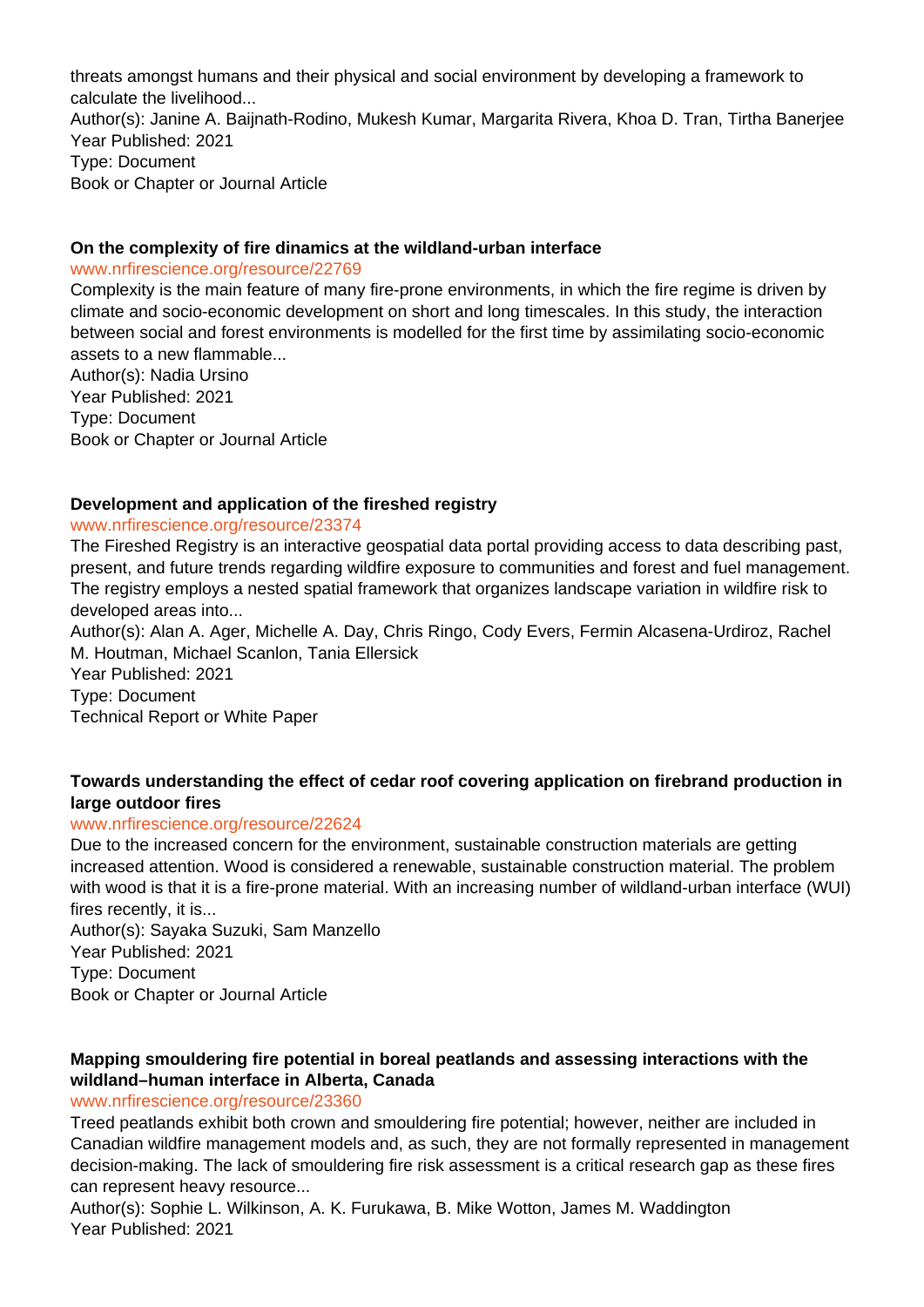threats amongst humans and their physical and social environment by developing a framework to calculate the livelihood...
Author(s): Janine A. Baijnath-Rodino, Mukesh Kumar, Margarita Rivera, Khoa D. Tran, Tirtha Banerjee
Year Published: 2021
Type: Document
Book or Chapter or Journal Article

**On the complexity of fire dinamics at the wildland-urban interface**
www.nrfirescience.org/resource/22769
Complexity is the main feature of many fire-prone environments, in which the fire regime is driven by climate and socio-economic development on short and long timescales. In this study, the interaction between social and forest environments is modelled for the first time by assimilating socio-economic assets to a new flammable...
Author(s): Nadia Ursino
Year Published: 2021
Type: Document
Book or Chapter or Journal Article

**Development and application of the fireshed registry**
www.nrfirescience.org/resource/23374
The Fireshed Registry is an interactive geospatial data portal providing access to data describing past, present, and future trends regarding wildfire exposure to communities and forest and fuel management. The registry employs a nested spatial framework that organizes landscape variation in wildfire risk to developed areas into...
Author(s): Alan A. Ager, Michelle A. Day, Chris Ringo, Cody Evers, Fermin Alcasena-Urdiroz, Rachel M. Houtman, Michael Scanlon, Tania Ellersick
Year Published: 2021
Type: Document
Technical Report or White Paper

**Towards understanding the effect of cedar roof covering application on firebrand production in large outdoor fires**
www.nrfirescience.org/resource/22624
Due to the increased concern for the environment, sustainable construction materials are getting increased attention. Wood is considered a renewable, sustainable construction material. The problem with wood is that it is a fire-prone material. With an increasing number of wildland-urban interface (WUI) fires recently, it is...
Author(s): Sayaka Suzuki, Sam Manzello
Year Published: 2021
Type: Document
Book or Chapter or Journal Article

**Mapping smouldering fire potential in boreal peatlands and assessing interactions with the wildland–human interface in Alberta, Canada**
www.nrfirescience.org/resource/23360
Treed peatlands exhibit both crown and smouldering fire potential; however, neither are included in Canadian wildfire management models and, as such, they are not formally represented in management decision-making. The lack of smouldering fire risk assessment is a critical research gap as these fires can represent heavy resource...
Author(s): Sophie L. Wilkinson, A. K. Furukawa, B. Mike Wotton, James M. Waddington
Year Published: 2021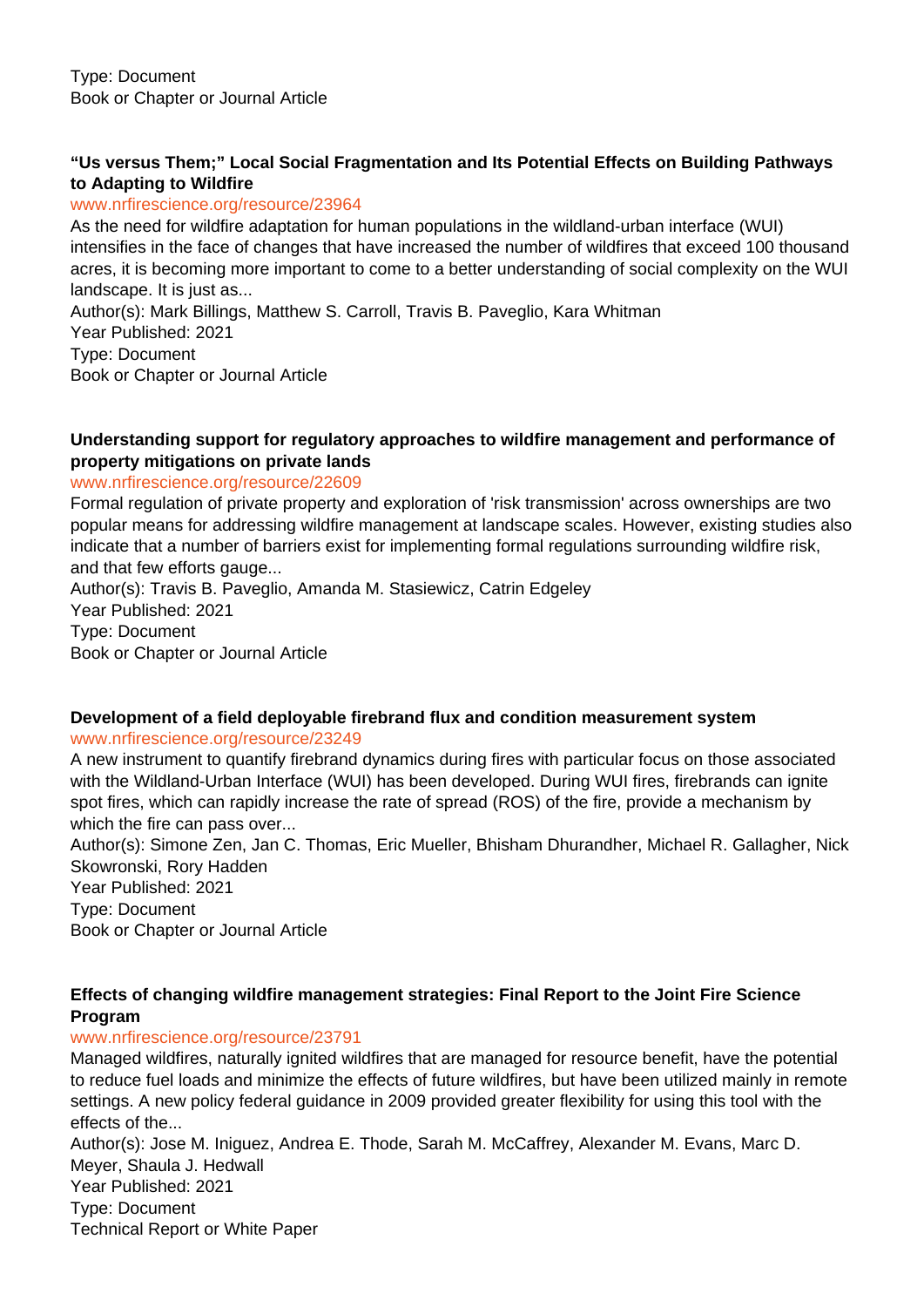Type: Document
Book or Chapter or Journal Article

**"Us versus Them;" Local Social Fragmentation and Its Potential Effects on Building Pathways to Adapting to Wildfire**
www.nrfirescience.org/resource/23964
As the need for wildfire adaptation for human populations in the wildland-urban interface (WUI) intensifies in the face of changes that have increased the number of wildfires that exceed 100 thousand acres, it is becoming more important to come to a better understanding of social complexity on the WUI landscape. It is just as...
Author(s): Mark Billings, Matthew S. Carroll, Travis B. Paveglio, Kara Whitman
Year Published: 2021
Type: Document
Book or Chapter or Journal Article

**Understanding support for regulatory approaches to wildfire management and performance of property mitigations on private lands**
www.nrfirescience.org/resource/22609
Formal regulation of private property and exploration of 'risk transmission' across ownerships are two popular means for addressing wildfire management at landscape scales. However, existing studies also indicate that a number of barriers exist for implementing formal regulations surrounding wildfire risk, and that few efforts gauge...
Author(s): Travis B. Paveglio, Amanda M. Stasiewicz, Catrin Edgeley
Year Published: 2021
Type: Document
Book or Chapter or Journal Article

**Development of a field deployable firebrand flux and condition measurement system**
www.nrfirescience.org/resource/23249
A new instrument to quantify firebrand dynamics during fires with particular focus on those associated with the Wildland-Urban Interface (WUI) has been developed. During WUI fires, firebrands can ignite spot fires, which can rapidly increase the rate of spread (ROS) of the fire, provide a mechanism by which the fire can pass over...
Author(s): Simone Zen, Jan C. Thomas, Eric Mueller, Bhisham Dhurandher, Michael R. Gallagher, Nick Skowronski, Rory Hadden
Year Published: 2021
Type: Document
Book or Chapter or Journal Article

**Effects of changing wildfire management strategies: Final Report to the Joint Fire Science Program**
www.nrfirescience.org/resource/23791
Managed wildfires, naturally ignited wildfires that are managed for resource benefit, have the potential to reduce fuel loads and minimize the effects of future wildfires, but have been utilized mainly in remote settings. A new policy federal guidance in 2009 provided greater flexibility for using this tool with the effects of the...
Author(s): Jose M. Iniguez, Andrea E. Thode, Sarah M. McCaffrey, Alexander M. Evans, Marc D. Meyer, Shaula J. Hedwall
Year Published: 2021
Type: Document
Technical Report or White Paper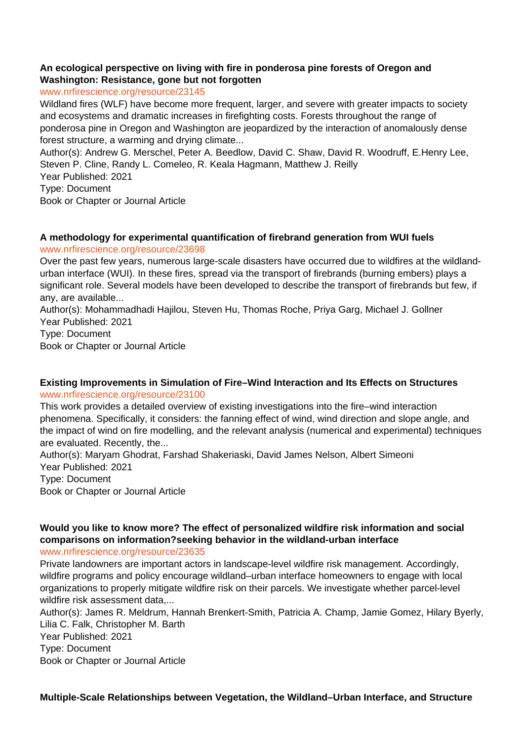**An ecological perspective on living with fire in ponderosa pine forests of Oregon and Washington: Resistance, gone but not forgotten**

www.nrfirescience.org/resource/23145

Wildland fires (WLF) have become more frequent, larger, and severe with greater impacts to society and ecosystems and dramatic increases in firefighting costs. Forests throughout the range of ponderosa pine in Oregon and Washington are jeopardized by the interaction of anomalously dense forest structure, a warming and drying climate...

Author(s): Andrew G. Merschel, Peter A. Beedlow, David C. Shaw, David R. Woodruff, E.Henry Lee, Steven P. Cline, Randy L. Comeleo, R. Keala Hagmann, Matthew J. Reilly

Year Published: 2021

Type: Document

Book or Chapter or Journal Article

**A methodology for experimental quantification of firebrand generation from WUI fuels**

www.nrfirescience.org/resource/23698

Over the past few years, numerous large-scale disasters have occurred due to wildfires at the wildland-urban interface (WUI). In these fires, spread via the transport of firebrands (burning embers) plays a significant role. Several models have been developed to describe the transport of firebrands but few, if any, are available...

Author(s): Mohammadhadi Hajilou, Steven Hu, Thomas Roche, Priya Garg, Michael J. Gollner

Year Published: 2021

Type: Document

Book or Chapter or Journal Article

**Existing Improvements in Simulation of Fire–Wind Interaction and Its Effects on Structures**

www.nrfirescience.org/resource/23100

This work provides a detailed overview of existing investigations into the fire–wind interaction phenomena. Specifically, it considers: the fanning effect of wind, wind direction and slope angle, and the impact of wind on fire modelling, and the relevant analysis (numerical and experimental) techniques are evaluated. Recently, the...

Author(s): Maryam Ghodrat, Farshad Shakeriaski, David James Nelson, Albert Simeoni

Year Published: 2021

Type: Document

Book or Chapter or Journal Article

**Would you like to know more? The effect of personalized wildfire risk information and social comparisons on information?seeking behavior in the wildland-urban interface**

www.nrfirescience.org/resource/23635

Private landowners are important actors in landscape-level wildfire risk management. Accordingly, wildfire programs and policy encourage wildland–urban interface homeowners to engage with local organizations to properly mitigate wildfire risk on their parcels. We investigate whether parcel-level wildfire risk assessment data,...

Author(s): James R. Meldrum, Hannah Brenkert-Smith, Patricia A. Champ, Jamie Gomez, Hilary Byerly, Lilia C. Falk, Christopher M. Barth

Year Published: 2021

Type: Document

Book or Chapter or Journal Article

**Multiple-Scale Relationships between Vegetation, the Wildland–Urban Interface, and Structure**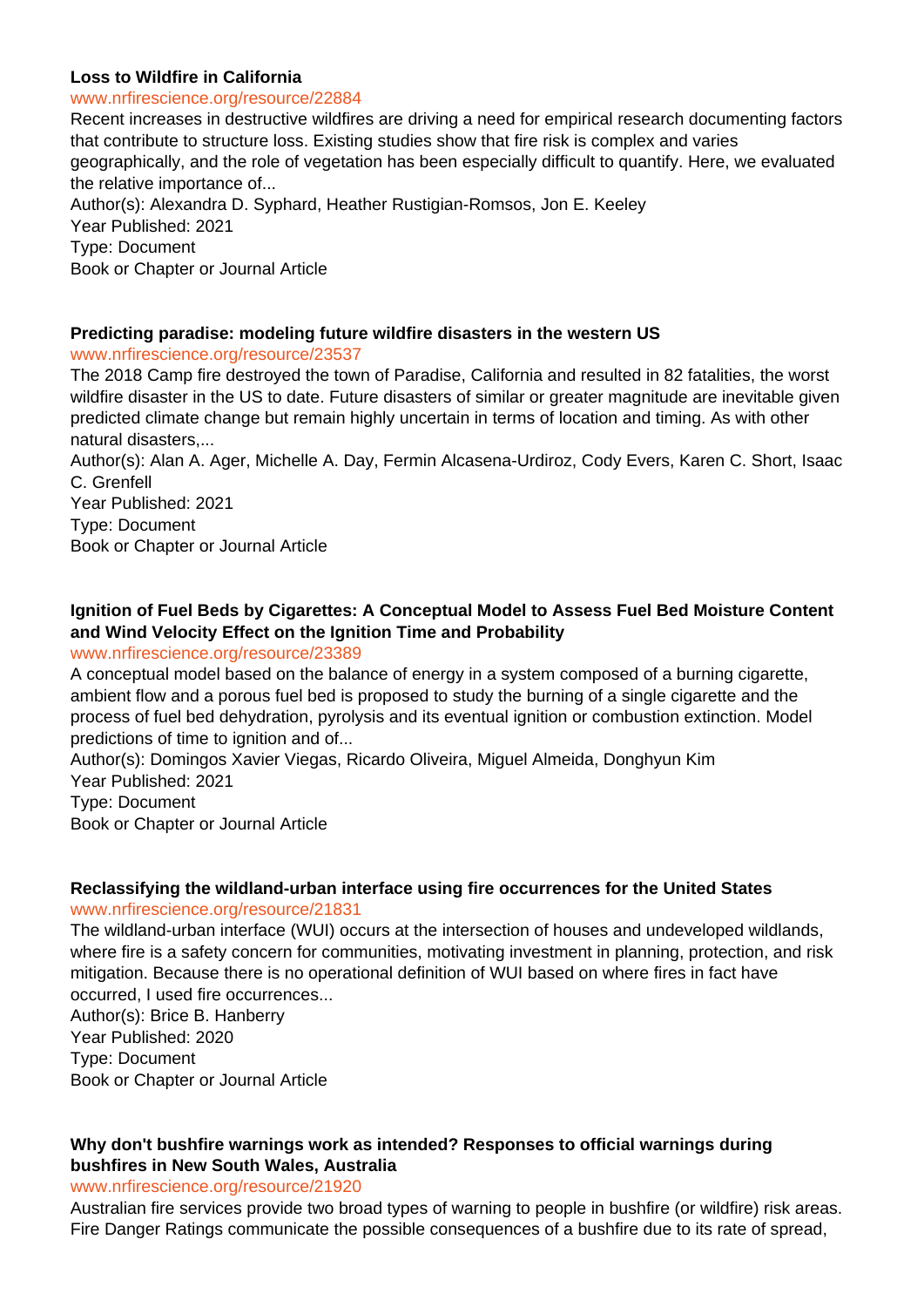**Loss to Wildfire in California**

www.nrfirescience.org/resource/22884

Recent increases in destructive wildfires are driving a need for empirical research documenting factors that contribute to structure loss. Existing studies show that fire risk is complex and varies geographically, and the role of vegetation has been especially difficult to quantify. Here, we evaluated the relative importance of...

Author(s): Alexandra D. Syphard, Heather Rustigian-Romsos, Jon E. Keeley

Year Published: 2021

Type: Document

Book or Chapter or Journal Article

**Predicting paradise: modeling future wildfire disasters in the western US**

www.nrfirescience.org/resource/23537

The 2018 Camp fire destroyed the town of Paradise, California and resulted in 82 fatalities, the worst wildfire disaster in the US to date. Future disasters of similar or greater magnitude are inevitable given predicted climate change but remain highly uncertain in terms of location and timing. As with other natural disasters,...

Author(s): Alan A. Ager, Michelle A. Day, Fermin Alcasena-Urdiroz, Cody Evers, Karen C. Short, Isaac C. Grenfell

Year Published: 2021

Type: Document

Book or Chapter or Journal Article

**Ignition of Fuel Beds by Cigarettes: A Conceptual Model to Assess Fuel Bed Moisture Content and Wind Velocity Effect on the Ignition Time and Probability**

www.nrfirescience.org/resource/23389

A conceptual model based on the balance of energy in a system composed of a burning cigarette, ambient flow and a porous fuel bed is proposed to study the burning of a single cigarette and the process of fuel bed dehydration, pyrolysis and its eventual ignition or combustion extinction. Model predictions of time to ignition and of...

Author(s): Domingos Xavier Viegas, Ricardo Oliveira, Miguel Almeida, Donghyun Kim

Year Published: 2021

Type: Document

Book or Chapter or Journal Article

**Reclassifying the wildland-urban interface using fire occurrences for the United States**

www.nrfirescience.org/resource/21831

The wildland-urban interface (WUI) occurs at the intersection of houses and undeveloped wildlands, where fire is a safety concern for communities, motivating investment in planning, protection, and risk mitigation. Because there is no operational definition of WUI based on where fires in fact have occurred, I used fire occurrences...

Author(s): Brice B. Hanberry

Year Published: 2020

Type: Document

Book or Chapter or Journal Article

**Why don't bushfire warnings work as intended? Responses to official warnings during bushfires in New South Wales, Australia**

www.nrfirescience.org/resource/21920

Australian fire services provide two broad types of warning to people in bushfire (or wildfire) risk areas. Fire Danger Ratings communicate the possible consequences of a bushfire due to its rate of spread,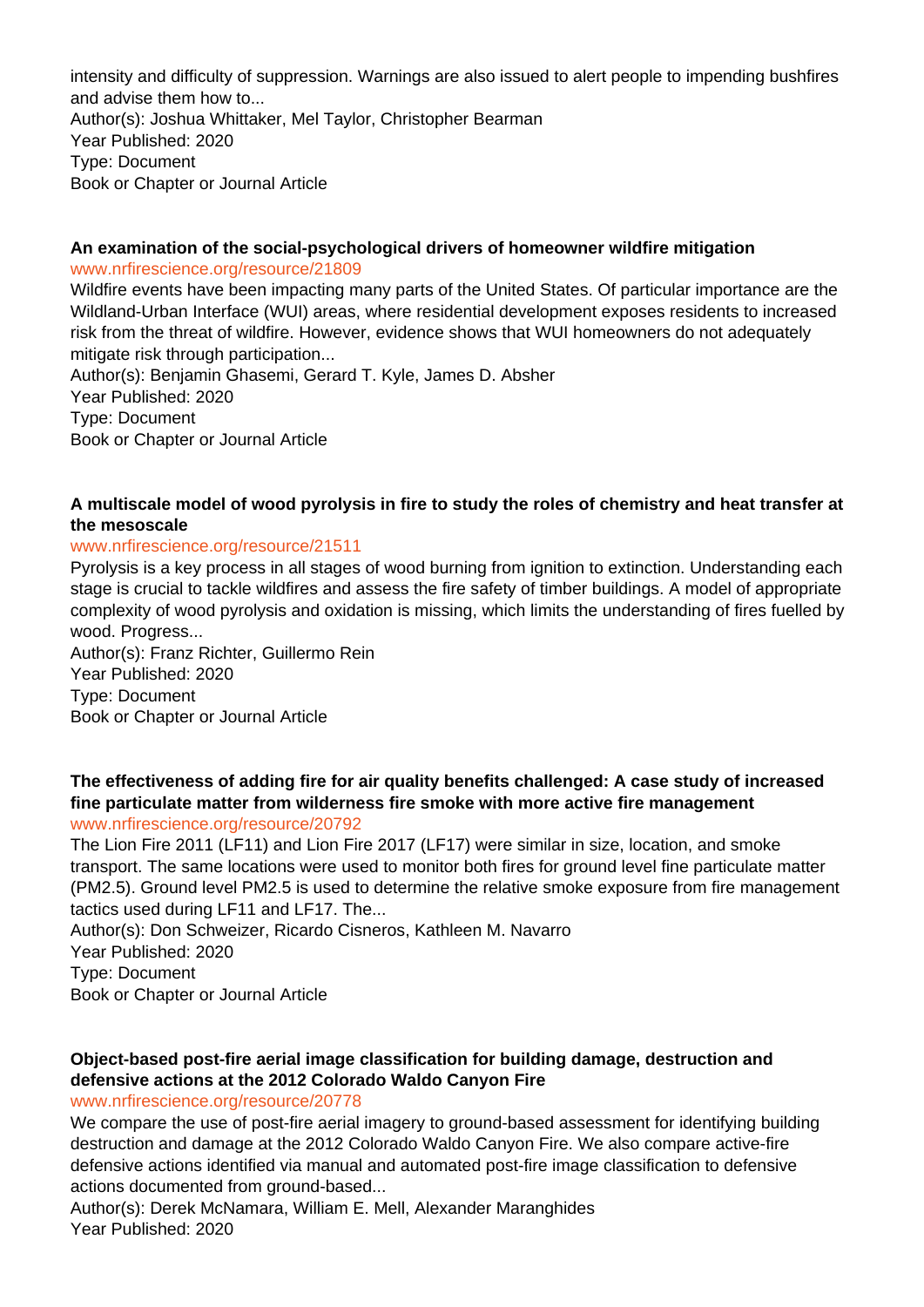intensity and difficulty of suppression. Warnings are also issued to alert people to impending bushfires and advise them how to...
Author(s): Joshua Whittaker, Mel Taylor, Christopher Bearman
Year Published: 2020
Type: Document
Book or Chapter or Journal Article

**An examination of the social-psychological drivers of homeowner wildfire mitigation**
www.nrfirescience.org/resource/21809
Wildfire events have been impacting many parts of the United States. Of particular importance are the Wildland-Urban Interface (WUI) areas, where residential development exposes residents to increased risk from the threat of wildfire. However, evidence shows that WUI homeowners do not adequately mitigate risk through participation...
Author(s): Benjamin Ghasemi, Gerard T. Kyle, James D. Absher
Year Published: 2020
Type: Document
Book or Chapter or Journal Article

**A multiscale model of wood pyrolysis in fire to study the roles of chemistry and heat transfer at the mesoscale**
www.nrfirescience.org/resource/21511
Pyrolysis is a key process in all stages of wood burning from ignition to extinction. Understanding each stage is crucial to tackle wildfires and assess the fire safety of timber buildings. A model of appropriate complexity of wood pyrolysis and oxidation is missing, which limits the understanding of fires fuelled by wood. Progress...
Author(s): Franz Richter, Guillermo Rein
Year Published: 2020
Type: Document
Book or Chapter or Journal Article

**The effectiveness of adding fire for air quality benefits challenged: A case study of increased fine particulate matter from wilderness fire smoke with more active fire management**
www.nrfirescience.org/resource/20792
The Lion Fire 2011 (LF11) and Lion Fire 2017 (LF17) were similar in size, location, and smoke transport. The same locations were used to monitor both fires for ground level fine particulate matter (PM2.5). Ground level PM2.5 is used to determine the relative smoke exposure from fire management tactics used during LF11 and LF17. The...
Author(s): Don Schweizer, Ricardo Cisneros, Kathleen M. Navarro
Year Published: 2020
Type: Document
Book or Chapter or Journal Article

**Object-based post-fire aerial image classification for building damage, destruction and defensive actions at the 2012 Colorado Waldo Canyon Fire**
www.nrfirescience.org/resource/20778
We compare the use of post-fire aerial imagery to ground-based assessment for identifying building destruction and damage at the 2012 Colorado Waldo Canyon Fire. We also compare active-fire defensive actions identified via manual and automated post-fire image classification to defensive actions documented from ground-based...
Author(s): Derek McNamara, William E. Mell, Alexander Maranghides
Year Published: 2020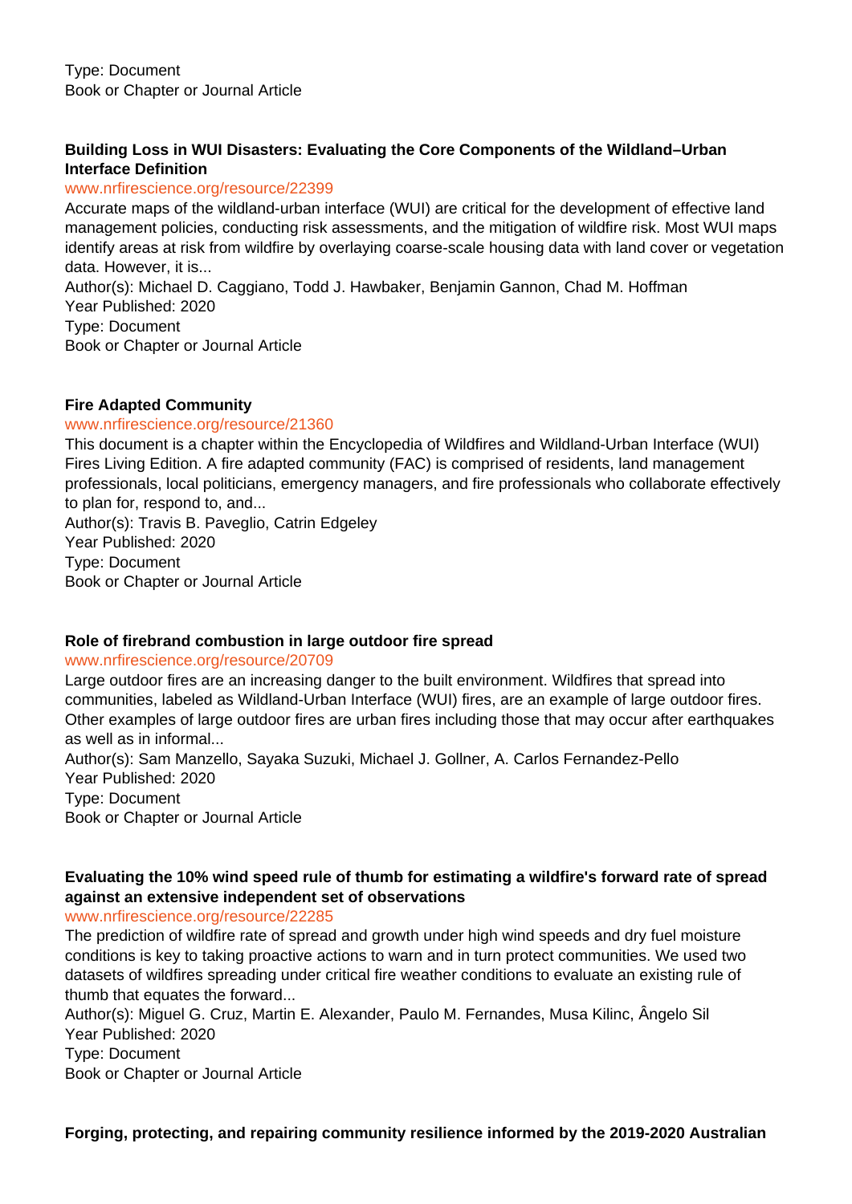Type: Document
Book or Chapter or Journal Article

**Building Loss in WUI Disasters: Evaluating the Core Components of the Wildland–Urban Interface Definition**

www.nrfirescience.org/resource/22399

Accurate maps of the wildland-urban interface (WUI) are critical for the development of effective land management policies, conducting risk assessments, and the mitigation of wildfire risk. Most WUI maps identify areas at risk from wildfire by overlaying coarse-scale housing data with land cover or vegetation data. However, it is...

Author(s): Michael D. Caggiano, Todd J. Hawbaker, Benjamin Gannon, Chad M. Hoffman
Year Published: 2020
Type: Document
Book or Chapter or Journal Article

**Fire Adapted Community**

www.nrfirescience.org/resource/21360

This document is a chapter within the Encyclopedia of Wildfires and Wildland-Urban Interface (WUI) Fires Living Edition. A fire adapted community (FAC) is comprised of residents, land management professionals, local politicians, emergency managers, and fire professionals who collaborate effectively to plan for, respond to, and...

Author(s): Travis B. Paveglio, Catrin Edgeley
Year Published: 2020
Type: Document
Book or Chapter or Journal Article

**Role of firebrand combustion in large outdoor fire spread**

www.nrfirescience.org/resource/20709

Large outdoor fires are an increasing danger to the built environment. Wildfires that spread into communities, labeled as Wildland-Urban Interface (WUI) fires, are an example of large outdoor fires. Other examples of large outdoor fires are urban fires including those that may occur after earthquakes as well as in informal...

Author(s): Sam Manzello, Sayaka Suzuki, Michael J. Gollner, A. Carlos Fernandez-Pello
Year Published: 2020
Type: Document
Book or Chapter or Journal Article

**Evaluating the 10% wind speed rule of thumb for estimating a wildfire's forward rate of spread against an extensive independent set of observations**

www.nrfirescience.org/resource/22285

The prediction of wildfire rate of spread and growth under high wind speeds and dry fuel moisture conditions is key to taking proactive actions to warn and in turn protect communities. We used two datasets of wildfires spreading under critical fire weather conditions to evaluate an existing rule of thumb that equates the forward...

Author(s): Miguel G. Cruz, Martin E. Alexander, Paulo M. Fernandes, Musa Kilinc, Ângelo Sil
Year Published: 2020
Type: Document
Book or Chapter or Journal Article

**Forging, protecting, and repairing community resilience informed by the 2019-2020 Australian**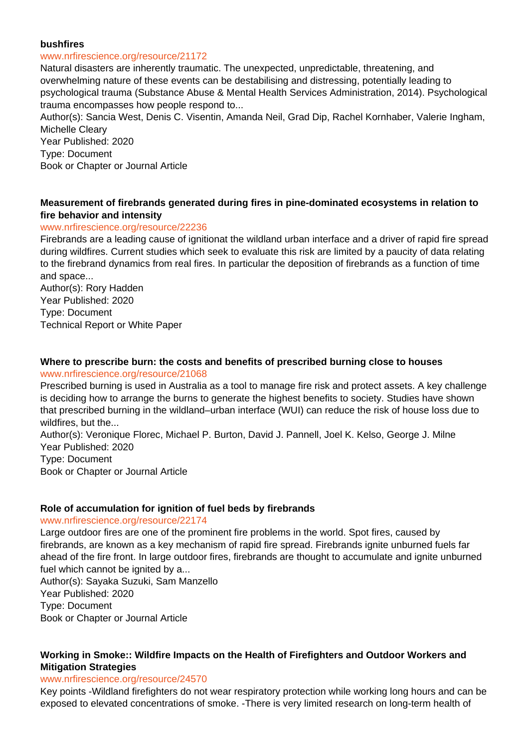**bushfires**

www.nrfirescience.org/resource/21172

Natural disasters are inherently traumatic. The unexpected, unpredictable, threatening, and overwhelming nature of these events can be destabilising and distressing, potentially leading to psychological trauma (Substance Abuse & Mental Health Services Administration, 2014). Psychological trauma encompasses how people respond to...

Author(s): Sancia West, Denis C. Visentin, Amanda Neil, Grad Dip, Rachel Kornhaber, Valerie Ingham, Michelle Cleary

Year Published: 2020

Type: Document

Book or Chapter or Journal Article

**Measurement of firebrands generated during fires in pine-dominated ecosystems in relation to fire behavior and intensity**

www.nrfirescience.org/resource/22236

Firebrands are a leading cause of ignitionat the wildland urban interface and a driver of rapid fire spread during wildfires. Current studies which seek to evaluate this risk are limited by a paucity of data relating to the firebrand dynamics from real fires. In particular the deposition of firebrands as a function of time and space...

Author(s): Rory Hadden

Year Published: 2020

Type: Document

Technical Report or White Paper

**Where to prescribe burn: the costs and benefits of prescribed burning close to houses**

www.nrfirescience.org/resource/21068

Prescribed burning is used in Australia as a tool to manage fire risk and protect assets. A key challenge is deciding how to arrange the burns to generate the highest benefits to society. Studies have shown that prescribed burning in the wildland–urban interface (WUI) can reduce the risk of house loss due to wildfires, but the...

Author(s): Veronique Florec, Michael P. Burton, David J. Pannell, Joel K. Kelso, George J. Milne

Year Published: 2020

Type: Document

Book or Chapter or Journal Article

**Role of accumulation for ignition of fuel beds by firebrands**

www.nrfirescience.org/resource/22174

Large outdoor fires are one of the prominent fire problems in the world. Spot fires, caused by firebrands, are known as a key mechanism of rapid fire spread. Firebrands ignite unburned fuels far ahead of the fire front. In large outdoor fires, firebrands are thought to accumulate and ignite unburned fuel which cannot be ignited by a...

Author(s): Sayaka Suzuki, Sam Manzello

Year Published: 2020

Type: Document

Book or Chapter or Journal Article

**Working in Smoke:: Wildfire Impacts on the Health of Firefighters and Outdoor Workers and Mitigation Strategies**

www.nrfirescience.org/resource/24570

Key points -Wildland firefighters do not wear respiratory protection while working long hours and can be exposed to elevated concentrations of smoke. -There is very limited research on long-term health of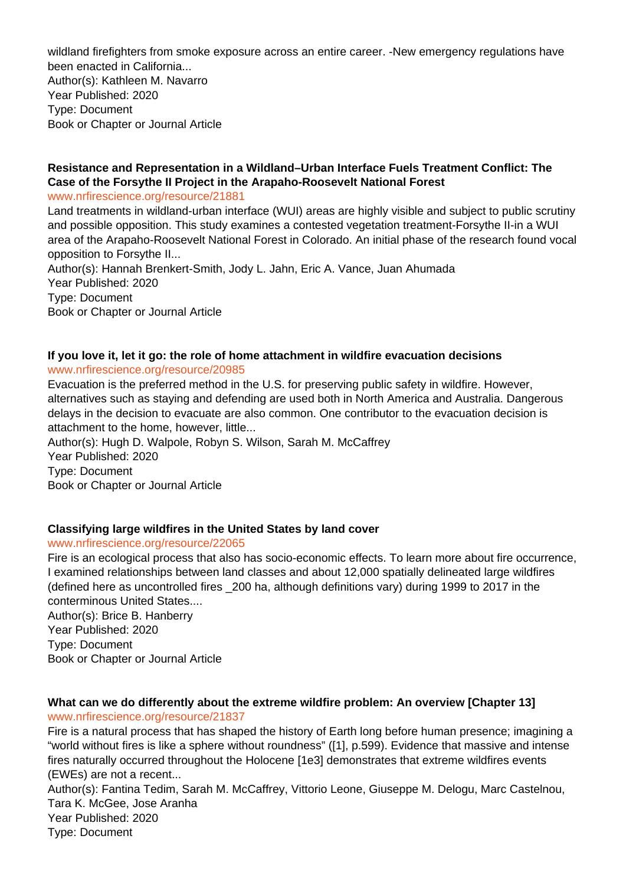wildland firefighters from smoke exposure across an entire career. -New emergency regulations have been enacted in California...
Author(s): Kathleen M. Navarro
Year Published: 2020
Type: Document
Book or Chapter or Journal Article

**Resistance and Representation in a Wildland–Urban Interface Fuels Treatment Conflict: The Case of the Forsythe II Project in the Arapaho-Roosevelt National Forest**
www.nrfirescience.org/resource/21881
Land treatments in wildland-urban interface (WUI) areas are highly visible and subject to public scrutiny and possible opposition. This study examines a contested vegetation treatment-Forsythe II-in a WUI area of the Arapaho-Roosevelt National Forest in Colorado. An initial phase of the research found vocal opposition to Forsythe II...
Author(s): Hannah Brenkert-Smith, Jody L. Jahn, Eric A. Vance, Juan Ahumada
Year Published: 2020
Type: Document
Book or Chapter or Journal Article

**If you love it, let it go: the role of home attachment in wildfire evacuation decisions**
www.nrfirescience.org/resource/20985
Evacuation is the preferred method in the U.S. for preserving public safety in wildfire. However, alternatives such as staying and defending are used both in North America and Australia. Dangerous delays in the decision to evacuate are also common. One contributor to the evacuation decision is attachment to the home, however, little...
Author(s): Hugh D. Walpole, Robyn S. Wilson, Sarah M. McCaffrey
Year Published: 2020
Type: Document
Book or Chapter or Journal Article

**Classifying large wildfires in the United States by land cover**
www.nrfirescience.org/resource/22065
Fire is an ecological process that also has socio-economic effects. To learn more about fire occurrence, I examined relationships between land classes and about 12,000 spatially delineated large wildfires (defined here as uncontrolled fires _200 ha, although definitions vary) during 1999 to 2017 in the conterminous United States....
Author(s): Brice B. Hanberry
Year Published: 2020
Type: Document
Book or Chapter or Journal Article

**What can we do differently about the extreme wildfire problem: An overview [Chapter 13]**
www.nrfirescience.org/resource/21837
Fire is a natural process that has shaped the history of Earth long before human presence; imagining a "world without fires is like a sphere without roundness" ([1], p.599). Evidence that massive and intense fires naturally occurred throughout the Holocene [1e3] demonstrates that extreme wildfires events (EWEs) are not a recent...
Author(s): Fantina Tedim, Sarah M. McCaffrey, Vittorio Leone, Giuseppe M. Delogu, Marc Castelnou, Tara K. McGee, Jose Aranha
Year Published: 2020
Type: Document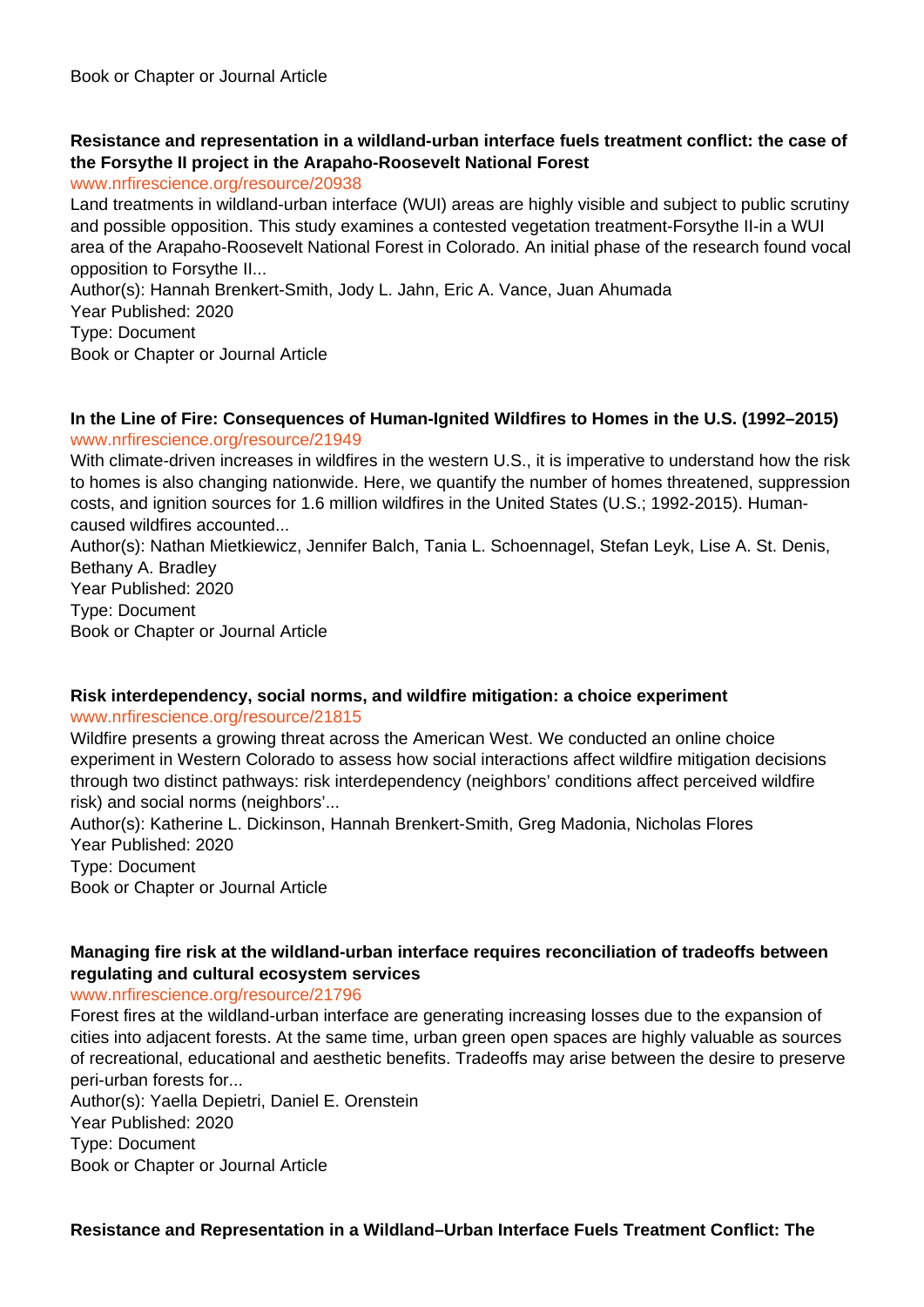Book or Chapter or Journal Article

**Resistance and representation in a wildland-urban interface fuels treatment conflict: the case of the Forsythe II project in the Arapaho-Roosevelt National Forest**

www.nrfirescience.org/resource/20938

Land treatments in wildland-urban interface (WUI) areas are highly visible and subject to public scrutiny and possible opposition. This study examines a contested vegetation treatment-Forsythe II-in a WUI area of the Arapaho-Roosevelt National Forest in Colorado. An initial phase of the research found vocal opposition to Forsythe II...

Author(s): Hannah Brenkert-Smith, Jody L. Jahn, Eric A. Vance, Juan Ahumada

Year Published: 2020

Type: Document

Book or Chapter or Journal Article

**In the Line of Fire: Consequences of Human-Ignited Wildfires to Homes in the U.S. (1992–2015)**

www.nrfirescience.org/resource/21949

With climate-driven increases in wildfires in the western U.S., it is imperative to understand how the risk to homes is also changing nationwide. Here, we quantify the number of homes threatened, suppression costs, and ignition sources for 1.6 million wildfires in the United States (U.S.; 1992-2015). Human-caused wildfires accounted...

Author(s): Nathan Mietkiewicz, Jennifer Balch, Tania L. Schoennagel, Stefan Leyk, Lise A. St. Denis, Bethany A. Bradley

Year Published: 2020

Type: Document

Book or Chapter or Journal Article

**Risk interdependency, social norms, and wildfire mitigation: a choice experiment**

www.nrfirescience.org/resource/21815

Wildfire presents a growing threat across the American West. We conducted an online choice experiment in Western Colorado to assess how social interactions affect wildfire mitigation decisions through two distinct pathways: risk interdependency (neighbors' conditions affect perceived wildfire risk) and social norms (neighbors'...

Author(s): Katherine L. Dickinson, Hannah Brenkert-Smith, Greg Madonia, Nicholas Flores

Year Published: 2020

Type: Document

Book or Chapter or Journal Article

**Managing fire risk at the wildland-urban interface requires reconciliation of tradeoffs between regulating and cultural ecosystem services**

www.nrfirescience.org/resource/21796

Forest fires at the wildland-urban interface are generating increasing losses due to the expansion of cities into adjacent forests. At the same time, urban green open spaces are highly valuable as sources of recreational, educational and aesthetic benefits. Tradeoffs may arise between the desire to preserve peri-urban forests for...

Author(s): Yaella Depietri, Daniel E. Orenstein

Year Published: 2020

Type: Document

Book or Chapter or Journal Article

**Resistance and Representation in a Wildland–Urban Interface Fuels Treatment Conflict: The**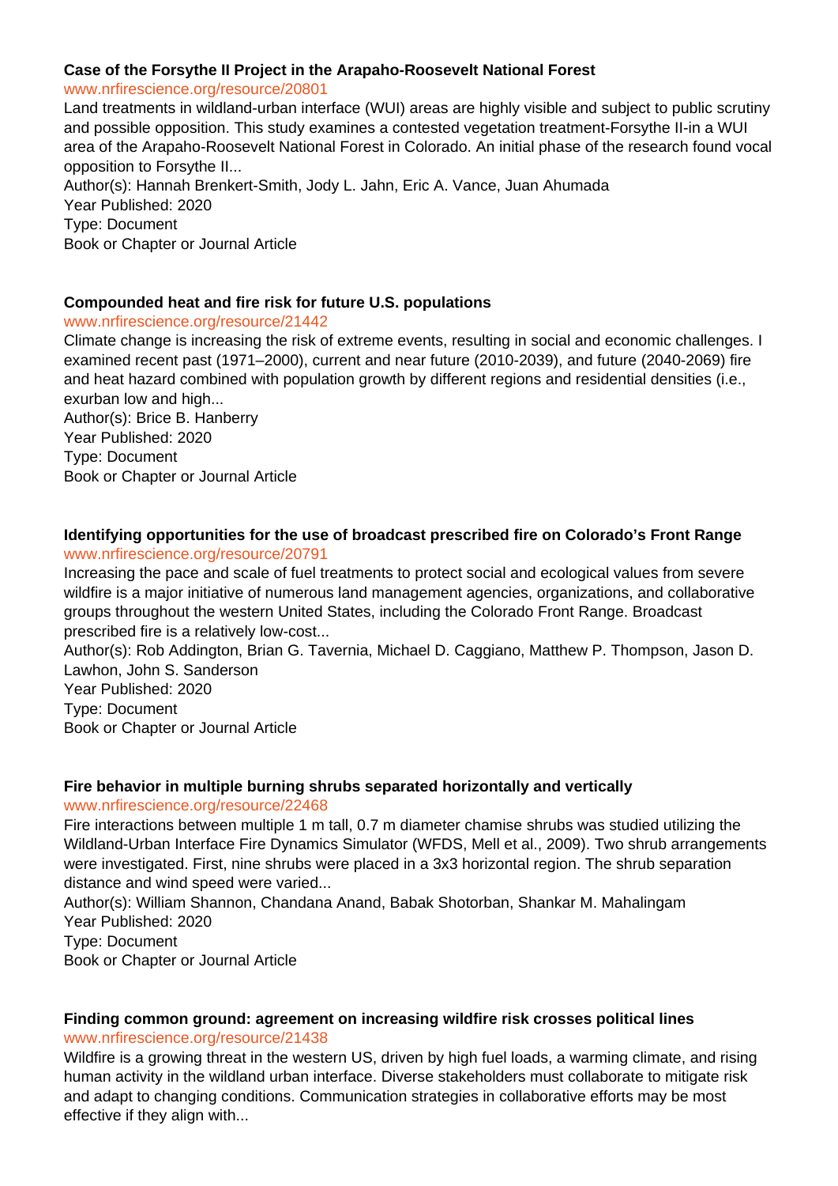**Case of the Forsythe II Project in the Arapaho-Roosevelt National Forest**
www.nrfirescience.org/resource/20801
Land treatments in wildland-urban interface (WUI) areas are highly visible and subject to public scrutiny and possible opposition. This study examines a contested vegetation treatment-Forsythe II-in a WUI area of the Arapaho-Roosevelt National Forest in Colorado. An initial phase of the research found vocal opposition to Forsythe II...
Author(s): Hannah Brenkert-Smith, Jody L. Jahn, Eric A. Vance, Juan Ahumada
Year Published: 2020
Type: Document
Book or Chapter or Journal Article

**Compounded heat and fire risk for future U.S. populations**
www.nrfirescience.org/resource/21442
Climate change is increasing the risk of extreme events, resulting in social and economic challenges. I examined recent past (1971–2000), current and near future (2010-2039), and future (2040-2069) fire and heat hazard combined with population growth by different regions and residential densities (i.e., exurban low and high...
Author(s): Brice B. Hanberry
Year Published: 2020
Type: Document
Book or Chapter or Journal Article

**Identifying opportunities for the use of broadcast prescribed fire on Colorado's Front Range**
www.nrfirescience.org/resource/20791
Increasing the pace and scale of fuel treatments to protect social and ecological values from severe wildfire is a major initiative of numerous land management agencies, organizations, and collaborative groups throughout the western United States, including the Colorado Front Range. Broadcast prescribed fire is a relatively low-cost...
Author(s): Rob Addington, Brian G. Tavernia, Michael D. Caggiano, Matthew P. Thompson, Jason D. Lawhon, John S. Sanderson
Year Published: 2020
Type: Document
Book or Chapter or Journal Article

**Fire behavior in multiple burning shrubs separated horizontally and vertically**
www.nrfirescience.org/resource/22468
Fire interactions between multiple 1 m tall, 0.7 m diameter chamise shrubs was studied utilizing the Wildland-Urban Interface Fire Dynamics Simulator (WFDS, Mell et al., 2009). Two shrub arrangements were investigated. First, nine shrubs were placed in a 3x3 horizontal region. The shrub separation distance and wind speed were varied...
Author(s): William Shannon, Chandana Anand, Babak Shotorban, Shankar M. Mahalingam
Year Published: 2020
Type: Document
Book or Chapter or Journal Article

**Finding common ground: agreement on increasing wildfire risk crosses political lines**
www.nrfirescience.org/resource/21438
Wildfire is a growing threat in the western US, driven by high fuel loads, a warming climate, and rising human activity in the wildland urban interface. Diverse stakeholders must collaborate to mitigate risk and adapt to changing conditions. Communication strategies in collaborative efforts may be most effective if they align with...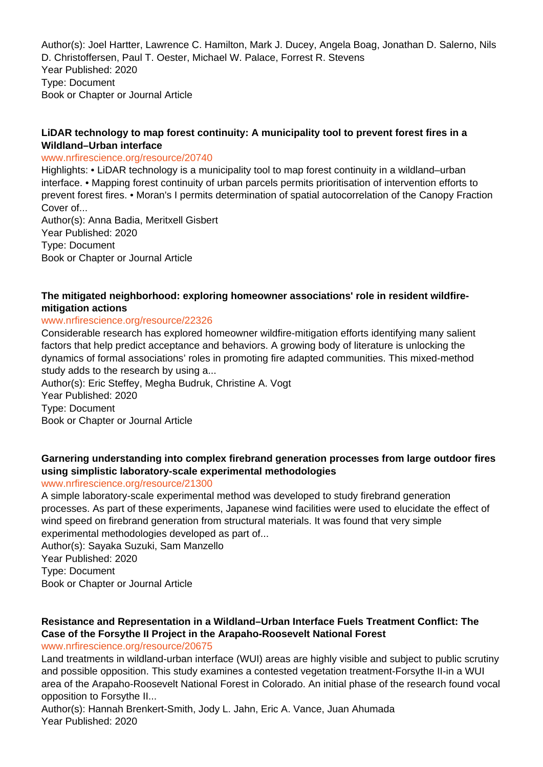Author(s): Joel Hartter, Lawrence C. Hamilton, Mark J. Ducey, Angela Boag, Jonathan D. Salerno, Nils D. Christoffersen, Paul T. Oester, Michael W. Palace, Forrest R. Stevens
Year Published: 2020
Type: Document
Book or Chapter or Journal Article

**LiDAR technology to map forest continuity: A municipality tool to prevent forest fires in a Wildland–Urban interface**
www.nrfirescience.org/resource/20740
Highlights: • LiDAR technology is a municipality tool to map forest continuity in a wildland–urban interface. • Mapping forest continuity of urban parcels permits prioritisation of intervention efforts to prevent forest fires. • Moran's I permits determination of spatial autocorrelation of the Canopy Fraction Cover of...
Author(s): Anna Badia, Meritxell Gisbert
Year Published: 2020
Type: Document
Book or Chapter or Journal Article

**The mitigated neighborhood: exploring homeowner associations' role in resident wildfire-mitigation actions**
www.nrfirescience.org/resource/22326
Considerable research has explored homeowner wildfire-mitigation efforts identifying many salient factors that help predict acceptance and behaviors. A growing body of literature is unlocking the dynamics of formal associations' roles in promoting fire adapted communities. This mixed-method study adds to the research by using a...
Author(s): Eric Steffey, Megha Budruk, Christine A. Vogt
Year Published: 2020
Type: Document
Book or Chapter or Journal Article

**Garnering understanding into complex firebrand generation processes from large outdoor fires using simplistic laboratory-scale experimental methodologies**
www.nrfirescience.org/resource/21300
A simple laboratory-scale experimental method was developed to study firebrand generation processes. As part of these experiments, Japanese wind facilities were used to elucidate the effect of wind speed on firebrand generation from structural materials. It was found that very simple experimental methodologies developed as part of...
Author(s): Sayaka Suzuki, Sam Manzello
Year Published: 2020
Type: Document
Book or Chapter or Journal Article

**Resistance and Representation in a Wildland–Urban Interface Fuels Treatment Conflict: The Case of the Forsythe II Project in the Arapaho-Roosevelt National Forest**
www.nrfirescience.org/resource/20675
Land treatments in wildland-urban interface (WUI) areas are highly visible and subject to public scrutiny and possible opposition. This study examines a contested vegetation treatment-Forsythe II-in a WUI area of the Arapaho-Roosevelt National Forest in Colorado. An initial phase of the research found vocal opposition to Forsythe II...
Author(s): Hannah Brenkert-Smith, Jody L. Jahn, Eric A. Vance, Juan Ahumada
Year Published: 2020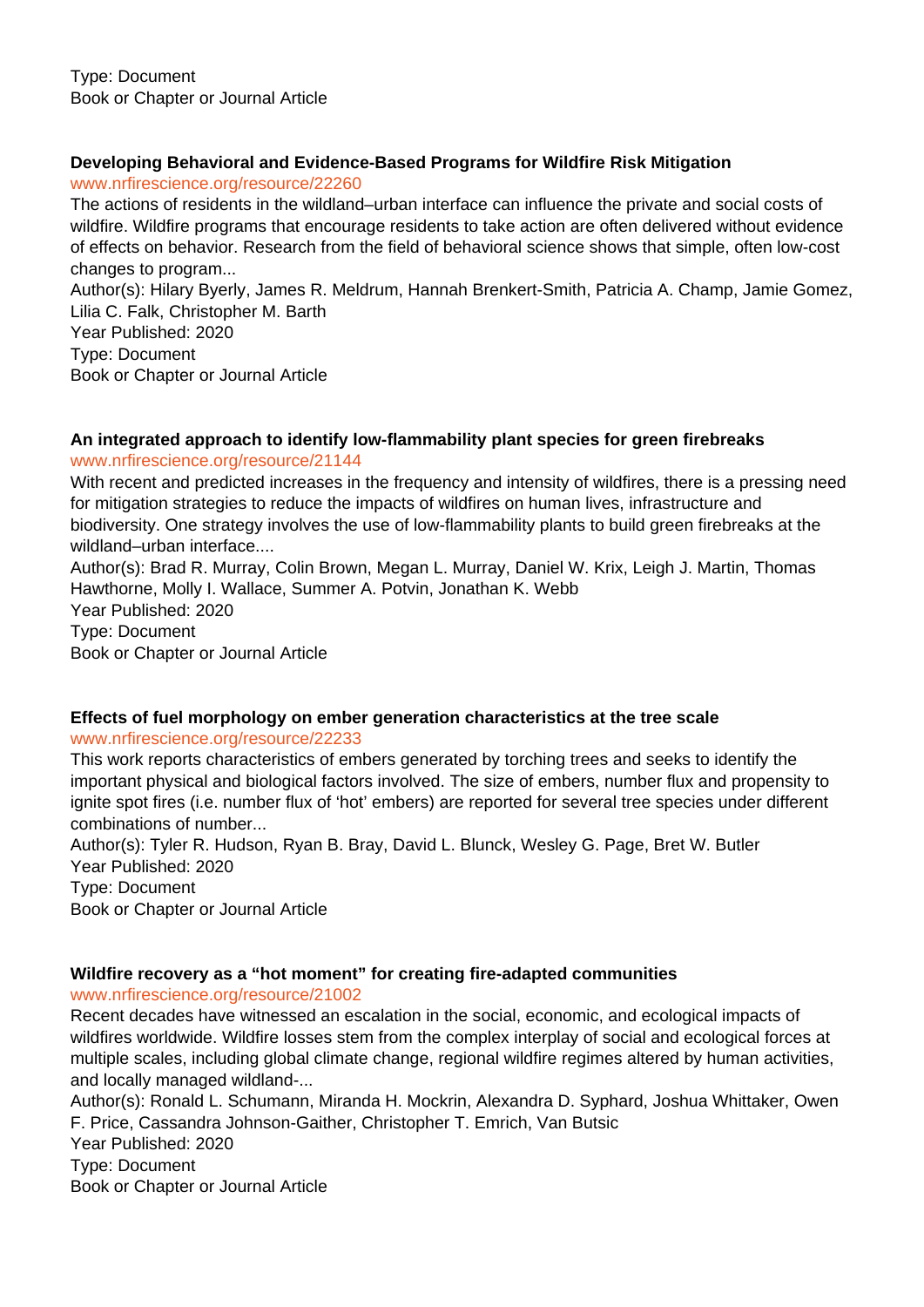Type: Document
Book or Chapter or Journal Article

**Developing Behavioral and Evidence-Based Programs for Wildfire Risk Mitigation**
www.nrfirescience.org/resource/22260
The actions of residents in the wildland–urban interface can influence the private and social costs of wildfire. Wildfire programs that encourage residents to take action are often delivered without evidence of effects on behavior. Research from the field of behavioral science shows that simple, often low-cost changes to program...
Author(s): Hilary Byerly, James R. Meldrum, Hannah Brenkert-Smith, Patricia A. Champ, Jamie Gomez, Lilia C. Falk, Christopher M. Barth
Year Published: 2020
Type: Document
Book or Chapter or Journal Article

**An integrated approach to identify low-flammability plant species for green firebreaks**
www.nrfirescience.org/resource/21144
With recent and predicted increases in the frequency and intensity of wildfires, there is a pressing need for mitigation strategies to reduce the impacts of wildfires on human lives, infrastructure and biodiversity. One strategy involves the use of low-flammability plants to build green firebreaks at the wildland–urban interface....
Author(s): Brad R. Murray, Colin Brown, Megan L. Murray, Daniel W. Krix, Leigh J. Martin, Thomas Hawthorne, Molly I. Wallace, Summer A. Potvin, Jonathan K. Webb
Year Published: 2020
Type: Document
Book or Chapter or Journal Article

**Effects of fuel morphology on ember generation characteristics at the tree scale**
www.nrfirescience.org/resource/22233
This work reports characteristics of embers generated by torching trees and seeks to identify the important physical and biological factors involved. The size of embers, number flux and propensity to ignite spot fires (i.e. number flux of 'hot' embers) are reported for several tree species under different combinations of number...
Author(s): Tyler R. Hudson, Ryan B. Bray, David L. Blunck, Wesley G. Page, Bret W. Butler
Year Published: 2020
Type: Document
Book or Chapter or Journal Article

**Wildfire recovery as a "hot moment" for creating fire-adapted communities**
www.nrfirescience.org/resource/21002
Recent decades have witnessed an escalation in the social, economic, and ecological impacts of wildfires worldwide. Wildfire losses stem from the complex interplay of social and ecological forces at multiple scales, including global climate change, regional wildfire regimes altered by human activities, and locally managed wildland-...
Author(s): Ronald L. Schumann, Miranda H. Mockrin, Alexandra D. Syphard, Joshua Whittaker, Owen F. Price, Cassandra Johnson-Gaither, Christopher T. Emrich, Van Butsic
Year Published: 2020
Type: Document
Book or Chapter or Journal Article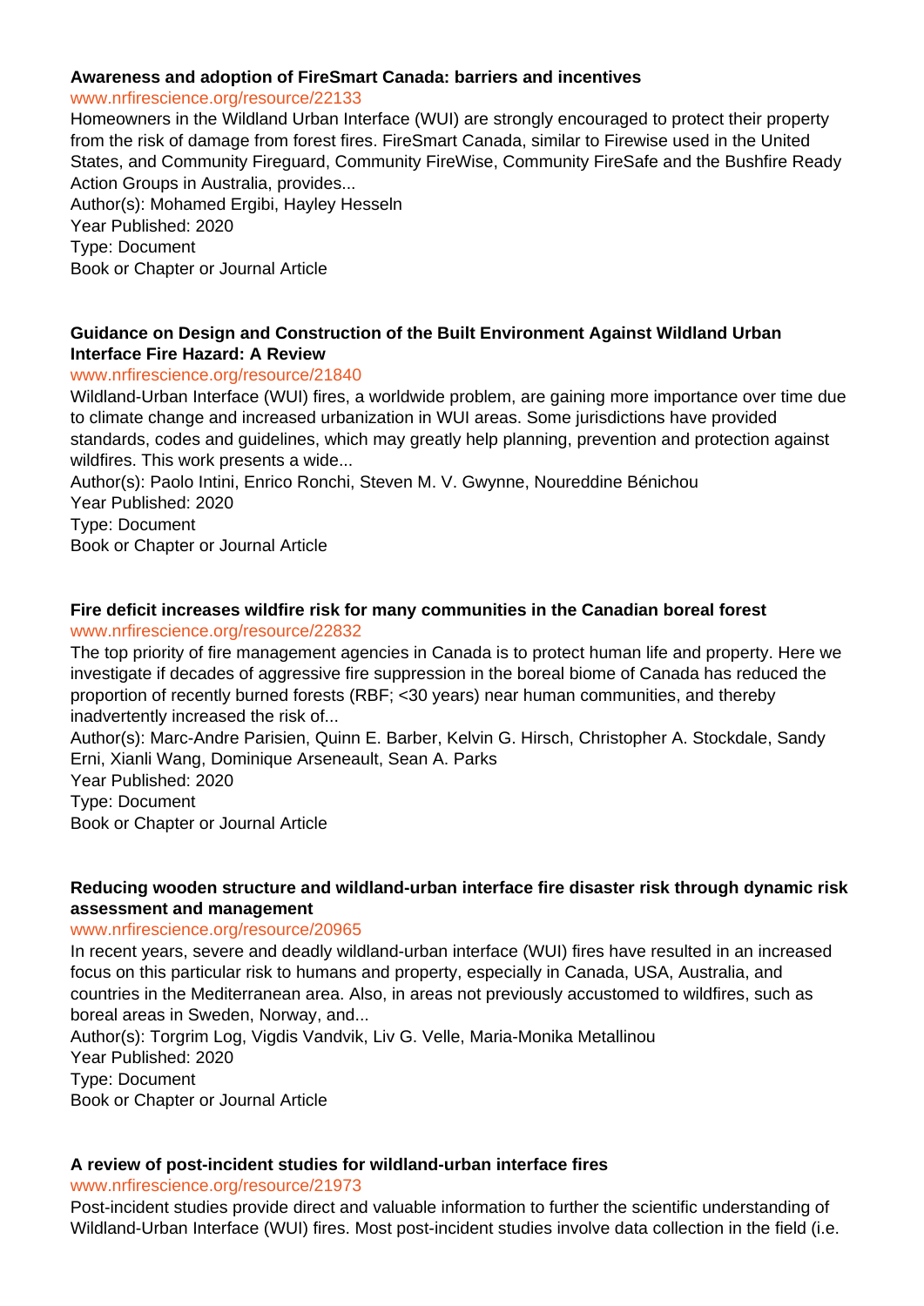**Awareness and adoption of FireSmart Canada: barriers and incentives**
www.nrfirescience.org/resource/22133
Homeowners in the Wildland Urban Interface (WUI) are strongly encouraged to protect their property from the risk of damage from forest fires. FireSmart Canada, similar to Firewise used in the United States, and Community Fireguard, Community FireWise, Community FireSafe and the Bushfire Ready Action Groups in Australia, provides...
Author(s): Mohamed Ergibi, Hayley Hesseln
Year Published: 2020
Type: Document
Book or Chapter or Journal Article

**Guidance on Design and Construction of the Built Environment Against Wildland Urban Interface Fire Hazard: A Review**
www.nrfirescience.org/resource/21840
Wildland-Urban Interface (WUI) fires, a worldwide problem, are gaining more importance over time due to climate change and increased urbanization in WUI areas. Some jurisdictions have provided standards, codes and guidelines, which may greatly help planning, prevention and protection against wildfires. This work presents a wide...
Author(s): Paolo Intini, Enrico Ronchi, Steven M. V. Gwynne, Noureddine Bénichou
Year Published: 2020
Type: Document
Book or Chapter or Journal Article

**Fire deficit increases wildfire risk for many communities in the Canadian boreal forest**
www.nrfirescience.org/resource/22832
The top priority of fire management agencies in Canada is to protect human life and property. Here we investigate if decades of aggressive fire suppression in the boreal biome of Canada has reduced the proportion of recently burned forests (RBF; <30 years) near human communities, and thereby inadvertently increased the risk of...
Author(s): Marc-Andre Parisien, Quinn E. Barber, Kelvin G. Hirsch, Christopher A. Stockdale, Sandy Erni, Xianli Wang, Dominique Arseneault, Sean A. Parks
Year Published: 2020
Type: Document
Book or Chapter or Journal Article

**Reducing wooden structure and wildland-urban interface fire disaster risk through dynamic risk assessment and management**
www.nrfirescience.org/resource/20965
In recent years, severe and deadly wildland-urban interface (WUI) fires have resulted in an increased focus on this particular risk to humans and property, especially in Canada, USA, Australia, and countries in the Mediterranean area. Also, in areas not previously accustomed to wildfires, such as boreal areas in Sweden, Norway, and...
Author(s): Torgrim Log, Vigdis Vandvik, Liv G. Velle, Maria-Monika Metallinou
Year Published: 2020
Type: Document
Book or Chapter or Journal Article

**A review of post-incident studies for wildland-urban interface fires**
www.nrfirescience.org/resource/21973
Post-incident studies provide direct and valuable information to further the scientific understanding of Wildland-Urban Interface (WUI) fires. Most post-incident studies involve data collection in the field (i.e.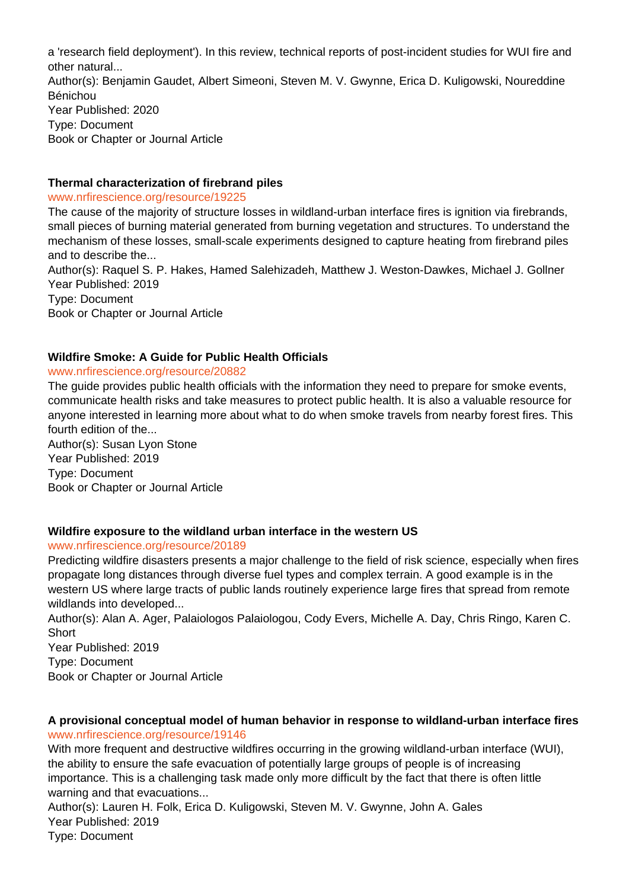a 'research field deployment'). In this review, technical reports of post-incident studies for WUI fire and other natural...
Author(s): Benjamin Gaudet, Albert Simeoni, Steven M. V. Gwynne, Erica D. Kuligowski, Noureddine Bénichou
Year Published: 2020
Type: Document
Book or Chapter or Journal Article

**Thermal characterization of firebrand piles**
www.nrfirescience.org/resource/19225
The cause of the majority of structure losses in wildland-urban interface fires is ignition via firebrands, small pieces of burning material generated from burning vegetation and structures. To understand the mechanism of these losses, small-scale experiments designed to capture heating from firebrand piles and to describe the...
Author(s): Raquel S. P. Hakes, Hamed Salehizadeh, Matthew J. Weston-Dawkes, Michael J. Gollner
Year Published: 2019
Type: Document
Book or Chapter or Journal Article

**Wildfire Smoke: A Guide for Public Health Officials**
www.nrfirescience.org/resource/20882
The guide provides public health officials with the information they need to prepare for smoke events, communicate health risks and take measures to protect public health. It is also a valuable resource for anyone interested in learning more about what to do when smoke travels from nearby forest fires. This fourth edition of the...
Author(s): Susan Lyon Stone
Year Published: 2019
Type: Document
Book or Chapter or Journal Article

**Wildfire exposure to the wildland urban interface in the western US**
www.nrfirescience.org/resource/20189
Predicting wildfire disasters presents a major challenge to the field of risk science, especially when fires propagate long distances through diverse fuel types and complex terrain. A good example is in the western US where large tracts of public lands routinely experience large fires that spread from remote wildlands into developed...
Author(s): Alan A. Ager, Palaiologos Palaiologou, Cody Evers, Michelle A. Day, Chris Ringo, Karen C. Short
Year Published: 2019
Type: Document
Book or Chapter or Journal Article

**A provisional conceptual model of human behavior in response to wildland-urban interface fires**
www.nrfirescience.org/resource/19146
With more frequent and destructive wildfires occurring in the growing wildland-urban interface (WUI), the ability to ensure the safe evacuation of potentially large groups of people is of increasing importance. This is a challenging task made only more difficult by the fact that there is often little warning and that evacuations...
Author(s): Lauren H. Folk, Erica D. Kuligowski, Steven M. V. Gwynne, John A. Gales
Year Published: 2019
Type: Document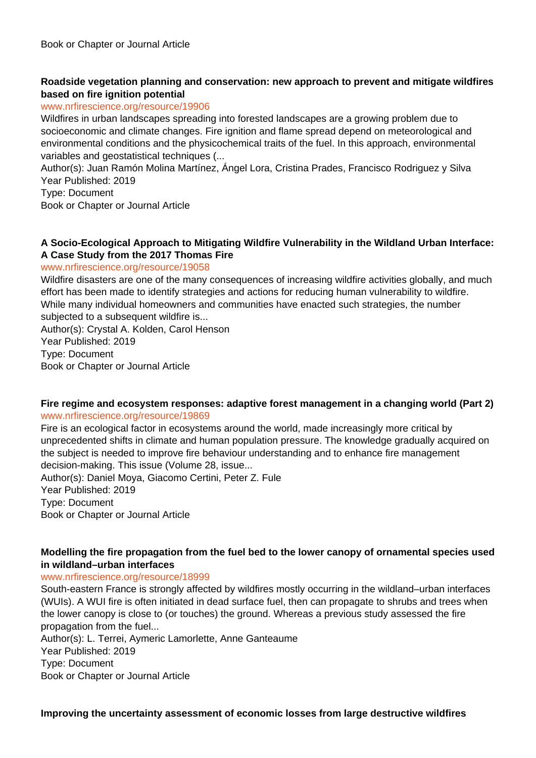Book or Chapter or Journal Article

**Roadside vegetation planning and conservation: new approach to prevent and mitigate wildfires based on fire ignition potential**

www.nrfirescience.org/resource/19906

Wildfires in urban landscapes spreading into forested landscapes are a growing problem due to socioeconomic and climate changes. Fire ignition and flame spread depend on meteorological and environmental conditions and the physicochemical traits of the fuel. In this approach, environmental variables and geostatistical techniques (...

Author(s): Juan Ramón Molina Martínez, Ángel Lora, Cristina Prades, Francisco Rodriguez y Silva

Year Published: 2019

Type: Document

Book or Chapter or Journal Article

**A Socio-Ecological Approach to Mitigating Wildfire Vulnerability in the Wildland Urban Interface: A Case Study from the 2017 Thomas Fire**

www.nrfirescience.org/resource/19058

Wildfire disasters are one of the many consequences of increasing wildfire activities globally, and much effort has been made to identify strategies and actions for reducing human vulnerability to wildfire. While many individual homeowners and communities have enacted such strategies, the number subjected to a subsequent wildfire is...

Author(s): Crystal A. Kolden, Carol Henson

Year Published: 2019

Type: Document

Book or Chapter or Journal Article

**Fire regime and ecosystem responses: adaptive forest management in a changing world (Part 2)**

www.nrfirescience.org/resource/19869

Fire is an ecological factor in ecosystems around the world, made increasingly more critical by unprecedented shifts in climate and human population pressure. The knowledge gradually acquired on the subject is needed to improve fire behaviour understanding and to enhance fire management decision-making. This issue (Volume 28, issue...

Author(s): Daniel Moya, Giacomo Certini, Peter Z. Fule

Year Published: 2019

Type: Document

Book or Chapter or Journal Article

**Modelling the fire propagation from the fuel bed to the lower canopy of ornamental species used in wildland–urban interfaces**

www.nrfirescience.org/resource/18999

South-eastern France is strongly affected by wildfires mostly occurring in the wildland–urban interfaces (WUIs). A WUI fire is often initiated in dead surface fuel, then can propagate to shrubs and trees when the lower canopy is close to (or touches) the ground. Whereas a previous study assessed the fire propagation from the fuel...

Author(s): L. Terrei, Aymeric Lamorlette, Anne Ganteaume

Year Published: 2019

Type: Document

Book or Chapter or Journal Article

**Improving the uncertainty assessment of economic losses from large destructive wildfires**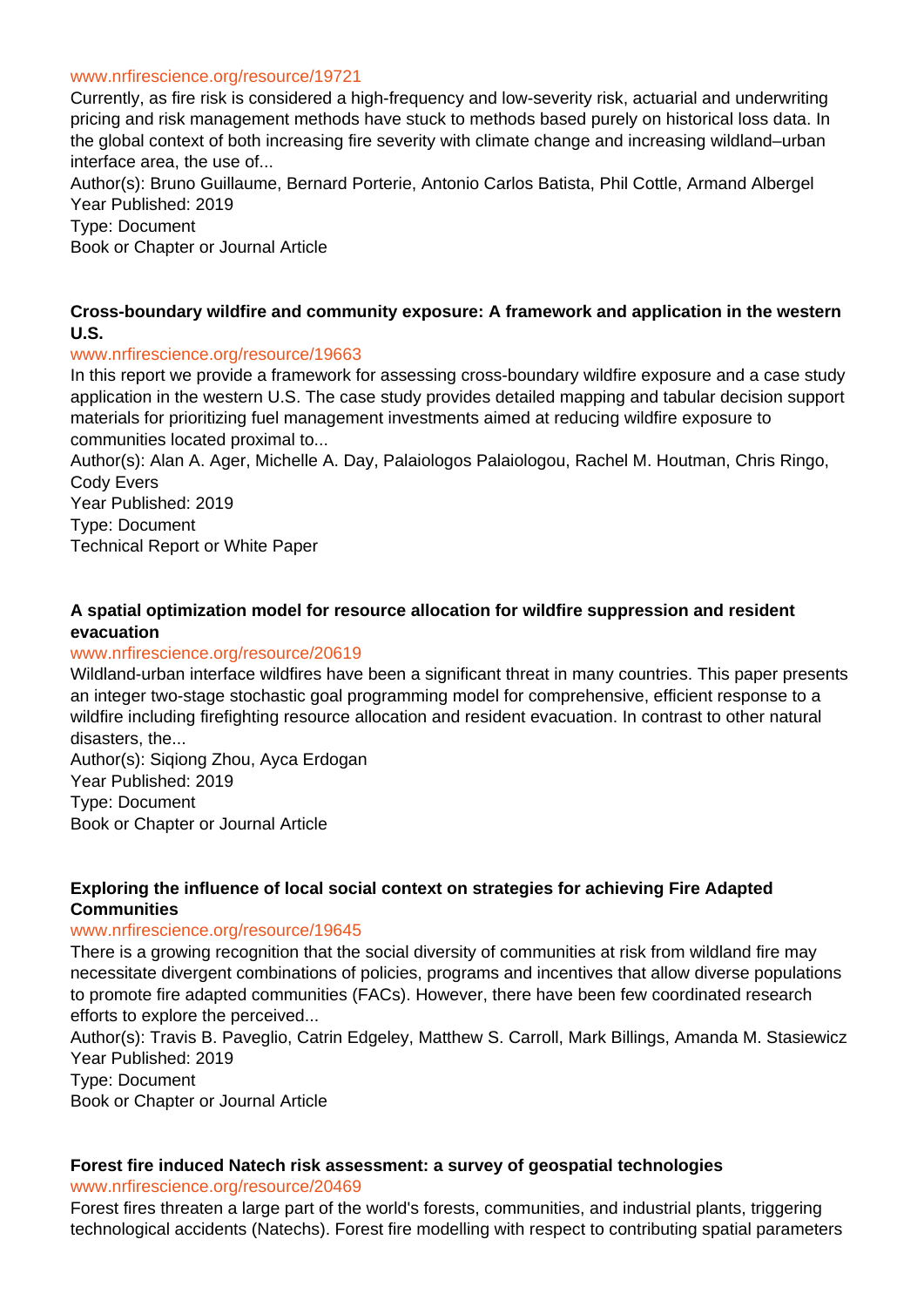www.nrfirescience.org/resource/19721

Currently, as fire risk is considered a high-frequency and low-severity risk, actuarial and underwriting pricing and risk management methods have stuck to methods based purely on historical loss data. In the global context of both increasing fire severity with climate change and increasing wildland–urban interface area, the use of...

Author(s): Bruno Guillaume, Bernard Porterie, Antonio Carlos Batista, Phil Cottle, Armand Albergel
Year Published: 2019
Type: Document
Book or Chapter or Journal Article

**Cross-boundary wildfire and community exposure: A framework and application in the western U.S.**

www.nrfirescience.org/resource/19663

In this report we provide a framework for assessing cross-boundary wildfire exposure and a case study application in the western U.S. The case study provides detailed mapping and tabular decision support materials for prioritizing fuel management investments aimed at reducing wildfire exposure to communities located proximal to...

Author(s): Alan A. Ager, Michelle A. Day, Palaiologos Palaiologou, Rachel M. Houtman, Chris Ringo, Cody Evers
Year Published: 2019
Type: Document
Technical Report or White Paper

**A spatial optimization model for resource allocation for wildfire suppression and resident evacuation**

www.nrfirescience.org/resource/20619

Wildland-urban interface wildfires have been a significant threat in many countries. This paper presents an integer two-stage stochastic goal programming model for comprehensive, efficient response to a wildfire including firefighting resource allocation and resident evacuation. In contrast to other natural disasters, the...

Author(s): Siqiong Zhou, Ayca Erdogan
Year Published: 2019
Type: Document
Book or Chapter or Journal Article

**Exploring the influence of local social context on strategies for achieving Fire Adapted Communities**

www.nrfirescience.org/resource/19645

There is a growing recognition that the social diversity of communities at risk from wildland fire may necessitate divergent combinations of policies, programs and incentives that allow diverse populations to promote fire adapted communities (FACs). However, there have been few coordinated research efforts to explore the perceived...

Author(s): Travis B. Paveglio, Catrin Edgeley, Matthew S. Carroll, Mark Billings, Amanda M. Stasiewicz
Year Published: 2019
Type: Document
Book or Chapter or Journal Article

**Forest fire induced Natech risk assessment: a survey of geospatial technologies**

www.nrfirescience.org/resource/20469

Forest fires threaten a large part of the world's forests, communities, and industrial plants, triggering technological accidents (Natechs). Forest fire modelling with respect to contributing spatial parameters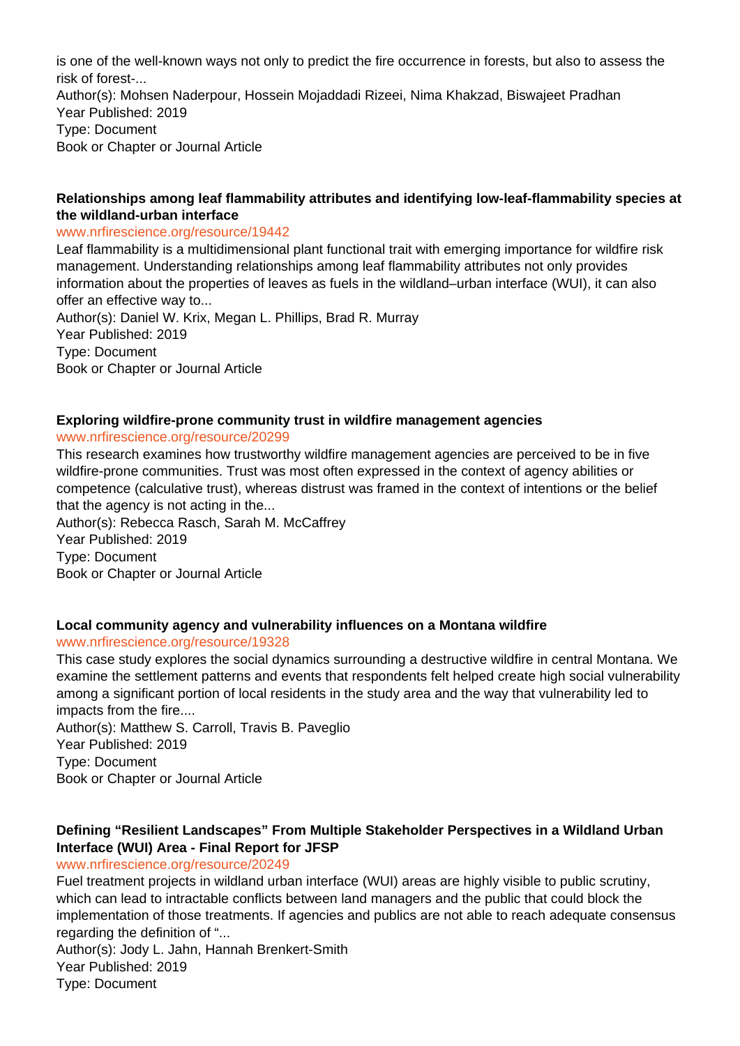is one of the well-known ways not only to predict the fire occurrence in forests, but also to assess the risk of forest-...
Author(s): Mohsen Naderpour, Hossein Mojaddadi Rizeei, Nima Khakzad, Biswajeet Pradhan
Year Published: 2019
Type: Document
Book or Chapter or Journal Article

**Relationships among leaf flammability attributes and identifying low-leaf-flammability species at the wildland-urban interface**

www.nrfirescience.org/resource/19442

Leaf flammability is a multidimensional plant functional trait with emerging importance for wildfire risk management. Understanding relationships among leaf flammability attributes not only provides information about the properties of leaves as fuels in the wildland–urban interface (WUI), it can also offer an effective way to...
Author(s): Daniel W. Krix, Megan L. Phillips, Brad R. Murray
Year Published: 2019
Type: Document
Book or Chapter or Journal Article

**Exploring wildfire-prone community trust in wildfire management agencies**

www.nrfirescience.org/resource/20299

This research examines how trustworthy wildfire management agencies are perceived to be in five wildfire-prone communities. Trust was most often expressed in the context of agency abilities or competence (calculative trust), whereas distrust was framed in the context of intentions or the belief that the agency is not acting in the...
Author(s): Rebecca Rasch, Sarah M. McCaffrey
Year Published: 2019
Type: Document
Book or Chapter or Journal Article

**Local community agency and vulnerability influences on a Montana wildfire**

www.nrfirescience.org/resource/19328

This case study explores the social dynamics surrounding a destructive wildfire in central Montana. We examine the settlement patterns and events that respondents felt helped create high social vulnerability among a significant portion of local residents in the study area and the way that vulnerability led to impacts from the fire....
Author(s): Matthew S. Carroll, Travis B. Paveglio
Year Published: 2019
Type: Document
Book or Chapter or Journal Article

**Defining “Resilient Landscapes” From Multiple Stakeholder Perspectives in a Wildland Urban Interface (WUI) Area - Final Report for JFSP**

www.nrfirescience.org/resource/20249

Fuel treatment projects in wildland urban interface (WUI) areas are highly visible to public scrutiny, which can lead to intractable conflicts between land managers and the public that could block the implementation of those treatments. If agencies and publics are not able to reach adequate consensus regarding the definition of “...
Author(s): Jody L. Jahn, Hannah Brenkert-Smith
Year Published: 2019
Type: Document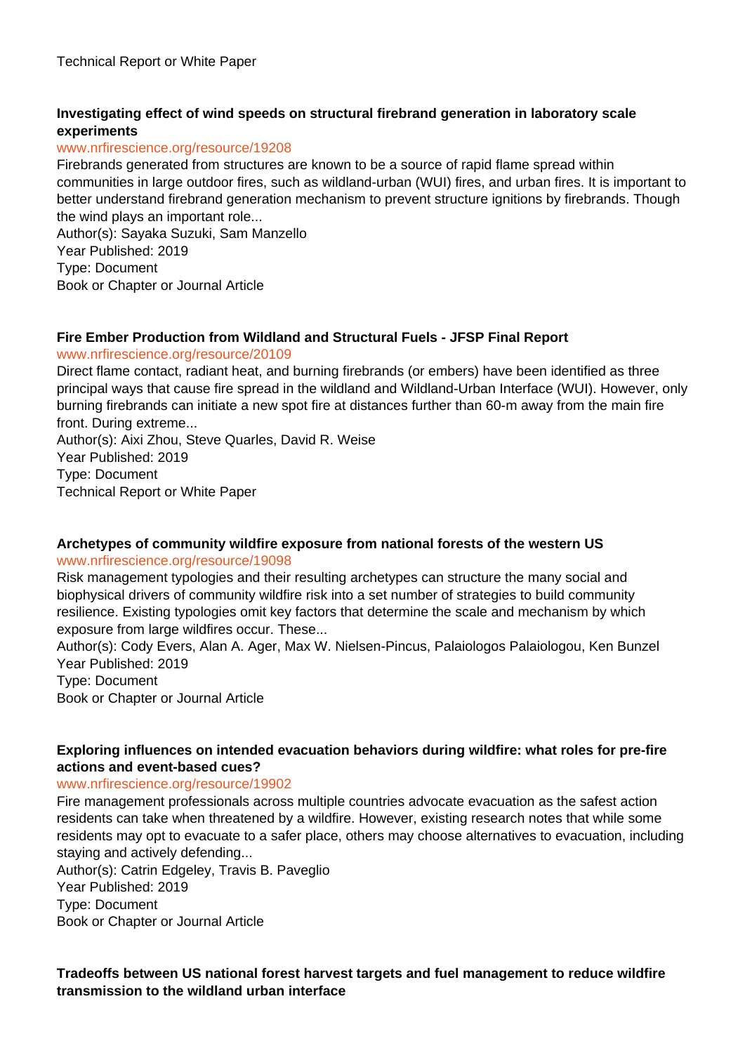Technical Report or White Paper

**Investigating effect of wind speeds on structural firebrand generation in laboratory scale experiments**

www.nrfirescience.org/resource/19208

Firebrands generated from structures are known to be a source of rapid flame spread within communities in large outdoor fires, such as wildland-urban (WUI) fires, and urban fires. It is important to better understand firebrand generation mechanism to prevent structure ignitions by firebrands. Though the wind plays an important role...

Author(s): Sayaka Suzuki, Sam Manzello
Year Published: 2019
Type: Document
Book or Chapter or Journal Article

**Fire Ember Production from Wildland and Structural Fuels - JFSP Final Report**

www.nrfirescience.org/resource/20109

Direct flame contact, radiant heat, and burning firebrands (or embers) have been identified as three principal ways that cause fire spread in the wildland and Wildland-Urban Interface (WUI). However, only burning firebrands can initiate a new spot fire at distances further than 60-m away from the main fire front. During extreme...

Author(s): Aixi Zhou, Steve Quarles, David R. Weise
Year Published: 2019
Type: Document
Technical Report or White Paper

**Archetypes of community wildfire exposure from national forests of the western US**

www.nrfirescience.org/resource/19098

Risk management typologies and their resulting archetypes can structure the many social and biophysical drivers of community wildfire risk into a set number of strategies to build community resilience. Existing typologies omit key factors that determine the scale and mechanism by which exposure from large wildfires occur. These...

Author(s): Cody Evers, Alan A. Ager, Max W. Nielsen-Pincus, Palaiologos Palaiologou, Ken Bunzel
Year Published: 2019
Type: Document
Book or Chapter or Journal Article

**Exploring influences on intended evacuation behaviors during wildfire: what roles for pre-fire actions and event-based cues?**

www.nrfirescience.org/resource/19902

Fire management professionals across multiple countries advocate evacuation as the safest action residents can take when threatened by a wildfire. However, existing research notes that while some residents may opt to evacuate to a safer place, others may choose alternatives to evacuation, including staying and actively defending...

Author(s): Catrin Edgeley, Travis B. Paveglio
Year Published: 2019
Type: Document
Book or Chapter or Journal Article

**Tradeoffs between US national forest harvest targets and fuel management to reduce wildfire transmission to the wildland urban interface**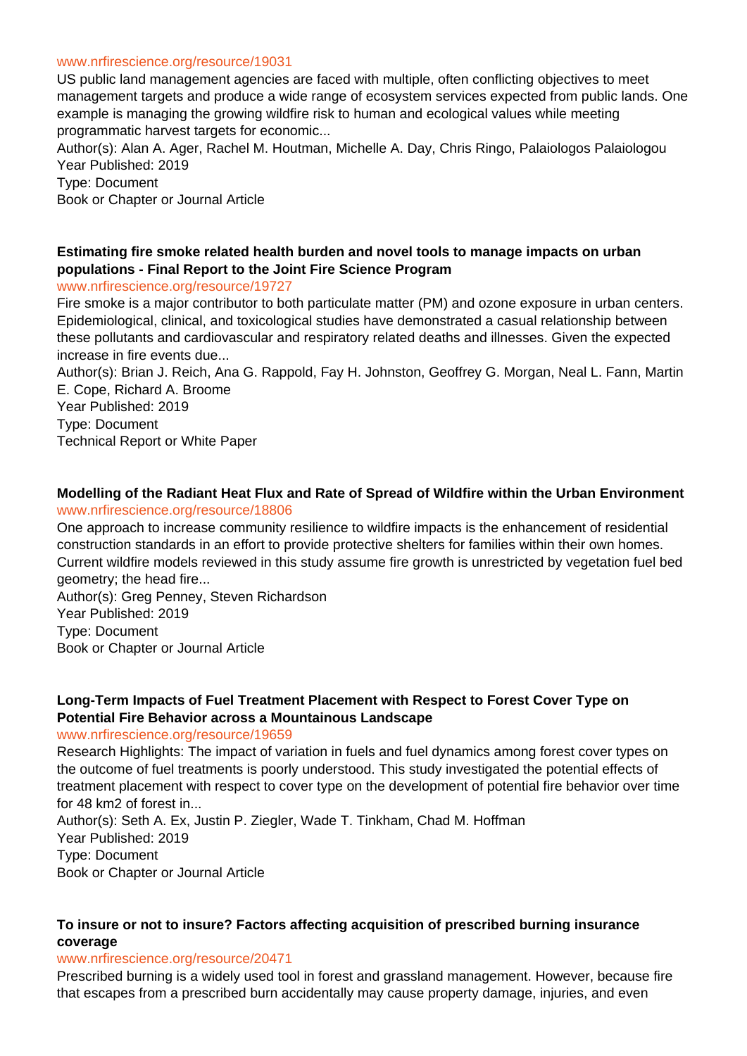www.nrfirescience.org/resource/19031

US public land management agencies are faced with multiple, often conflicting objectives to meet management targets and produce a wide range of ecosystem services expected from public lands. One example is managing the growing wildfire risk to human and ecological values while meeting programmatic harvest targets for economic...

Author(s): Alan A. Ager, Rachel M. Houtman, Michelle A. Day, Chris Ringo, Palaiologos Palaiologou
Year Published: 2019
Type: Document
Book or Chapter or Journal Article

**Estimating fire smoke related health burden and novel tools to manage impacts on urban populations - Final Report to the Joint Fire Science Program**

www.nrfirescience.org/resource/19727

Fire smoke is a major contributor to both particulate matter (PM) and ozone exposure in urban centers. Epidemiological, clinical, and toxicological studies have demonstrated a casual relationship between these pollutants and cardiovascular and respiratory related deaths and illnesses. Given the expected increase in fire events due...

Author(s): Brian J. Reich, Ana G. Rappold, Fay H. Johnston, Geoffrey G. Morgan, Neal L. Fann, Martin E. Cope, Richard A. Broome
Year Published: 2019
Type: Document
Technical Report or White Paper

**Modelling of the Radiant Heat Flux and Rate of Spread of Wildfire within the Urban Environment**

www.nrfirescience.org/resource/18806

One approach to increase community resilience to wildfire impacts is the enhancement of residential construction standards in an effort to provide protective shelters for families within their own homes. Current wildfire models reviewed in this study assume fire growth is unrestricted by vegetation fuel bed geometry; the head fire...

Author(s): Greg Penney, Steven Richardson
Year Published: 2019
Type: Document
Book or Chapter or Journal Article

**Long-Term Impacts of Fuel Treatment Placement with Respect to Forest Cover Type on Potential Fire Behavior across a Mountainous Landscape**

www.nrfirescience.org/resource/19659

Research Highlights: The impact of variation in fuels and fuel dynamics among forest cover types on the outcome of fuel treatments is poorly understood. This study investigated the potential effects of treatment placement with respect to cover type on the development of potential fire behavior over time for 48 km2 of forest in...

Author(s): Seth A. Ex, Justin P. Ziegler, Wade T. Tinkham, Chad M. Hoffman
Year Published: 2019
Type: Document
Book or Chapter or Journal Article

**To insure or not to insure? Factors affecting acquisition of prescribed burning insurance coverage**

www.nrfirescience.org/resource/20471

Prescribed burning is a widely used tool in forest and grassland management. However, because fire that escapes from a prescribed burn accidentally may cause property damage, injuries, and even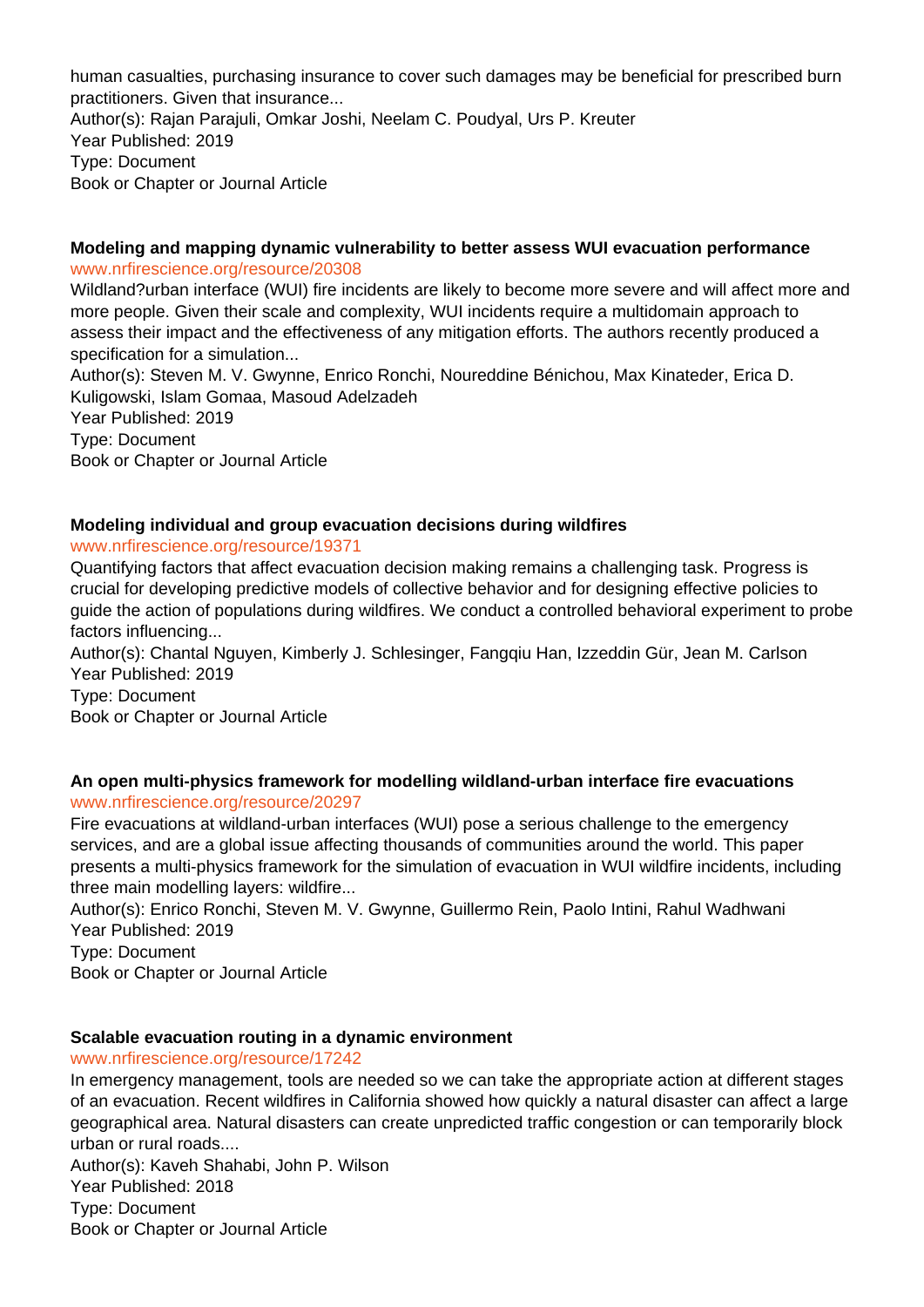human casualties, purchasing insurance to cover such damages may be beneficial for prescribed burn practitioners. Given that insurance...
Author(s): Rajan Parajuli, Omkar Joshi, Neelam C. Poudyal, Urs P. Kreuter
Year Published: 2019
Type: Document
Book or Chapter or Journal Article

**Modeling and mapping dynamic vulnerability to better assess WUI evacuation performance**
www.nrfirescience.org/resource/20308
Wildland?urban interface (WUI) fire incidents are likely to become more severe and will affect more and more people. Given their scale and complexity, WUI incidents require a multidomain approach to assess their impact and the effectiveness of any mitigation efforts. The authors recently produced a specification for a simulation...
Author(s): Steven M. V. Gwynne, Enrico Ronchi, Noureddine Bénichou, Max Kinateder, Erica D. Kuligowski, Islam Gomaa, Masoud Adelzadeh
Year Published: 2019
Type: Document
Book or Chapter or Journal Article

**Modeling individual and group evacuation decisions during wildfires**
www.nrfirescience.org/resource/19371
Quantifying factors that affect evacuation decision making remains a challenging task. Progress is crucial for developing predictive models of collective behavior and for designing effective policies to guide the action of populations during wildfires. We conduct a controlled behavioral experiment to probe factors influencing...
Author(s): Chantal Nguyen, Kimberly J. Schlesinger, Fangqiu Han, Izzeddin Gür, Jean M. Carlson
Year Published: 2019
Type: Document
Book or Chapter or Journal Article

**An open multi-physics framework for modelling wildland-urban interface fire evacuations**
www.nrfirescience.org/resource/20297
Fire evacuations at wildland-urban interfaces (WUI) pose a serious challenge to the emergency services, and are a global issue affecting thousands of communities around the world. This paper presents a multi-physics framework for the simulation of evacuation in WUI wildfire incidents, including three main modelling layers: wildfire...
Author(s): Enrico Ronchi, Steven M. V. Gwynne, Guillermo Rein, Paolo Intini, Rahul Wadhwani
Year Published: 2019
Type: Document
Book or Chapter or Journal Article

**Scalable evacuation routing in a dynamic environment**
www.nrfirescience.org/resource/17242
In emergency management, tools are needed so we can take the appropriate action at different stages of an evacuation. Recent wildfires in California showed how quickly a natural disaster can affect a large geographical area. Natural disasters can create unpredicted traffic congestion or can temporarily block urban or rural roads....
Author(s): Kaveh Shahabi, John P. Wilson
Year Published: 2018
Type: Document
Book or Chapter or Journal Article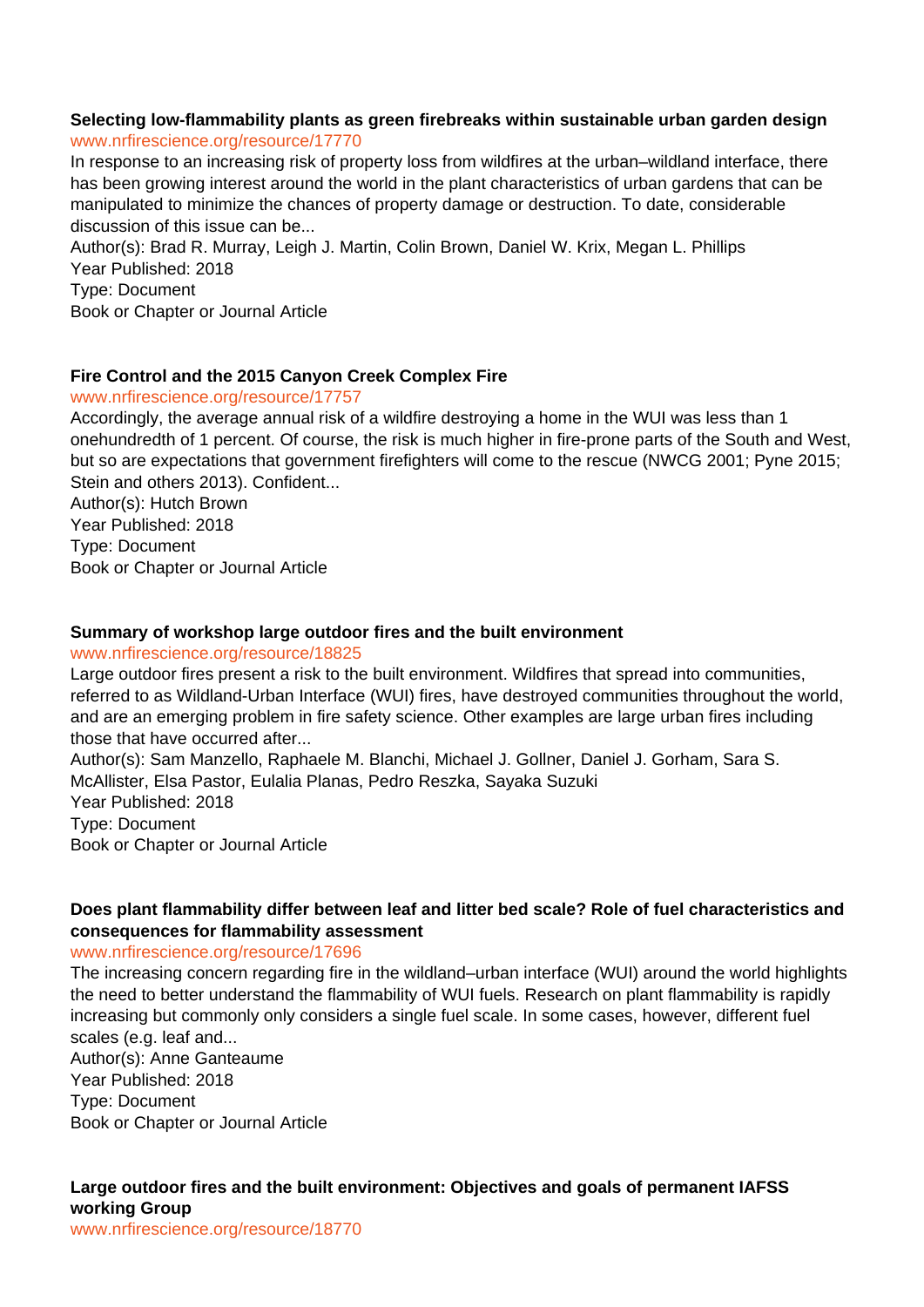### Selecting low-flammability plants as green firebreaks within sustainable urban garden design

www.nrfirescience.org/resource/17770

In response to an increasing risk of property loss from wildfires at the urban–wildland interface, there has been growing interest around the world in the plant characteristics of urban gardens that can be manipulated to minimize the chances of property damage or destruction. To date, considerable discussion of this issue can be...

Author(s): Brad R. Murray, Leigh J. Martin, Colin Brown, Daniel W. Krix, Megan L. Phillips

Year Published: 2018

Type: Document

Book or Chapter or Journal Article

### Fire Control and the 2015 Canyon Creek Complex Fire

www.nrfirescience.org/resource/17757

Accordingly, the average annual risk of a wildfire destroying a home in the WUI was less than 1 onehundredth of 1 percent. Of course, the risk is much higher in fire-prone parts of the South and West, but so are expectations that government firefighters will come to the rescue (NWCG 2001; Pyne 2015; Stein and others 2013). Confident...

Author(s): Hutch Brown

Year Published: 2018

Type: Document

Book or Chapter or Journal Article

### Summary of workshop large outdoor fires and the built environment

www.nrfirescience.org/resource/18825

Large outdoor fires present a risk to the built environment. Wildfires that spread into communities, referred to as Wildland-Urban Interface (WUI) fires, have destroyed communities throughout the world, and are an emerging problem in fire safety science. Other examples are large urban fires including those that have occurred after...

Author(s): Sam Manzello, Raphaele M. Blanchi, Michael J. Gollner, Daniel J. Gorham, Sara S. McAllister, Elsa Pastor, Eulalia Planas, Pedro Reszka, Sayaka Suzuki

Year Published: 2018

Type: Document

Book or Chapter or Journal Article

### Does plant flammability differ between leaf and litter bed scale? Role of fuel characteristics and consequences for flammability assessment

www.nrfirescience.org/resource/17696

The increasing concern regarding fire in the wildland–urban interface (WUI) around the world highlights the need to better understand the flammability of WUI fuels. Research on plant flammability is rapidly increasing but commonly only considers a single fuel scale. In some cases, however, different fuel scales (e.g. leaf and...

Author(s): Anne Ganteaume

Year Published: 2018

Type: Document

Book or Chapter or Journal Article

### Large outdoor fires and the built environment: Objectives and goals of permanent IAFSS working Group

www.nrfirescience.org/resource/18770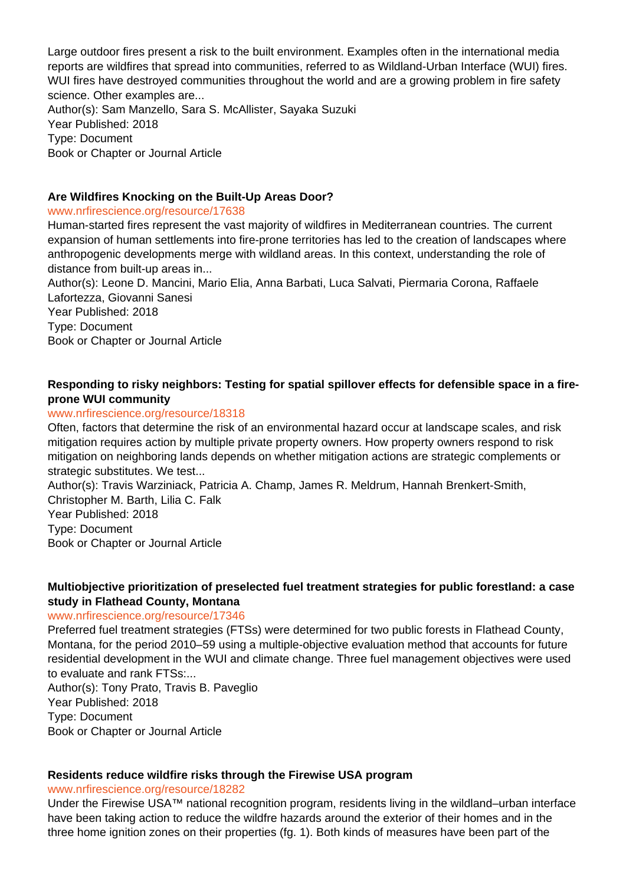Large outdoor fires present a risk to the built environment. Examples often in the international media reports are wildfires that spread into communities, referred to as Wildland-Urban Interface (WUI) fires. WUI fires have destroyed communities throughout the world and are a growing problem in fire safety science. Other examples are...
Author(s): Sam Manzello, Sara S. McAllister, Sayaka Suzuki
Year Published: 2018
Type: Document
Book or Chapter or Journal Article

### Are Wildfires Knocking on the Built-Up Areas Door?

www.nrfirescience.org/resource/17638
Human-started fires represent the vast majority of wildfires in Mediterranean countries. The current expansion of human settlements into fire-prone territories has led to the creation of landscapes where anthropogenic developments merge with wildland areas. In this context, understanding the role of distance from built-up areas in...
Author(s): Leone D. Mancini, Mario Elia, Anna Barbati, Luca Salvati, Piermaria Corona, Raffaele Lafortezza, Giovanni Sanesi
Year Published: 2018
Type: Document
Book or Chapter or Journal Article

### Responding to risky neighbors: Testing for spatial spillover effects for defensible space in a fire-prone WUI community

www.nrfirescience.org/resource/18318
Often, factors that determine the risk of an environmental hazard occur at landscape scales, and risk mitigation requires action by multiple private property owners. How property owners respond to risk mitigation on neighboring lands depends on whether mitigation actions are strategic complements or strategic substitutes. We test...
Author(s): Travis Warziniack, Patricia A. Champ, James R. Meldrum, Hannah Brenkert-Smith, Christopher M. Barth, Lilia C. Falk
Year Published: 2018
Type: Document
Book or Chapter or Journal Article

### Multiobjective prioritization of preselected fuel treatment strategies for public forestland: a case study in Flathead County, Montana

www.nrfirescience.org/resource/17346
Preferred fuel treatment strategies (FTSs) were determined for two public forests in Flathead County, Montana, for the period 2010–59 using a multiple-objective evaluation method that accounts for future residential development in the WUI and climate change. Three fuel management objectives were used to evaluate and rank FTSs:...
Author(s): Tony Prato, Travis B. Paveglio
Year Published: 2018
Type: Document
Book or Chapter or Journal Article

### Residents reduce wildfire risks through the Firewise USA program

www.nrfirescience.org/resource/18282
Under the Firewise USA™ national recognition program, residents living in the wildland–urban interface have been taking action to reduce the wildfre hazards around the exterior of their homes and in the three home ignition zones on their properties (fg. 1). Both kinds of measures have been part of the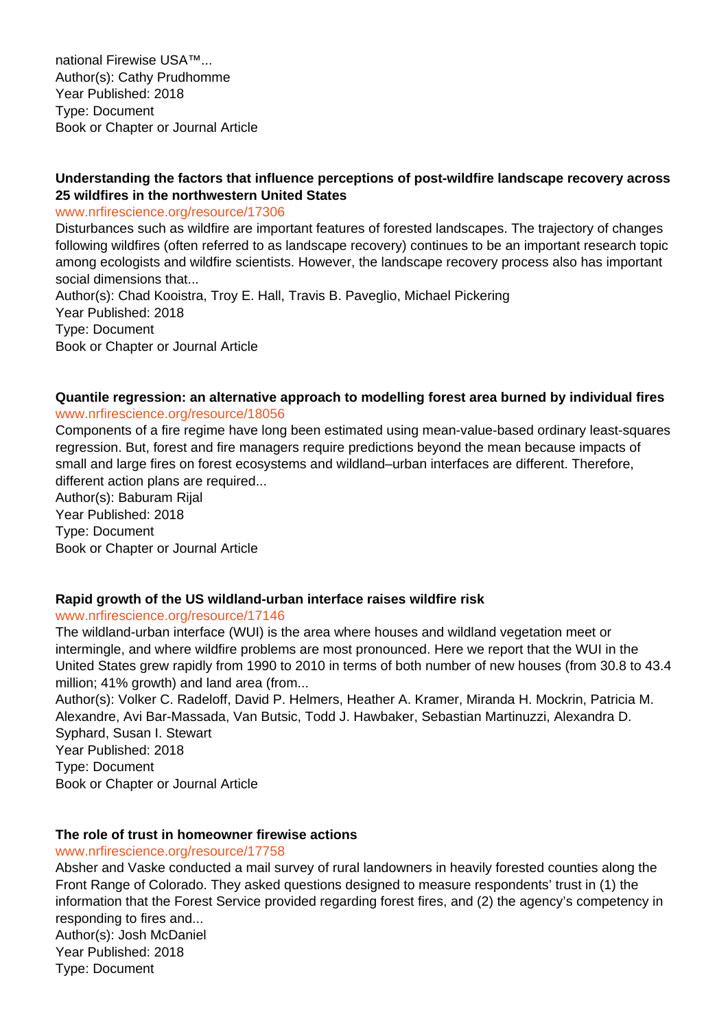national Firewise USA™...
Author(s): Cathy Prudhomme
Year Published: 2018
Type: Document
Book or Chapter or Journal Article

**Understanding the factors that influence perceptions of post-wildfire landscape recovery across 25 wildfires in the northwestern United States**
www.nrfirescience.org/resource/17306
Disturbances such as wildfire are important features of forested landscapes. The trajectory of changes following wildfires (often referred to as landscape recovery) continues to be an important research topic among ecologists and wildfire scientists. However, the landscape recovery process also has important social dimensions that...
Author(s): Chad Kooistra, Troy E. Hall, Travis B. Paveglio, Michael Pickering
Year Published: 2018
Type: Document
Book or Chapter or Journal Article

**Quantile regression: an alternative approach to modelling forest area burned by individual fires**
www.nrfirescience.org/resource/18056
Components of a fire regime have long been estimated using mean-value-based ordinary least-squares regression. But, forest and fire managers require predictions beyond the mean because impacts of small and large fires on forest ecosystems and wildland–urban interfaces are different. Therefore, different action plans are required...
Author(s): Baburam Rijal
Year Published: 2018
Type: Document
Book or Chapter or Journal Article

**Rapid growth of the US wildland-urban interface raises wildfire risk**
www.nrfirescience.org/resource/17146
The wildland-urban interface (WUI) is the area where houses and wildland vegetation meet or intermingle, and where wildfire problems are most pronounced. Here we report that the WUI in the United States grew rapidly from 1990 to 2010 in terms of both number of new houses (from 30.8 to 43.4 million; 41% growth) and land area (from...
Author(s): Volker C. Radeloff, David P. Helmers, Heather A. Kramer, Miranda H. Mockrin, Patricia M. Alexandre, Avi Bar-Massada, Van Butsic, Todd J. Hawbaker, Sebastian Martinuzzi, Alexandra D. Syphard, Susan I. Stewart
Year Published: 2018
Type: Document
Book or Chapter or Journal Article

**The role of trust in homeowner firewise actions**
www.nrfirescience.org/resource/17758
Absher and Vaske conducted a mail survey of rural landowners in heavily forested counties along the Front Range of Colorado. They asked questions designed to measure respondents' trust in (1) the information that the Forest Service provided regarding forest fires, and (2) the agency's competency in responding to fires and...
Author(s): Josh McDaniel
Year Published: 2018
Type: Document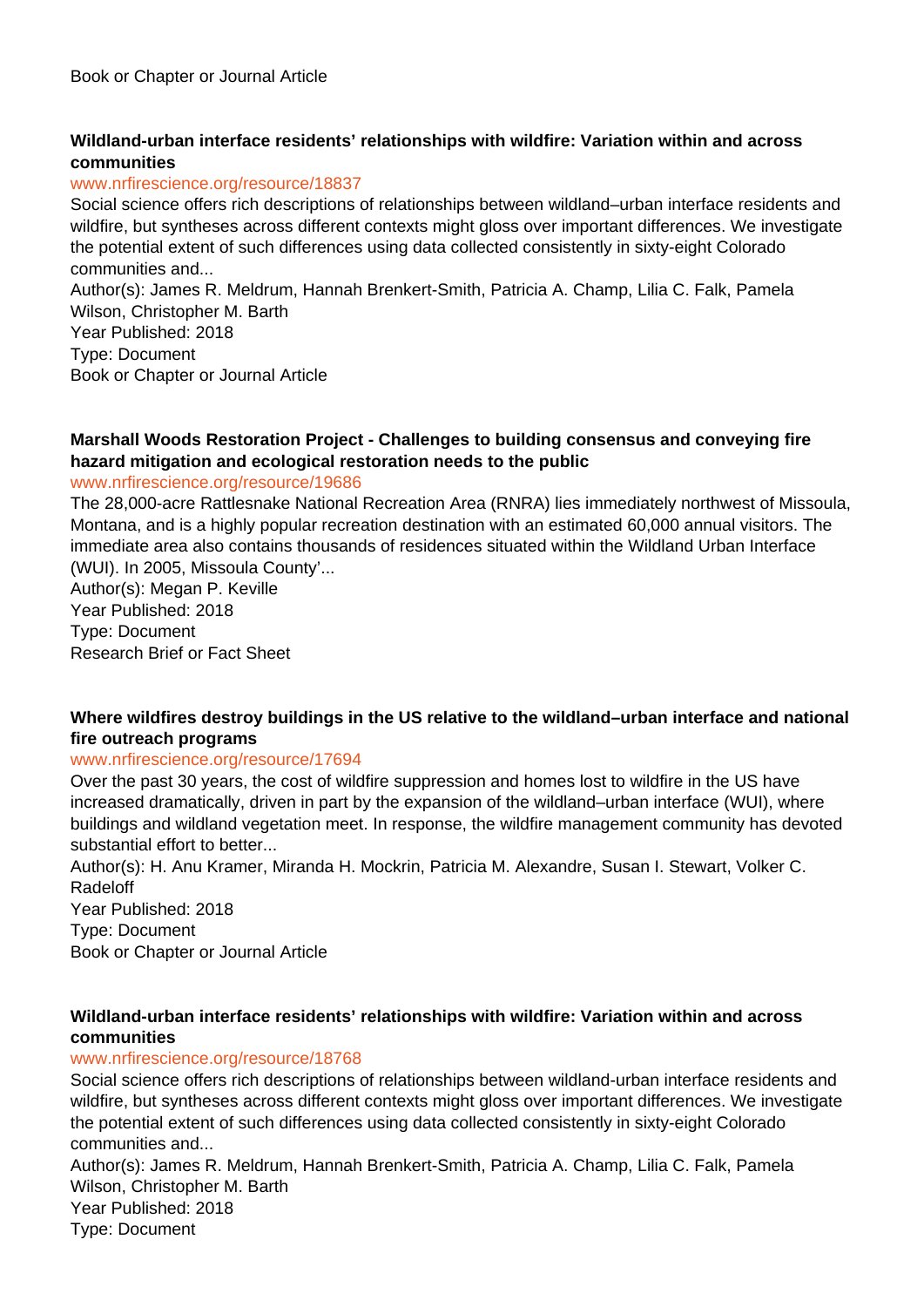Book or Chapter or Journal Article

**Wildland-urban interface residents' relationships with wildfire: Variation within and across communities**

www.nrfirescience.org/resource/18837

Social science offers rich descriptions of relationships between wildland–urban interface residents and wildfire, but syntheses across different contexts might gloss over important differences. We investigate the potential extent of such differences using data collected consistently in sixty-eight Colorado communities and...

Author(s): James R. Meldrum, Hannah Brenkert-Smith, Patricia A. Champ, Lilia C. Falk, Pamela Wilson, Christopher M. Barth

Year Published: 2018

Type: Document

Book or Chapter or Journal Article

**Marshall Woods Restoration Project - Challenges to building consensus and conveying fire hazard mitigation and ecological restoration needs to the public**

www.nrfirescience.org/resource/19686

The 28,000-acre Rattlesnake National Recreation Area (RNRA) lies immediately northwest of Missoula, Montana, and is a highly popular recreation destination with an estimated 60,000 annual visitors. The immediate area also contains thousands of residences situated within the Wildland Urban Interface (WUI). In 2005, Missoula County'...

Author(s): Megan P. Keville

Year Published: 2018

Type: Document

Research Brief or Fact Sheet

**Where wildfires destroy buildings in the US relative to the wildland–urban interface and national fire outreach programs**

www.nrfirescience.org/resource/17694

Over the past 30 years, the cost of wildfire suppression and homes lost to wildfire in the US have increased dramatically, driven in part by the expansion of the wildland–urban interface (WUI), where buildings and wildland vegetation meet. In response, the wildfire management community has devoted substantial effort to better...

Author(s): H. Anu Kramer, Miranda H. Mockrin, Patricia M. Alexandre, Susan I. Stewart, Volker C. Radeloff

Year Published: 2018

Type: Document

Book or Chapter or Journal Article

**Wildland-urban interface residents' relationships with wildfire: Variation within and across communities**

www.nrfirescience.org/resource/18768

Social science offers rich descriptions of relationships between wildland-urban interface residents and wildfire, but syntheses across different contexts might gloss over important differences. We investigate the potential extent of such differences using data collected consistently in sixty-eight Colorado communities and...

Author(s): James R. Meldrum, Hannah Brenkert-Smith, Patricia A. Champ, Lilia C. Falk, Pamela Wilson, Christopher M. Barth

Year Published: 2018

Type: Document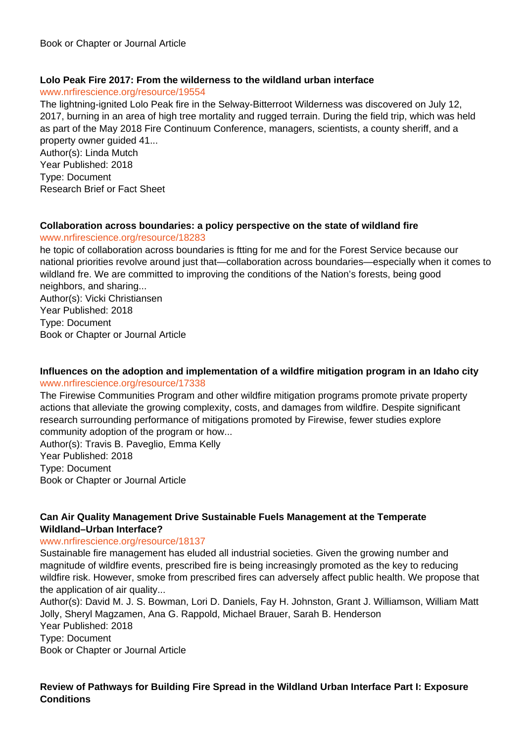Book or Chapter or Journal Article

**Lolo Peak Fire 2017: From the wilderness to the wildland urban interface**
www.nrfirescience.org/resource/19554
The lightning-ignited Lolo Peak fire in the Selway-Bitterroot Wilderness was discovered on July 12, 2017, burning in an area of high tree mortality and rugged terrain. During the field trip, which was held as part of the May 2018 Fire Continuum Conference, managers, scientists, a county sheriff, and a property owner guided 41...
Author(s): Linda Mutch
Year Published: 2018
Type: Document
Research Brief or Fact Sheet

**Collaboration across boundaries: a policy perspective on the state of wildland fire**
www.nrfirescience.org/resource/18283
he topic of collaboration across boundaries is ftting for me and for the Forest Service because our national priorities revolve around just that—collaboration across boundaries—especially when it comes to wildland fre. We are committed to improving the conditions of the Nation's forests, being good neighbors, and sharing...
Author(s): Vicki Christiansen
Year Published: 2018
Type: Document
Book or Chapter or Journal Article

**Influences on the adoption and implementation of a wildfire mitigation program in an Idaho city**
www.nrfirescience.org/resource/17338
The Firewise Communities Program and other wildfire mitigation programs promote private property actions that alleviate the growing complexity, costs, and damages from wildfire. Despite significant research surrounding performance of mitigations promoted by Firewise, fewer studies explore community adoption of the program or how...
Author(s): Travis B. Paveglio, Emma Kelly
Year Published: 2018
Type: Document
Book or Chapter or Journal Article

**Can Air Quality Management Drive Sustainable Fuels Management at the Temperate Wildland–Urban Interface?**
www.nrfirescience.org/resource/18137
Sustainable fire management has eluded all industrial societies. Given the growing number and magnitude of wildfire events, prescribed fire is being increasingly promoted as the key to reducing wildfire risk. However, smoke from prescribed fires can adversely affect public health. We propose that the application of air quality...
Author(s): David M. J. S. Bowman, Lori D. Daniels, Fay H. Johnston, Grant J. Williamson, William Matt Jolly, Sheryl Magzamen, Ana G. Rappold, Michael Brauer, Sarah B. Henderson
Year Published: 2018
Type: Document
Book or Chapter or Journal Article

**Review of Pathways for Building Fire Spread in the Wildland Urban Interface Part I: Exposure Conditions**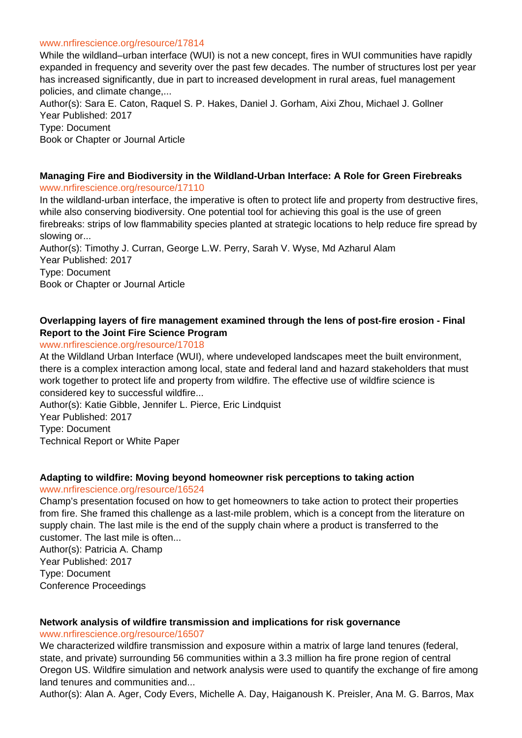www.nrfirescience.org/resource/17814

While the wildland–urban interface (WUI) is not a new concept, fires in WUI communities have rapidly expanded in frequency and severity over the past few decades. The number of structures lost per year has increased significantly, due in part to increased development in rural areas, fuel management policies, and climate change,...

Author(s): Sara E. Caton, Raquel S. P. Hakes, Daniel J. Gorham, Aixi Zhou, Michael J. Gollner
Year Published: 2017
Type: Document
Book or Chapter or Journal Article

**Managing Fire and Biodiversity in the Wildland-Urban Interface: A Role for Green Firebreaks**

www.nrfirescience.org/resource/17110

In the wildland-urban interface, the imperative is often to protect life and property from destructive fires, while also conserving biodiversity. One potential tool for achieving this goal is the use of green firebreaks: strips of low flammability species planted at strategic locations to help reduce fire spread by slowing or...

Author(s): Timothy J. Curran, George L.W. Perry, Sarah V. Wyse, Md Azharul Alam
Year Published: 2017
Type: Document
Book or Chapter or Journal Article

**Overlapping layers of fire management examined through the lens of post-fire erosion - Final Report to the Joint Fire Science Program**

www.nrfirescience.org/resource/17018

At the Wildland Urban Interface (WUI), where undeveloped landscapes meet the built environment, there is a complex interaction among local, state and federal land and hazard stakeholders that must work together to protect life and property from wildfire. The effective use of wildfire science is considered key to successful wildfire...

Author(s): Katie Gibble, Jennifer L. Pierce, Eric Lindquist
Year Published: 2017
Type: Document
Technical Report or White Paper

**Adapting to wildfire: Moving beyond homeowner risk perceptions to taking action**

www.nrfirescience.org/resource/16524

Champ's presentation focused on how to get homeowners to take action to protect their properties from fire. She framed this challenge as a last-mile problem, which is a concept from the literature on supply chain. The last mile is the end of the supply chain where a product is transferred to the customer. The last mile is often...

Author(s): Patricia A. Champ
Year Published: 2017
Type: Document
Conference Proceedings

**Network analysis of wildfire transmission and implications for risk governance**

www.nrfirescience.org/resource/16507

We characterized wildfire transmission and exposure within a matrix of large land tenures (federal, state, and private) surrounding 56 communities within a 3.3 million ha fire prone region of central Oregon US. Wildfire simulation and network analysis were used to quantify the exchange of fire among land tenures and communities and...

Author(s): Alan A. Ager, Cody Evers, Michelle A. Day, Haiganoush K. Preisler, Ana M. G. Barros, Max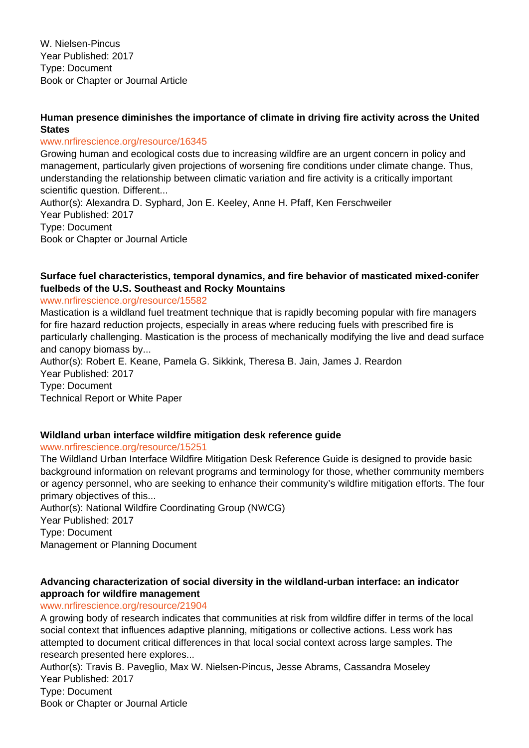W. Nielsen-Pincus
Year Published: 2017
Type: Document
Book or Chapter or Journal Article

**Human presence diminishes the importance of climate in driving fire activity across the United States**

www.nrfirescience.org/resource/16345

Growing human and ecological costs due to increasing wildfire are an urgent concern in policy and management, particularly given projections of worsening fire conditions under climate change. Thus, understanding the relationship between climatic variation and fire activity is a critically important scientific question. Different...
Author(s): Alexandra D. Syphard, Jon E. Keeley, Anne H. Pfaff, Ken Ferschweiler
Year Published: 2017
Type: Document
Book or Chapter or Journal Article

**Surface fuel characteristics, temporal dynamics, and fire behavior of masticated mixed-conifer fuelbeds of the U.S. Southeast and Rocky Mountains**

www.nrfirescience.org/resource/15582

Mastication is a wildland fuel treatment technique that is rapidly becoming popular with fire managers for fire hazard reduction projects, especially in areas where reducing fuels with prescribed fire is particularly challenging. Mastication is the process of mechanically modifying the live and dead surface and canopy biomass by...
Author(s): Robert E. Keane, Pamela G. Sikkink, Theresa B. Jain, James J. Reardon
Year Published: 2017
Type: Document
Technical Report or White Paper

**Wildland urban interface wildfire mitigation desk reference guide**

www.nrfirescience.org/resource/15251

The Wildland Urban Interface Wildfire Mitigation Desk Reference Guide is designed to provide basic background information on relevant programs and terminology for those, whether community members or agency personnel, who are seeking to enhance their community's wildfire mitigation efforts. The four primary objectives of this...
Author(s): National Wildfire Coordinating Group (NWCG)
Year Published: 2017
Type: Document
Management or Planning Document

**Advancing characterization of social diversity in the wildland-urban interface: an indicator approach for wildfire management**

www.nrfirescience.org/resource/21904

A growing body of research indicates that communities at risk from wildfire differ in terms of the local social context that influences adaptive planning, mitigations or collective actions. Less work has attempted to document critical differences in that local social context across large samples. The research presented here explores...
Author(s): Travis B. Paveglio, Max W. Nielsen-Pincus, Jesse Abrams, Cassandra Moseley
Year Published: 2017
Type: Document
Book or Chapter or Journal Article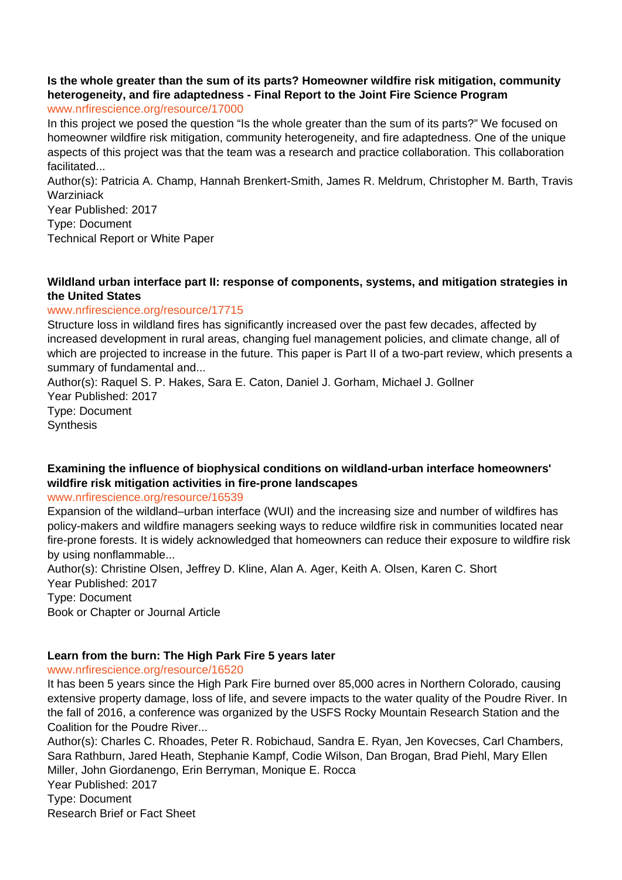**Is the whole greater than the sum of its parts? Homeowner wildfire risk mitigation, community heterogeneity, and fire adaptedness - Final Report to the Joint Fire Science Program**

www.nrfirescience.org/resource/17000

In this project we posed the question "Is the whole greater than the sum of its parts?" We focused on homeowner wildfire risk mitigation, community heterogeneity, and fire adaptedness. One of the unique aspects of this project was that the team was a research and practice collaboration. This collaboration facilitated...

Author(s): Patricia A. Champ, Hannah Brenkert-Smith, James R. Meldrum, Christopher M. Barth, Travis Warziniack

Year Published: 2017

Type: Document

Technical Report or White Paper

**Wildland urban interface part II: response of components, systems, and mitigation strategies in the United States**

www.nrfirescience.org/resource/17715

Structure loss in wildland fires has significantly increased over the past few decades, affected by increased development in rural areas, changing fuel management policies, and climate change, all of which are projected to increase in the future. This paper is Part II of a two-part review, which presents a summary of fundamental and...

Author(s): Raquel S. P. Hakes, Sara E. Caton, Daniel J. Gorham, Michael J. Gollner

Year Published: 2017

Type: Document

Synthesis

**Examining the influence of biophysical conditions on wildland-urban interface homeowners' wildfire risk mitigation activities in fire-prone landscapes**

www.nrfirescience.org/resource/16539

Expansion of the wildland–urban interface (WUI) and the increasing size and number of wildfires has policy-makers and wildfire managers seeking ways to reduce wildfire risk in communities located near fire-prone forests. It is widely acknowledged that homeowners can reduce their exposure to wildfire risk by using nonflammable...

Author(s): Christine Olsen, Jeffrey D. Kline, Alan A. Ager, Keith A. Olsen, Karen C. Short

Year Published: 2017

Type: Document

Book or Chapter or Journal Article

**Learn from the burn: The High Park Fire 5 years later**

www.nrfirescience.org/resource/16520

It has been 5 years since the High Park Fire burned over 85,000 acres in Northern Colorado, causing extensive property damage, loss of life, and severe impacts to the water quality of the Poudre River. In the fall of 2016, a conference was organized by the USFS Rocky Mountain Research Station and the Coalition for the Poudre River...

Author(s): Charles C. Rhoades, Peter R. Robichaud, Sandra E. Ryan, Jen Kovecses, Carl Chambers, Sara Rathburn, Jared Heath, Stephanie Kampf, Codie Wilson, Dan Brogan, Brad Piehl, Mary Ellen Miller, John Giordanengo, Erin Berryman, Monique E. Rocca

Year Published: 2017

Type: Document

Research Brief or Fact Sheet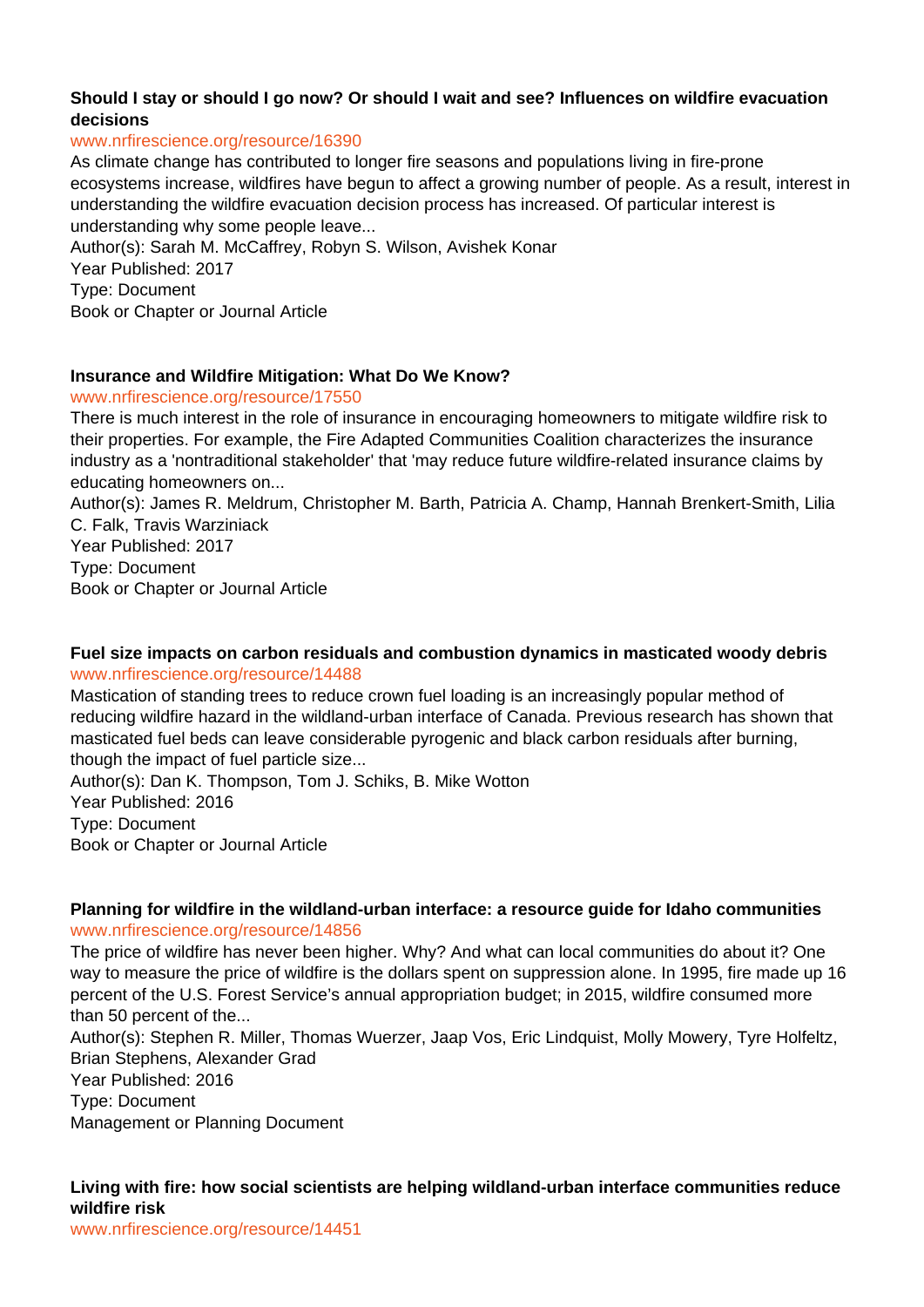**Should I stay or should I go now? Or should I wait and see? Influences on wildfire evacuation decisions**

www.nrfirescience.org/resource/16390

As climate change has contributed to longer fire seasons and populations living in fire-prone ecosystems increase, wildfires have begun to affect a growing number of people. As a result, interest in understanding the wildfire evacuation decision process has increased. Of particular interest is understanding why some people leave...

Author(s): Sarah M. McCaffrey, Robyn S. Wilson, Avishek Konar

Year Published: 2017

Type: Document

Book or Chapter or Journal Article

**Insurance and Wildfire Mitigation: What Do We Know?**

www.nrfirescience.org/resource/17550

There is much interest in the role of insurance in encouraging homeowners to mitigate wildfire risk to their properties. For example, the Fire Adapted Communities Coalition characterizes the insurance industry as a 'nontraditional stakeholder' that 'may reduce future wildfire-related insurance claims by educating homeowners on...

Author(s): James R. Meldrum, Christopher M. Barth, Patricia A. Champ, Hannah Brenkert-Smith, Lilia C. Falk, Travis Warziniack

Year Published: 2017

Type: Document

Book or Chapter or Journal Article

**Fuel size impacts on carbon residuals and combustion dynamics in masticated woody debris**

www.nrfirescience.org/resource/14488

Mastication of standing trees to reduce crown fuel loading is an increasingly popular method of reducing wildfire hazard in the wildland-urban interface of Canada. Previous research has shown that masticated fuel beds can leave considerable pyrogenic and black carbon residuals after burning, though the impact of fuel particle size...

Author(s): Dan K. Thompson, Tom J. Schiks, B. Mike Wotton

Year Published: 2016

Type: Document

Book or Chapter or Journal Article

**Planning for wildfire in the wildland-urban interface: a resource guide for Idaho communities**

www.nrfirescience.org/resource/14856

The price of wildfire has never been higher. Why? And what can local communities do about it? One way to measure the price of wildfire is the dollars spent on suppression alone. In 1995, fire made up 16 percent of the U.S. Forest Service's annual appropriation budget; in 2015, wildfire consumed more than 50 percent of the...

Author(s): Stephen R. Miller, Thomas Wuerzer, Jaap Vos, Eric Lindquist, Molly Mowery, Tyre Holfeltz, Brian Stephens, Alexander Grad

Year Published: 2016

Type: Document

Management or Planning Document

**Living with fire: how social scientists are helping wildland-urban interface communities reduce wildfire risk**

www.nrfirescience.org/resource/14451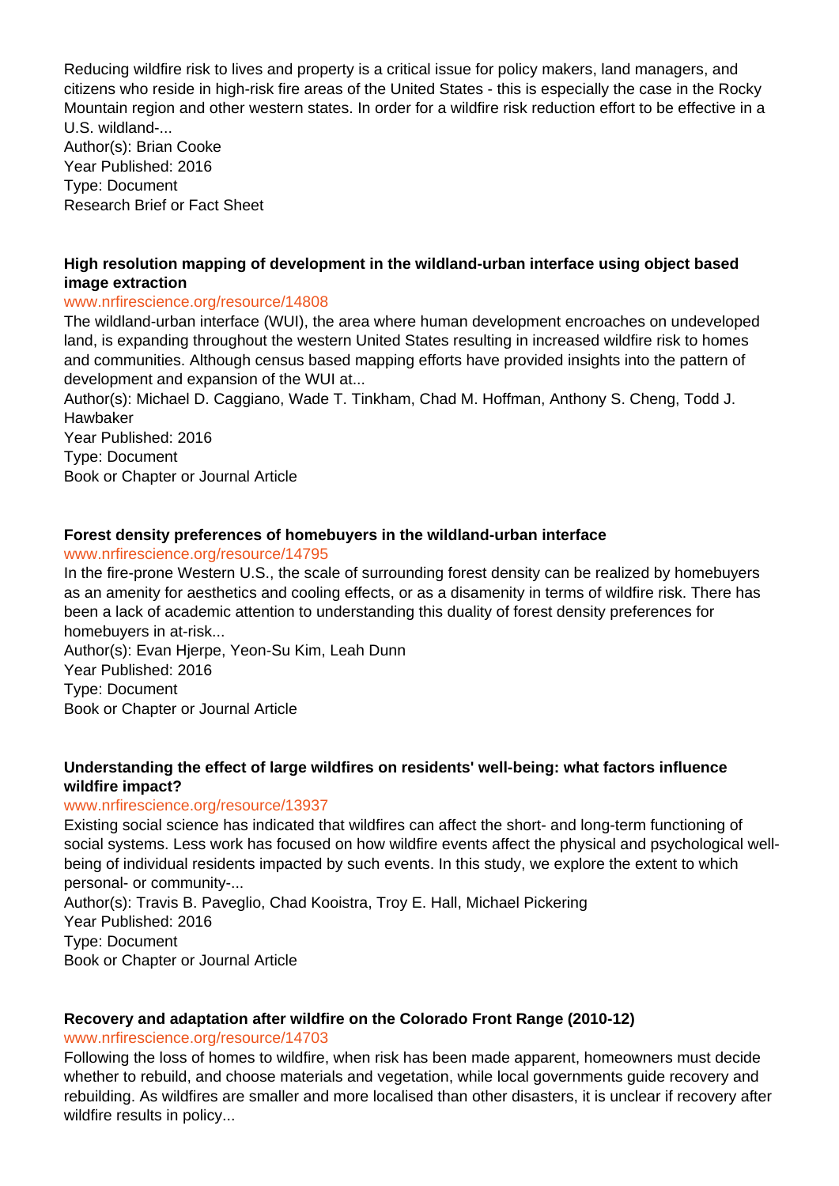Reducing wildfire risk to lives and property is a critical issue for policy makers, land managers, and citizens who reside in high-risk fire areas of the United States - this is especially the case in the Rocky Mountain region and other western states. In order for a wildfire risk reduction effort to be effective in a U.S. wildland-...
Author(s): Brian Cooke
Year Published: 2016
Type: Document
Research Brief or Fact Sheet

**High resolution mapping of development in the wildland-urban interface using object based image extraction**
www.nrfirescience.org/resource/14808
The wildland-urban interface (WUI), the area where human development encroaches on undeveloped land, is expanding throughout the western United States resulting in increased wildfire risk to homes and communities. Although census based mapping efforts have provided insights into the pattern of development and expansion of the WUI at...
Author(s): Michael D. Caggiano, Wade T. Tinkham, Chad M. Hoffman, Anthony S. Cheng, Todd J. Hawbaker
Year Published: 2016
Type: Document
Book or Chapter or Journal Article

**Forest density preferences of homebuyers in the wildland-urban interface**
www.nrfirescience.org/resource/14795
In the fire-prone Western U.S., the scale of surrounding forest density can be realized by homebuyers as an amenity for aesthetics and cooling effects, or as a disamenity in terms of wildfire risk. There has been a lack of academic attention to understanding this duality of forest density preferences for homebuyers in at-risk...
Author(s): Evan Hjerpe, Yeon-Su Kim, Leah Dunn
Year Published: 2016
Type: Document
Book or Chapter or Journal Article

**Understanding the effect of large wildfires on residents' well-being: what factors influence wildfire impact?**
www.nrfirescience.org/resource/13937
Existing social science has indicated that wildfires can affect the short- and long-term functioning of social systems. Less work has focused on how wildfire events affect the physical and psychological well-being of individual residents impacted by such events. In this study, we explore the extent to which personal- or community-...
Author(s): Travis B. Paveglio, Chad Kooistra, Troy E. Hall, Michael Pickering
Year Published: 2016
Type: Document
Book or Chapter or Journal Article

**Recovery and adaptation after wildfire on the Colorado Front Range (2010-12)**
www.nrfirescience.org/resource/14703
Following the loss of homes to wildfire, when risk has been made apparent, homeowners must decide whether to rebuild, and choose materials and vegetation, while local governments guide recovery and rebuilding. As wildfires are smaller and more localised than other disasters, it is unclear if recovery after wildfire results in policy...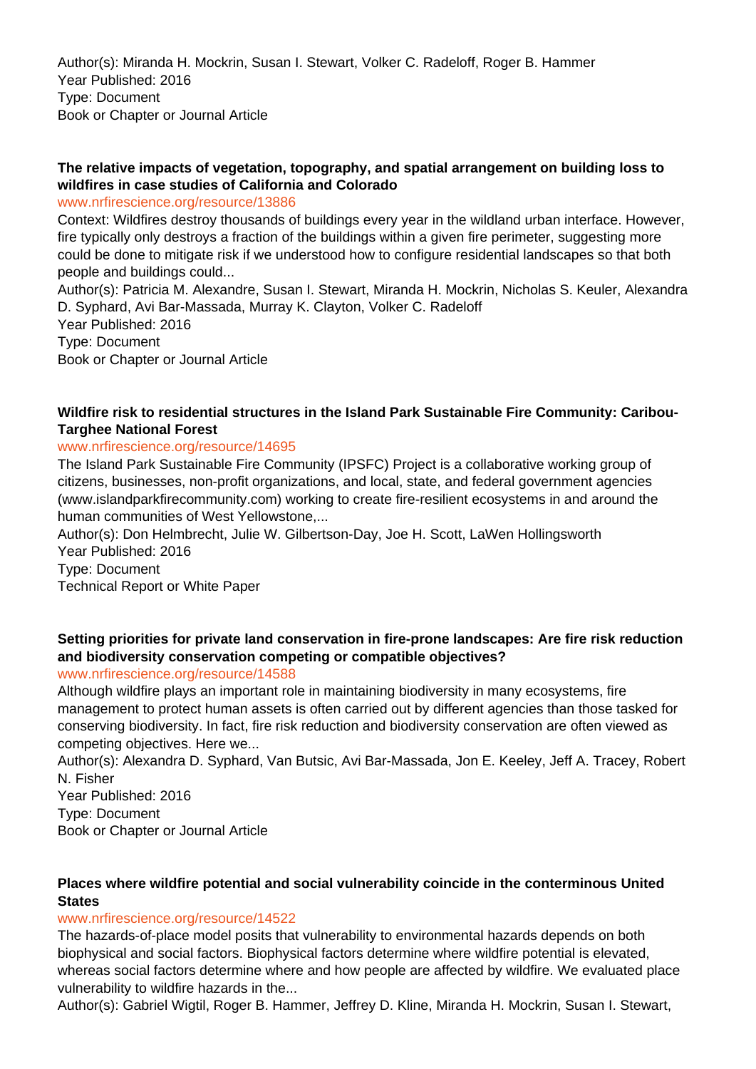Author(s): Miranda H. Mockrin, Susan I. Stewart, Volker C. Radeloff, Roger B. Hammer
Year Published: 2016
Type: Document
Book or Chapter or Journal Article

**The relative impacts of vegetation, topography, and spatial arrangement on building loss to wildfires in case studies of California and Colorado**

www.nrfirescience.org/resource/13886

Context: Wildfires destroy thousands of buildings every year in the wildland urban interface. However, fire typically only destroys a fraction of the buildings within a given fire perimeter, suggesting more could be done to mitigate risk if we understood how to configure residential landscapes so that both people and buildings could...

Author(s): Patricia M. Alexandre, Susan I. Stewart, Miranda H. Mockrin, Nicholas S. Keuler, Alexandra D. Syphard, Avi Bar-Massada, Murray K. Clayton, Volker C. Radeloff
Year Published: 2016
Type: Document
Book or Chapter or Journal Article

**Wildfire risk to residential structures in the Island Park Sustainable Fire Community: Caribou-Targhee National Forest**

www.nrfirescience.org/resource/14695

The Island Park Sustainable Fire Community (IPSFC) Project is a collaborative working group of citizens, businesses, non-profit organizations, and local, state, and federal government agencies (www.islandparkfirecommunity.com) working to create fire-resilient ecosystems in and around the human communities of West Yellowstone,...

Author(s): Don Helmbrecht, Julie W. Gilbertson-Day, Joe H. Scott, LaWen Hollingsworth
Year Published: 2016
Type: Document
Technical Report or White Paper

**Setting priorities for private land conservation in fire-prone landscapes: Are fire risk reduction and biodiversity conservation competing or compatible objectives?**

www.nrfirescience.org/resource/14588

Although wildfire plays an important role in maintaining biodiversity in many ecosystems, fire management to protect human assets is often carried out by different agencies than those tasked for conserving biodiversity. In fact, fire risk reduction and biodiversity conservation are often viewed as competing objectives. Here we...

Author(s): Alexandra D. Syphard, Van Butsic, Avi Bar-Massada, Jon E. Keeley, Jeff A. Tracey, Robert N. Fisher
Year Published: 2016
Type: Document
Book or Chapter or Journal Article

**Places where wildfire potential and social vulnerability coincide in the conterminous United States**

www.nrfirescience.org/resource/14522

The hazards-of-place model posits that vulnerability to environmental hazards depends on both biophysical and social factors. Biophysical factors determine where wildfire potential is elevated, whereas social factors determine where and how people are affected by wildfire. We evaluated place vulnerability to wildfire hazards in the...

Author(s): Gabriel Wigtil, Roger B. Hammer, Jeffrey D. Kline, Miranda H. Mockrin, Susan I. Stewart,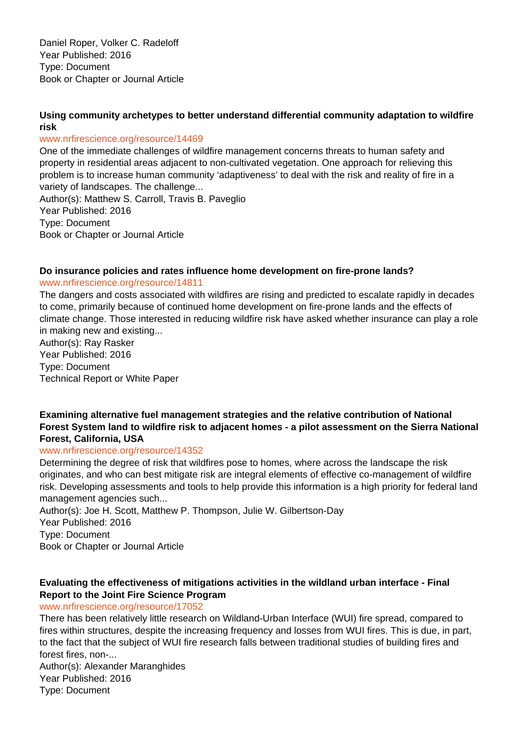Daniel Roper, Volker C. Radeloff
Year Published: 2016
Type: Document
Book or Chapter or Journal Article

**Using community archetypes to better understand differential community adaptation to wildfire risk**
www.nrfirescience.org/resource/14469
One of the immediate challenges of wildfire management concerns threats to human safety and property in residential areas adjacent to non-cultivated vegetation. One approach for relieving this problem is to increase human community 'adaptiveness' to deal with the risk and reality of fire in a variety of landscapes. The challenge...
Author(s): Matthew S. Carroll, Travis B. Paveglio
Year Published: 2016
Type: Document
Book or Chapter or Journal Article

**Do insurance policies and rates influence home development on fire-prone lands?**
www.nrfirescience.org/resource/14811
The dangers and costs associated with wildfires are rising and predicted to escalate rapidly in decades to come, primarily because of continued home development on fire-prone lands and the effects of climate change. Those interested in reducing wildfire risk have asked whether insurance can play a role in making new and existing...
Author(s): Ray Rasker
Year Published: 2016
Type: Document
Technical Report or White Paper

**Examining alternative fuel management strategies and the relative contribution of National Forest System land to wildfire risk to adjacent homes - a pilot assessment on the Sierra National Forest, California, USA**
www.nrfirescience.org/resource/14352
Determining the degree of risk that wildfires pose to homes, where across the landscape the risk originates, and who can best mitigate risk are integral elements of effective co-management of wildfire risk. Developing assessments and tools to help provide this information is a high priority for federal land management agencies such...
Author(s): Joe H. Scott, Matthew P. Thompson, Julie W. Gilbertson-Day
Year Published: 2016
Type: Document
Book or Chapter or Journal Article

**Evaluating the effectiveness of mitigations activities in the wildland urban interface - Final Report to the Joint Fire Science Program**
www.nrfirescience.org/resource/17052
There has been relatively little research on Wildland-Urban Interface (WUI) fire spread, compared to fires within structures, despite the increasing frequency and losses from WUI fires. This is due, in part, to the fact that the subject of WUI fire research falls between traditional studies of building fires and forest fires, non-...
Author(s): Alexander Maranghides
Year Published: 2016
Type: Document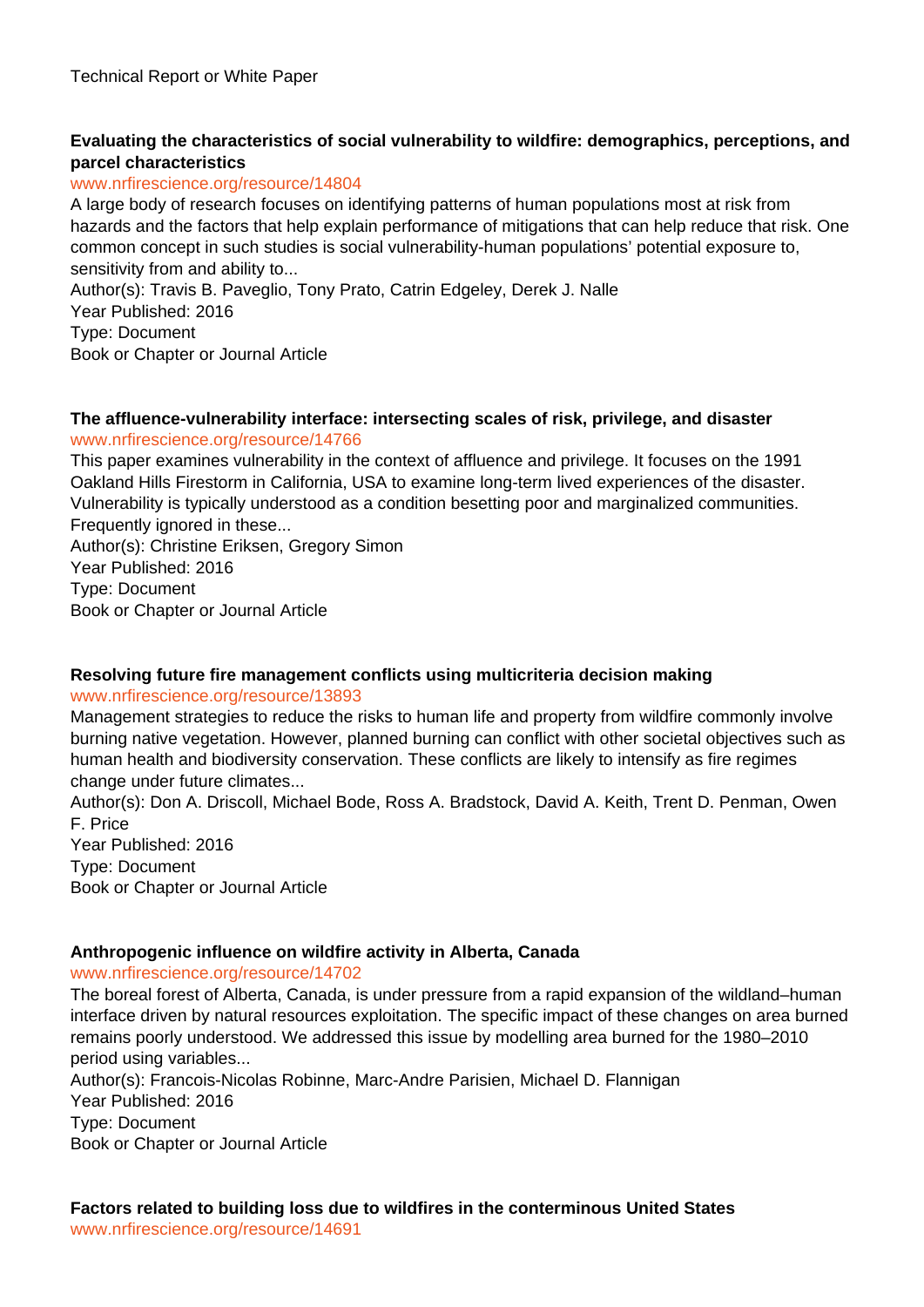Technical Report or White Paper

**Evaluating the characteristics of social vulnerability to wildfire: demographics, perceptions, and parcel characteristics**
www.nrfirescience.org/resource/14804
A large body of research focuses on identifying patterns of human populations most at risk from hazards and the factors that help explain performance of mitigations that can help reduce that risk. One common concept in such studies is social vulnerability-human populations' potential exposure to, sensitivity from and ability to...
Author(s): Travis B. Paveglio, Tony Prato, Catrin Edgeley, Derek J. Nalle
Year Published: 2016
Type: Document
Book or Chapter or Journal Article

**The affluence-vulnerability interface: intersecting scales of risk, privilege, and disaster**
www.nrfirescience.org/resource/14766
This paper examines vulnerability in the context of affluence and privilege. It focuses on the 1991 Oakland Hills Firestorm in California, USA to examine long-term lived experiences of the disaster. Vulnerability is typically understood as a condition besetting poor and marginalized communities. Frequently ignored in these...
Author(s): Christine Eriksen, Gregory Simon
Year Published: 2016
Type: Document
Book or Chapter or Journal Article

**Resolving future fire management conflicts using multicriteria decision making**
www.nrfirescience.org/resource/13893
Management strategies to reduce the risks to human life and property from wildfire commonly involve burning native vegetation. However, planned burning can conflict with other societal objectives such as human health and biodiversity conservation. These conflicts are likely to intensify as fire regimes change under future climates...
Author(s): Don A. Driscoll, Michael Bode, Ross A. Bradstock, David A. Keith, Trent D. Penman, Owen F. Price
Year Published: 2016
Type: Document
Book or Chapter or Journal Article

**Anthropogenic influence on wildfire activity in Alberta, Canada**
www.nrfirescience.org/resource/14702
The boreal forest of Alberta, Canada, is under pressure from a rapid expansion of the wildland–human interface driven by natural resources exploitation. The specific impact of these changes on area burned remains poorly understood. We addressed this issue by modelling area burned for the 1980–2010 period using variables...
Author(s): Francois-Nicolas Robinne, Marc-Andre Parisien, Michael D. Flannigan
Year Published: 2016
Type: Document
Book or Chapter or Journal Article

**Factors related to building loss due to wildfires in the conterminous United States**
www.nrfirescience.org/resource/14691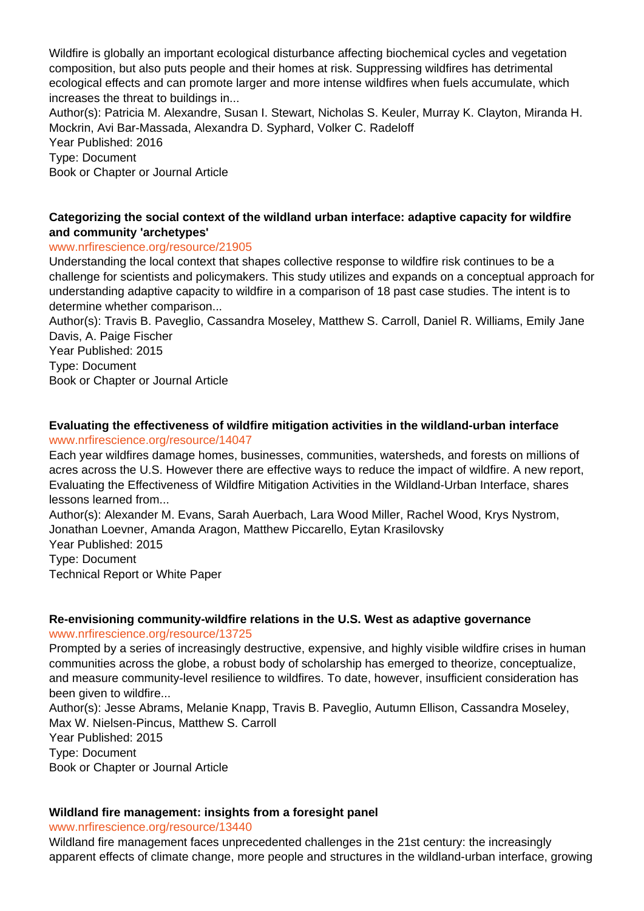Wildfire is globally an important ecological disturbance affecting biochemical cycles and vegetation composition, but also puts people and their homes at risk. Suppressing wildfires has detrimental ecological effects and can promote larger and more intense wildfires when fuels accumulate, which increases the threat to buildings in...

Author(s): Patricia M. Alexandre, Susan I. Stewart, Nicholas S. Keuler, Murray K. Clayton, Miranda H. Mockrin, Avi Bar-Massada, Alexandra D. Syphard, Volker C. Radeloff

Year Published: 2016

Type: Document

Book or Chapter or Journal Article

**Categorizing the social context of the wildland urban interface: adaptive capacity for wildfire and community 'archetypes'**

www.nrfirescience.org/resource/21905

Understanding the local context that shapes collective response to wildfire risk continues to be a challenge for scientists and policymakers. This study utilizes and expands on a conceptual approach for understanding adaptive capacity to wildfire in a comparison of 18 past case studies. The intent is to determine whether comparison...

Author(s): Travis B. Paveglio, Cassandra Moseley, Matthew S. Carroll, Daniel R. Williams, Emily Jane Davis, A. Paige Fischer

Year Published: 2015

Type: Document

Book or Chapter or Journal Article

**Evaluating the effectiveness of wildfire mitigation activities in the wildland-urban interface**

www.nrfirescience.org/resource/14047

Each year wildfires damage homes, businesses, communities, watersheds, and forests on millions of acres across the U.S. However there are effective ways to reduce the impact of wildfire. A new report, Evaluating the Effectiveness of Wildfire Mitigation Activities in the Wildland-Urban Interface, shares lessons learned from...

Author(s): Alexander M. Evans, Sarah Auerbach, Lara Wood Miller, Rachel Wood, Krys Nystrom, Jonathan Loevner, Amanda Aragon, Matthew Piccarello, Eytan Krasilovsky

Year Published: 2015

Type: Document

Technical Report or White Paper

**Re-envisioning community-wildfire relations in the U.S. West as adaptive governance**

www.nrfirescience.org/resource/13725

Prompted by a series of increasingly destructive, expensive, and highly visible wildfire crises in human communities across the globe, a robust body of scholarship has emerged to theorize, conceptualize, and measure community-level resilience to wildfires. To date, however, insufficient consideration has been given to wildfire...

Author(s): Jesse Abrams, Melanie Knapp, Travis B. Paveglio, Autumn Ellison, Cassandra Moseley, Max W. Nielsen-Pincus, Matthew S. Carroll

Year Published: 2015

Type: Document

Book or Chapter or Journal Article

**Wildland fire management: insights from a foresight panel**

www.nrfirescience.org/resource/13440

Wildland fire management faces unprecedented challenges in the 21st century: the increasingly apparent effects of climate change, more people and structures in the wildland-urban interface, growing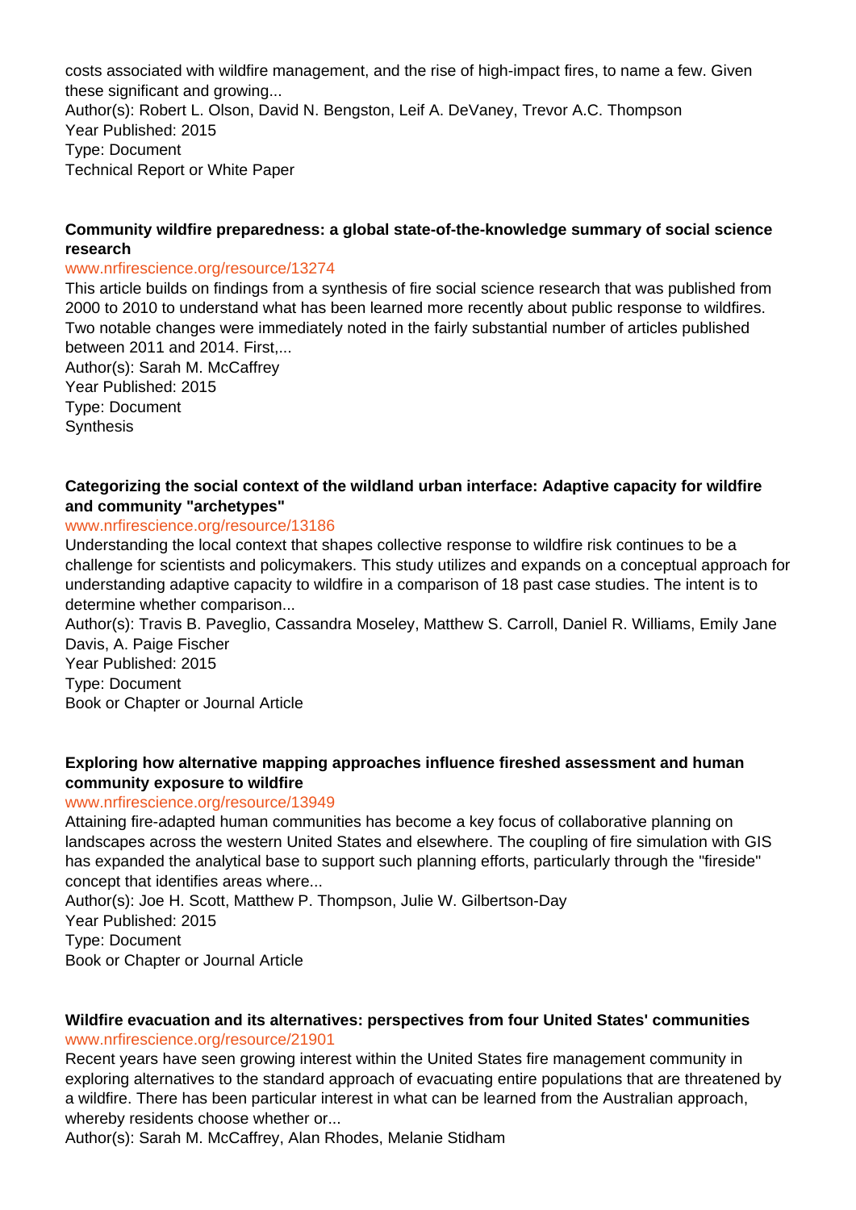costs associated with wildfire management, and the rise of high-impact fires, to name a few. Given these significant and growing...
Author(s): Robert L. Olson, David N. Bengston, Leif A. DeVaney, Trevor A.C. Thompson
Year Published: 2015
Type: Document
Technical Report or White Paper

**Community wildfire preparedness: a global state-of-the-knowledge summary of social science research**
www.nrfirescience.org/resource/13274
This article builds on findings from a synthesis of fire social science research that was published from 2000 to 2010 to understand what has been learned more recently about public response to wildfires. Two notable changes were immediately noted in the fairly substantial number of articles published between 2011 and 2014. First,...
Author(s): Sarah M. McCaffrey
Year Published: 2015
Type: Document
Synthesis

**Categorizing the social context of the wildland urban interface: Adaptive capacity for wildfire and community "archetypes"**
www.nrfirescience.org/resource/13186
Understanding the local context that shapes collective response to wildfire risk continues to be a challenge for scientists and policymakers. This study utilizes and expands on a conceptual approach for understanding adaptive capacity to wildfire in a comparison of 18 past case studies. The intent is to determine whether comparison...
Author(s): Travis B. Paveglio, Cassandra Moseley, Matthew S. Carroll, Daniel R. Williams, Emily Jane Davis, A. Paige Fischer
Year Published: 2015
Type: Document
Book or Chapter or Journal Article

**Exploring how alternative mapping approaches influence fireshed assessment and human community exposure to wildfire**
www.nrfirescience.org/resource/13949
Attaining fire-adapted human communities has become a key focus of collaborative planning on landscapes across the western United States and elsewhere. The coupling of fire simulation with GIS has expanded the analytical base to support such planning efforts, particularly through the "fireside" concept that identifies areas where...
Author(s): Joe H. Scott, Matthew P. Thompson, Julie W. Gilbertson-Day
Year Published: 2015
Type: Document
Book or Chapter or Journal Article

**Wildfire evacuation and its alternatives: perspectives from four United States' communities**
www.nrfirescience.org/resource/21901
Recent years have seen growing interest within the United States fire management community in exploring alternatives to the standard approach of evacuating entire populations that are threatened by a wildfire. There has been particular interest in what can be learned from the Australian approach, whereby residents choose whether or...
Author(s): Sarah M. McCaffrey, Alan Rhodes, Melanie Stidham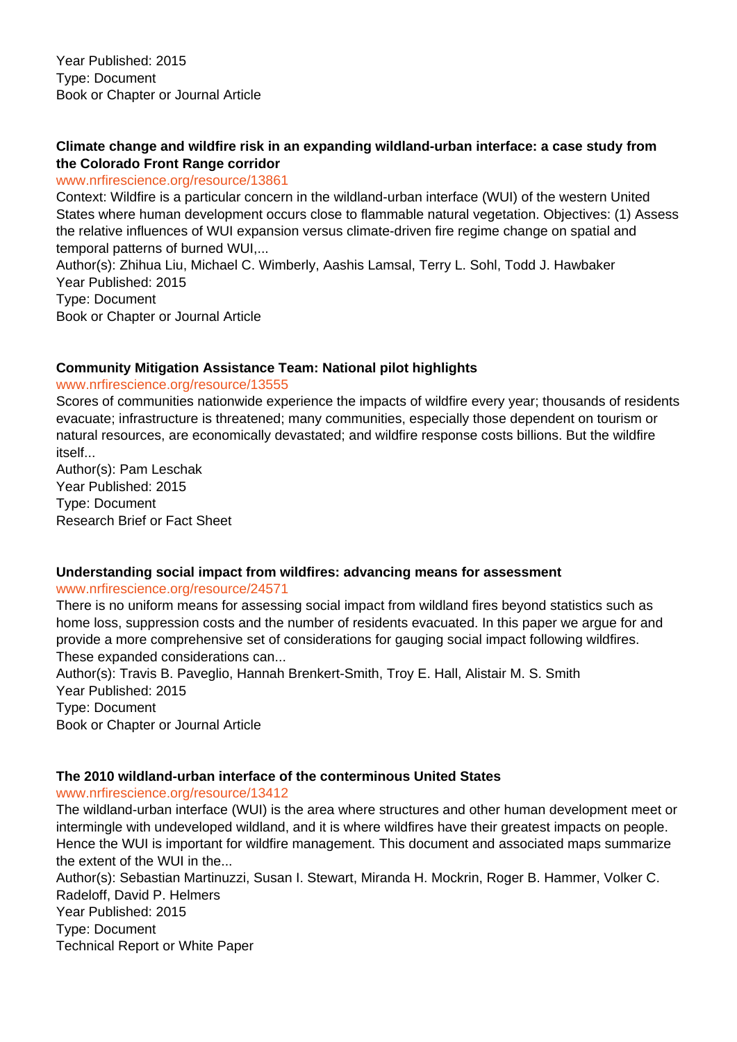Year Published: 2015
Type: Document
Book or Chapter or Journal Article

**Climate change and wildfire risk in an expanding wildland-urban interface: a case study from the Colorado Front Range corridor**
www.nrfirescience.org/resource/13861
Context: Wildfire is a particular concern in the wildland-urban interface (WUI) of the western United States where human development occurs close to flammable natural vegetation. Objectives: (1) Assess the relative influences of WUI expansion versus climate-driven fire regime change on spatial and temporal patterns of burned WUI,...
Author(s): Zhihua Liu, Michael C. Wimberly, Aashis Lamsal, Terry L. Sohl, Todd J. Hawbaker
Year Published: 2015
Type: Document
Book or Chapter or Journal Article

**Community Mitigation Assistance Team: National pilot highlights**
www.nrfirescience.org/resource/13555
Scores of communities nationwide experience the impacts of wildfire every year; thousands of residents evacuate; infrastructure is threatened; many communities, especially those dependent on tourism or natural resources, are economically devastated; and wildfire response costs billions. But the wildfire itself...
Author(s): Pam Leschak
Year Published: 2015
Type: Document
Research Brief or Fact Sheet

**Understanding social impact from wildfires: advancing means for assessment**
www.nrfirescience.org/resource/24571
There is no uniform means for assessing social impact from wildland fires beyond statistics such as home loss, suppression costs and the number of residents evacuated. In this paper we argue for and provide a more comprehensive set of considerations for gauging social impact following wildfires. These expanded considerations can...
Author(s): Travis B. Paveglio, Hannah Brenkert-Smith, Troy E. Hall, Alistair M. S. Smith
Year Published: 2015
Type: Document
Book or Chapter or Journal Article

**The 2010 wildland-urban interface of the conterminous United States**
www.nrfirescience.org/resource/13412
The wildland-urban interface (WUI) is the area where structures and other human development meet or intermingle with undeveloped wildland, and it is where wildfires have their greatest impacts on people. Hence the WUI is important for wildfire management. This document and associated maps summarize the extent of the WUI in the...
Author(s): Sebastian Martinuzzi, Susan I. Stewart, Miranda H. Mockrin, Roger B. Hammer, Volker C. Radeloff, David P. Helmers
Year Published: 2015
Type: Document
Technical Report or White Paper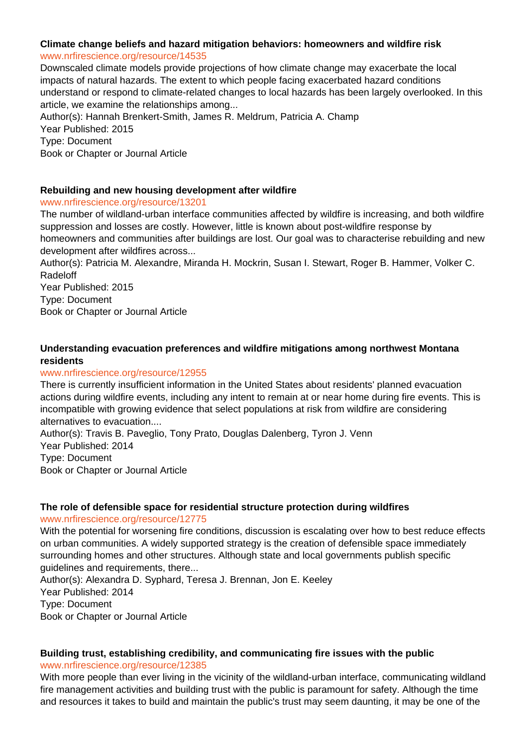**Climate change beliefs and hazard mitigation behaviors: homeowners and wildfire risk**
www.nrfirescience.org/resource/14535
Downscaled climate models provide projections of how climate change may exacerbate the local impacts of natural hazards. The extent to which people facing exacerbated hazard conditions understand or respond to climate-related changes to local hazards has been largely overlooked. In this article, we examine the relationships among...
Author(s): Hannah Brenkert-Smith, James R. Meldrum, Patricia A. Champ
Year Published: 2015
Type: Document
Book or Chapter or Journal Article

**Rebuilding and new housing development after wildfire**
www.nrfirescience.org/resource/13201
The number of wildland-urban interface communities affected by wildfire is increasing, and both wildfire suppression and losses are costly. However, little is known about post-wildfire response by homeowners and communities after buildings are lost. Our goal was to characterise rebuilding and new development after wildfires across...
Author(s): Patricia M. Alexandre, Miranda H. Mockrin, Susan I. Stewart, Roger B. Hammer, Volker C. Radeloff
Year Published: 2015
Type: Document
Book or Chapter or Journal Article

**Understanding evacuation preferences and wildfire mitigations among northwest Montana residents**
www.nrfirescience.org/resource/12955
There is currently insufficient information in the United States about residents' planned evacuation actions during wildfire events, including any intent to remain at or near home during fire events. This is incompatible with growing evidence that select populations at risk from wildfire are considering alternatives to evacuation....
Author(s): Travis B. Paveglio, Tony Prato, Douglas Dalenberg, Tyron J. Venn
Year Published: 2014
Type: Document
Book or Chapter or Journal Article

**The role of defensible space for residential structure protection during wildfires**
www.nrfirescience.org/resource/12775
With the potential for worsening fire conditions, discussion is escalating over how to best reduce effects on urban communities. A widely supported strategy is the creation of defensible space immediately surrounding homes and other structures. Although state and local governments publish specific guidelines and requirements, there...
Author(s): Alexandra D. Syphard, Teresa J. Brennan, Jon E. Keeley
Year Published: 2014
Type: Document
Book or Chapter or Journal Article

**Building trust, establishing credibility, and communicating fire issues with the public**
www.nrfirescience.org/resource/12385
With more people than ever living in the vicinity of the wildland-urban interface, communicating wildland fire management activities and building trust with the public is paramount for safety. Although the time and resources it takes to build and maintain the public's trust may seem daunting, it may be one of the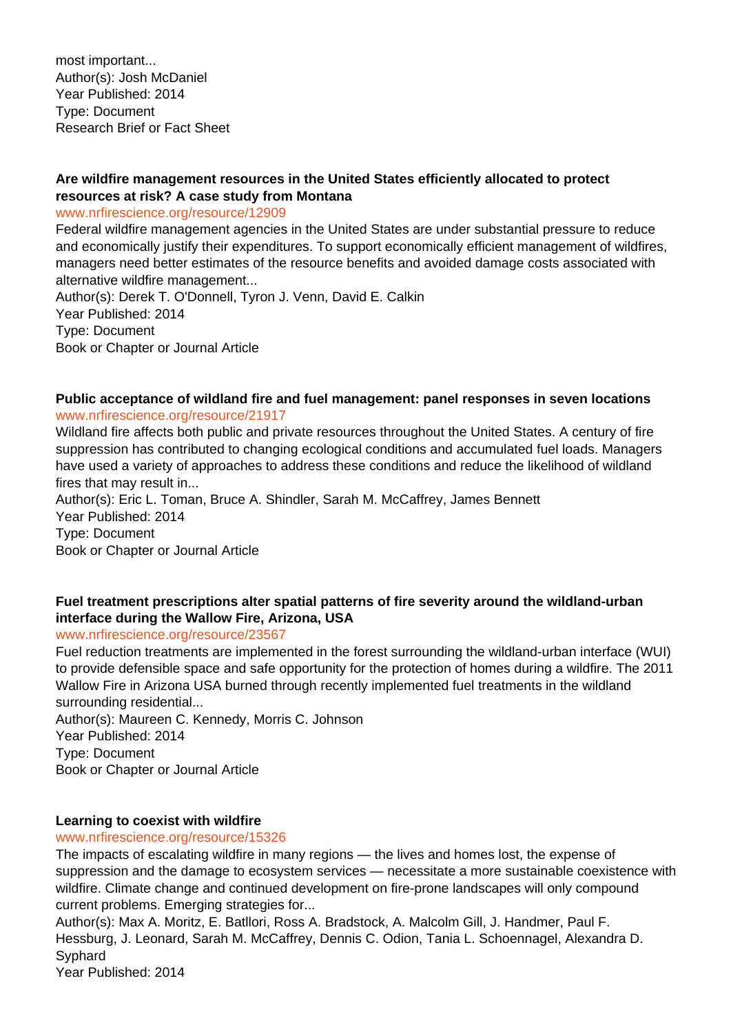most important...
Author(s): Josh McDaniel
Year Published: 2014
Type: Document
Research Brief or Fact Sheet

**Are wildfire management resources in the United States efficiently allocated to protect resources at risk? A case study from Montana**
www.nrfirescience.org/resource/12909
Federal wildfire management agencies in the United States are under substantial pressure to reduce and economically justify their expenditures. To support economically efficient management of wildfires, managers need better estimates of the resource benefits and avoided damage costs associated with alternative wildfire management...
Author(s): Derek T. O'Donnell, Tyron J. Venn, David E. Calkin
Year Published: 2014
Type: Document
Book or Chapter or Journal Article

**Public acceptance of wildland fire and fuel management: panel responses in seven locations**
www.nrfirescience.org/resource/21917
Wildland fire affects both public and private resources throughout the United States. A century of fire suppression has contributed to changing ecological conditions and accumulated fuel loads. Managers have used a variety of approaches to address these conditions and reduce the likelihood of wildland fires that may result in...
Author(s): Eric L. Toman, Bruce A. Shindler, Sarah M. McCaffrey, James Bennett
Year Published: 2014
Type: Document
Book or Chapter or Journal Article

**Fuel treatment prescriptions alter spatial patterns of fire severity around the wildland-urban interface during the Wallow Fire, Arizona, USA**
www.nrfirescience.org/resource/23567
Fuel reduction treatments are implemented in the forest surrounding the wildland-urban interface (WUI) to provide defensible space and safe opportunity for the protection of homes during a wildfire. The 2011 Wallow Fire in Arizona USA burned through recently implemented fuel treatments in the wildland surrounding residential...
Author(s): Maureen C. Kennedy, Morris C. Johnson
Year Published: 2014
Type: Document
Book or Chapter or Journal Article

**Learning to coexist with wildfire**
www.nrfirescience.org/resource/15326
The impacts of escalating wildfire in many regions — the lives and homes lost, the expense of suppression and the damage to ecosystem services — necessitate a more sustainable coexistence with wildfire. Climate change and continued development on fire-prone landscapes will only compound current problems. Emerging strategies for...
Author(s): Max A. Moritz, E. Batllori, Ross A. Bradstock, A. Malcolm Gill, J. Handmer, Paul F. Hessburg, J. Leonard, Sarah M. McCaffrey, Dennis C. Odion, Tania L. Schoennagel, Alexandra D. Syphard
Year Published: 2014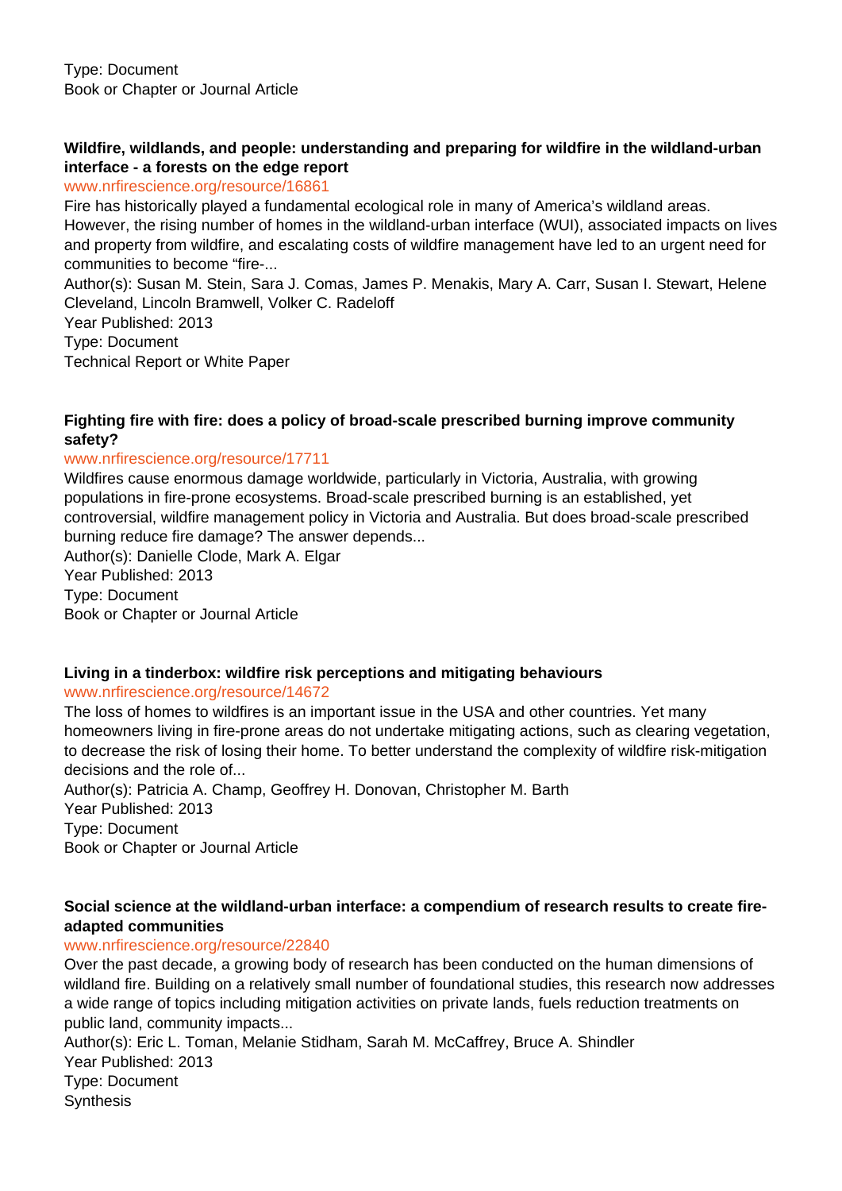Type: Document
Book or Chapter or Journal Article

**Wildfire, wildlands, and people: understanding and preparing for wildfire in the wildland-urban interface - a forests on the edge report**
www.nrfirescience.org/resource/16861
Fire has historically played a fundamental ecological role in many of America's wildland areas. However, the rising number of homes in the wildland-urban interface (WUI), associated impacts on lives and property from wildfire, and escalating costs of wildfire management have led to an urgent need for communities to become "fire-...
Author(s): Susan M. Stein, Sara J. Comas, James P. Menakis, Mary A. Carr, Susan I. Stewart, Helene Cleveland, Lincoln Bramwell, Volker C. Radeloff
Year Published: 2013
Type: Document
Technical Report or White Paper

**Fighting fire with fire: does a policy of broad-scale prescribed burning improve community safety?**
www.nrfirescience.org/resource/17711
Wildfires cause enormous damage worldwide, particularly in Victoria, Australia, with growing populations in fire-prone ecosystems. Broad-scale prescribed burning is an established, yet controversial, wildfire management policy in Victoria and Australia. But does broad-scale prescribed burning reduce fire damage? The answer depends...
Author(s): Danielle Clode, Mark A. Elgar
Year Published: 2013
Type: Document
Book or Chapter or Journal Article

**Living in a tinderbox: wildfire risk perceptions and mitigating behaviours**
www.nrfirescience.org/resource/14672
The loss of homes to wildfires is an important issue in the USA and other countries. Yet many homeowners living in fire-prone areas do not undertake mitigating actions, such as clearing vegetation, to decrease the risk of losing their home. To better understand the complexity of wildfire risk-mitigation decisions and the role of...
Author(s): Patricia A. Champ, Geoffrey H. Donovan, Christopher M. Barth
Year Published: 2013
Type: Document
Book or Chapter or Journal Article

**Social science at the wildland-urban interface: a compendium of research results to create fire-adapted communities**
www.nrfirescience.org/resource/22840
Over the past decade, a growing body of research has been conducted on the human dimensions of wildland fire. Building on a relatively small number of foundational studies, this research now addresses a wide range of topics including mitigation activities on private lands, fuels reduction treatments on public land, community impacts...
Author(s): Eric L. Toman, Melanie Stidham, Sarah M. McCaffrey, Bruce A. Shindler
Year Published: 2013
Type: Document
Synthesis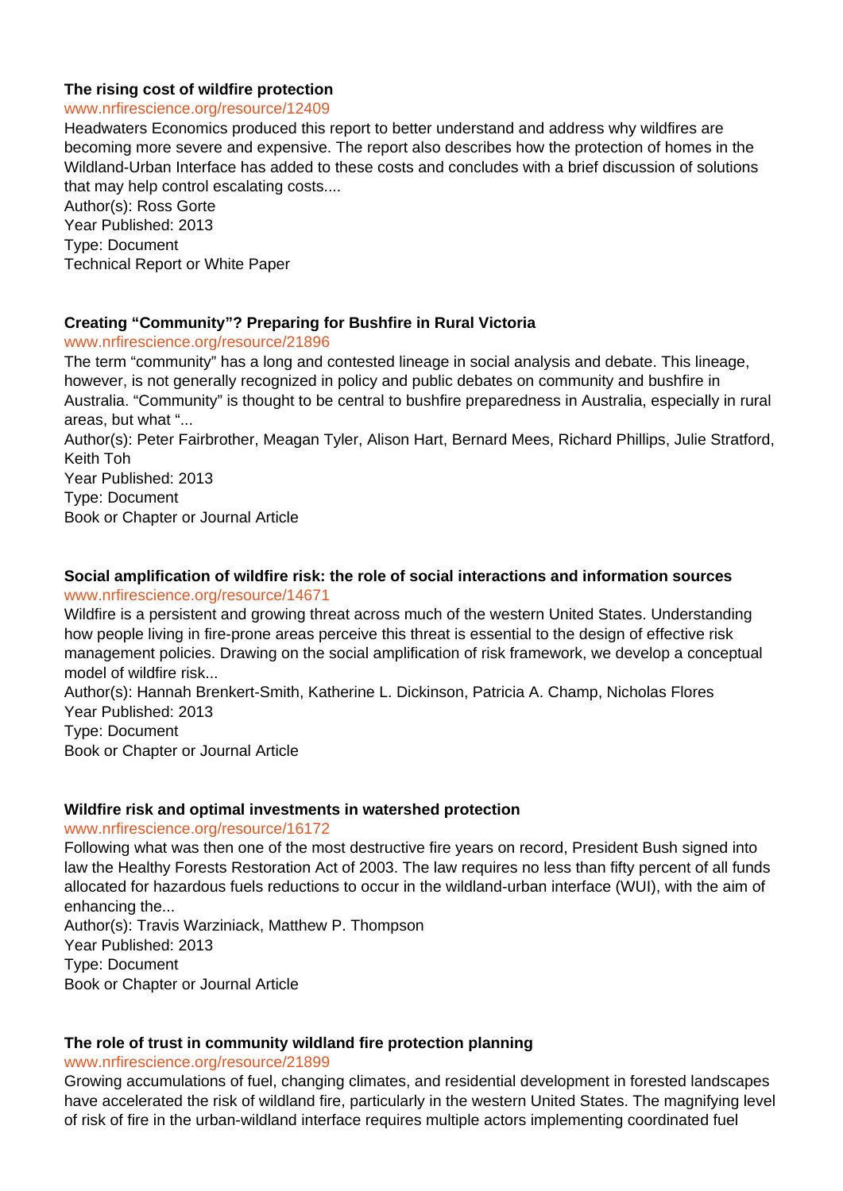**The rising cost of wildfire protection**
www.nrfirescience.org/resource/12409
Headwaters Economics produced this report to better understand and address why wildfires are becoming more severe and expensive. The report also describes how the protection of homes in the Wildland-Urban Interface has added to these costs and concludes with a brief discussion of solutions that may help control escalating costs....
Author(s): Ross Gorte
Year Published: 2013
Type: Document
Technical Report or White Paper

**Creating "Community"? Preparing for Bushfire in Rural Victoria**
www.nrfirescience.org/resource/21896
The term "community" has a long and contested lineage in social analysis and debate. This lineage, however, is not generally recognized in policy and public debates on community and bushfire in Australia. "Community" is thought to be central to bushfire preparedness in Australia, especially in rural areas, but what "...
Author(s): Peter Fairbrother, Meagan Tyler, Alison Hart, Bernard Mees, Richard Phillips, Julie Stratford, Keith Toh
Year Published: 2013
Type: Document
Book or Chapter or Journal Article

**Social amplification of wildfire risk: the role of social interactions and information sources**
www.nrfirescience.org/resource/14671
Wildfire is a persistent and growing threat across much of the western United States. Understanding how people living in fire-prone areas perceive this threat is essential to the design of effective risk management policies. Drawing on the social amplification of risk framework, we develop a conceptual model of wildfire risk...
Author(s): Hannah Brenkert-Smith, Katherine L. Dickinson, Patricia A. Champ, Nicholas Flores
Year Published: 2013
Type: Document
Book or Chapter or Journal Article

**Wildfire risk and optimal investments in watershed protection**
www.nrfirescience.org/resource/16172
Following what was then one of the most destructive fire years on record, President Bush signed into law the Healthy Forests Restoration Act of 2003. The law requires no less than fifty percent of all funds allocated for hazardous fuels reductions to occur in the wildland-urban interface (WUI), with the aim of enhancing the...
Author(s): Travis Warziniack, Matthew P. Thompson
Year Published: 2013
Type: Document
Book or Chapter or Journal Article

**The role of trust in community wildland fire protection planning**
www.nrfirescience.org/resource/21899
Growing accumulations of fuel, changing climates, and residential development in forested landscapes have accelerated the risk of wildland fire, particularly in the western United States. The magnifying level of risk of fire in the urban-wildland interface requires multiple actors implementing coordinated fuel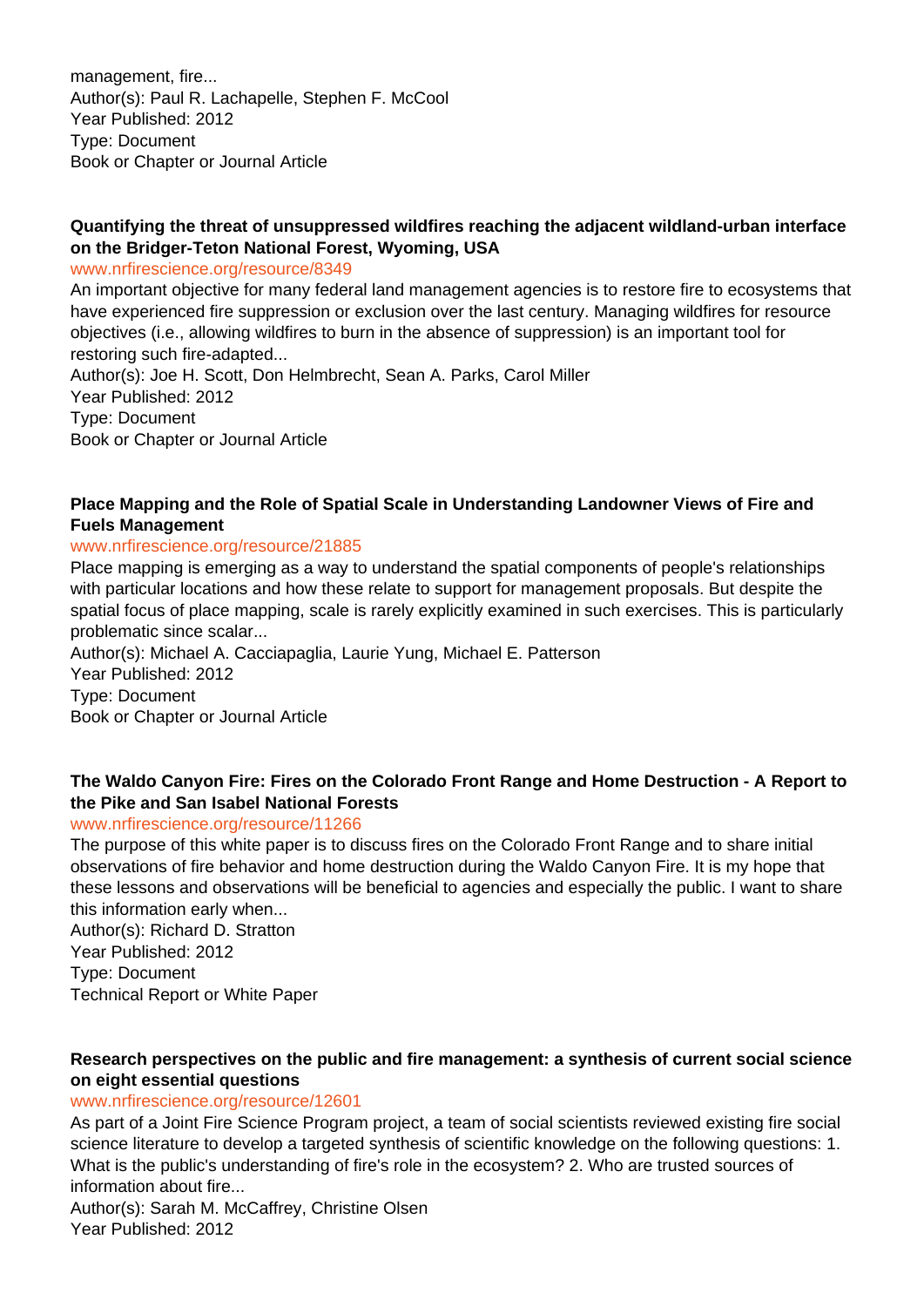management, fire...
Author(s): Paul R. Lachapelle, Stephen F. McCool
Year Published: 2012
Type: Document
Book or Chapter or Journal Article

**Quantifying the threat of unsuppressed wildfires reaching the adjacent wildland-urban interface on the Bridger-Teton National Forest, Wyoming, USA**
www.nrfirescience.org/resource/8349
An important objective for many federal land management agencies is to restore fire to ecosystems that have experienced fire suppression or exclusion over the last century. Managing wildfires for resource objectives (i.e., allowing wildfires to burn in the absence of suppression) is an important tool for restoring such fire-adapted...
Author(s): Joe H. Scott, Don Helmbrecht, Sean A. Parks, Carol Miller
Year Published: 2012
Type: Document
Book or Chapter or Journal Article

**Place Mapping and the Role of Spatial Scale in Understanding Landowner Views of Fire and Fuels Management**
www.nrfirescience.org/resource/21885
Place mapping is emerging as a way to understand the spatial components of people's relationships with particular locations and how these relate to support for management proposals. But despite the spatial focus of place mapping, scale is rarely explicitly examined in such exercises. This is particularly problematic since scalar...
Author(s): Michael A. Cacciapaglia, Laurie Yung, Michael E. Patterson
Year Published: 2012
Type: Document
Book or Chapter or Journal Article

**The Waldo Canyon Fire: Fires on the Colorado Front Range and Home Destruction - A Report to the Pike and San Isabel National Forests**
www.nrfirescience.org/resource/11266
The purpose of this white paper is to discuss fires on the Colorado Front Range and to share initial observations of fire behavior and home destruction during the Waldo Canyon Fire. It is my hope that these lessons and observations will be beneficial to agencies and especially the public. I want to share this information early when...
Author(s): Richard D. Stratton
Year Published: 2012
Type: Document
Technical Report or White Paper

**Research perspectives on the public and fire management: a synthesis of current social science on eight essential questions**
www.nrfirescience.org/resource/12601
As part of a Joint Fire Science Program project, a team of social scientists reviewed existing fire social science literature to develop a targeted synthesis of scientific knowledge on the following questions: 1. What is the public's understanding of fire's role in the ecosystem? 2. Who are trusted sources of information about fire...
Author(s): Sarah M. McCaffrey, Christine Olsen
Year Published: 2012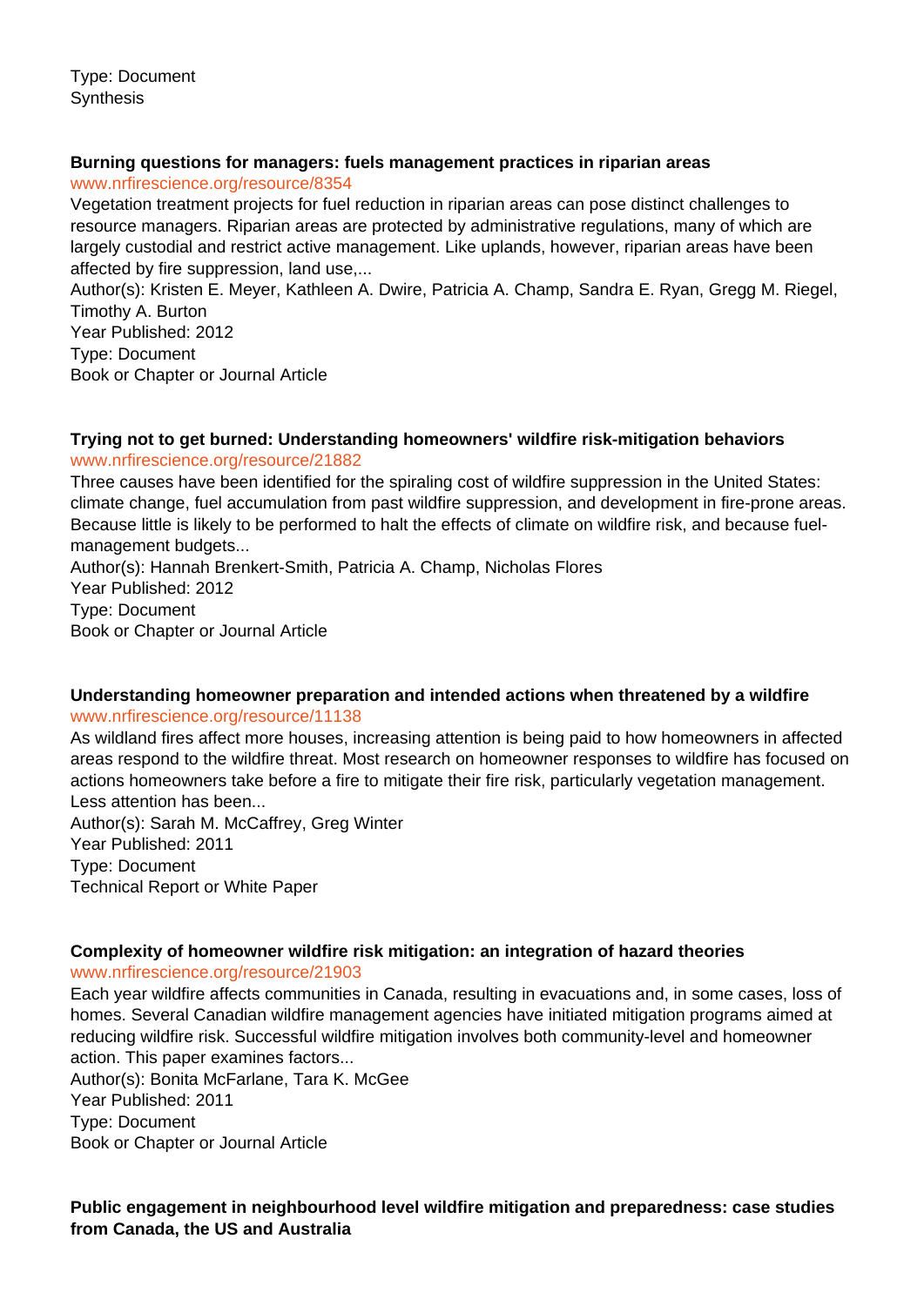Type: Document
Synthesis

**Burning questions for managers: fuels management practices in riparian areas**
www.nrfirescience.org/resource/8354
Vegetation treatment projects for fuel reduction in riparian areas can pose distinct challenges to resource managers. Riparian areas are protected by administrative regulations, many of which are largely custodial and restrict active management. Like uplands, however, riparian areas have been affected by fire suppression, land use,...
Author(s): Kristen E. Meyer, Kathleen A. Dwire, Patricia A. Champ, Sandra E. Ryan, Gregg M. Riegel, Timothy A. Burton
Year Published: 2012
Type: Document
Book or Chapter or Journal Article

**Trying not to get burned: Understanding homeowners' wildfire risk-mitigation behaviors**
www.nrfirescience.org/resource/21882
Three causes have been identified for the spiraling cost of wildfire suppression in the United States: climate change, fuel accumulation from past wildfire suppression, and development in fire-prone areas. Because little is likely to be performed to halt the effects of climate on wildfire risk, and because fuel-management budgets...
Author(s): Hannah Brenkert-Smith, Patricia A. Champ, Nicholas Flores
Year Published: 2012
Type: Document
Book or Chapter or Journal Article

**Understanding homeowner preparation and intended actions when threatened by a wildfire**
www.nrfirescience.org/resource/11138
As wildland fires affect more houses, increasing attention is being paid to how homeowners in affected areas respond to the wildfire threat. Most research on homeowner responses to wildfire has focused on actions homeowners take before a fire to mitigate their fire risk, particularly vegetation management. Less attention has been...
Author(s): Sarah M. McCaffrey, Greg Winter
Year Published: 2011
Type: Document
Technical Report or White Paper

**Complexity of homeowner wildfire risk mitigation: an integration of hazard theories**
www.nrfirescience.org/resource/21903
Each year wildfire affects communities in Canada, resulting in evacuations and, in some cases, loss of homes. Several Canadian wildfire management agencies have initiated mitigation programs aimed at reducing wildfire risk. Successful wildfire mitigation involves both community-level and homeowner action. This paper examines factors...
Author(s): Bonita McFarlane, Tara K. McGee
Year Published: 2011
Type: Document
Book or Chapter or Journal Article

**Public engagement in neighbourhood level wildfire mitigation and preparedness: case studies from Canada, the US and Australia**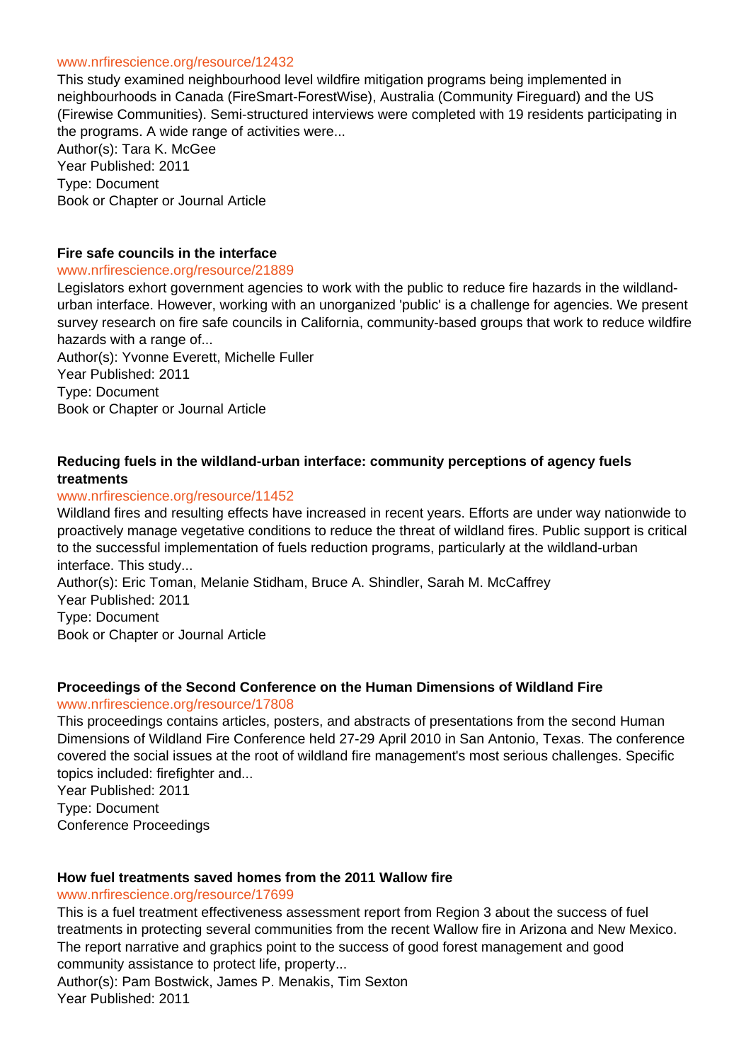www.nrfirescience.org/resource/12432

This study examined neighbourhood level wildfire mitigation programs being implemented in neighbourhoods in Canada (FireSmart-ForestWise), Australia (Community Fireguard) and the US (Firewise Communities). Semi-structured interviews were completed with 19 residents participating in the programs. A wide range of activities were...

Author(s): Tara K. McGee
Year Published: 2011
Type: Document
Book or Chapter or Journal Article

**Fire safe councils in the interface**

www.nrfirescience.org/resource/21889

Legislators exhort government agencies to work with the public to reduce fire hazards in the wildland-urban interface. However, working with an unorganized 'public' is a challenge for agencies. We present survey research on fire safe councils in California, community-based groups that work to reduce wildfire hazards with a range of...

Author(s): Yvonne Everett, Michelle Fuller
Year Published: 2011
Type: Document
Book or Chapter or Journal Article

**Reducing fuels in the wildland-urban interface: community perceptions of agency fuels treatments**

www.nrfirescience.org/resource/11452

Wildland fires and resulting effects have increased in recent years. Efforts are under way nationwide to proactively manage vegetative conditions to reduce the threat of wildland fires. Public support is critical to the successful implementation of fuels reduction programs, particularly at the wildland-urban interface. This study...

Author(s): Eric Toman, Melanie Stidham, Bruce A. Shindler, Sarah M. McCaffrey
Year Published: 2011
Type: Document
Book or Chapter or Journal Article

**Proceedings of the Second Conference on the Human Dimensions of Wildland Fire**

www.nrfirescience.org/resource/17808

This proceedings contains articles, posters, and abstracts of presentations from the second Human Dimensions of Wildland Fire Conference held 27-29 April 2010 in San Antonio, Texas. The conference covered the social issues at the root of wildland fire management's most serious challenges. Specific topics included: firefighter and...

Year Published: 2011
Type: Document
Conference Proceedings

**How fuel treatments saved homes from the 2011 Wallow fire**

www.nrfirescience.org/resource/17699

This is a fuel treatment effectiveness assessment report from Region 3 about the success of fuel treatments in protecting several communities from the recent Wallow fire in Arizona and New Mexico. The report narrative and graphics point to the success of good forest management and good community assistance to protect life, property...

Author(s): Pam Bostwick, James P. Menakis, Tim Sexton
Year Published: 2011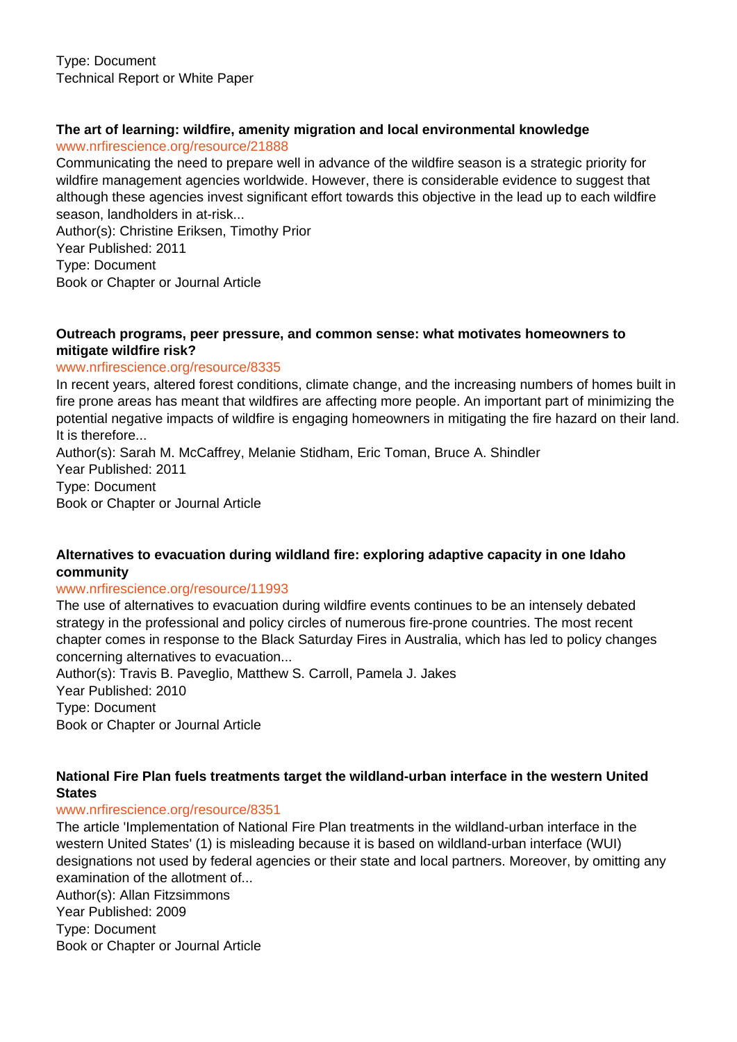Type: Document
Technical Report or White Paper

**The art of learning: wildfire, amenity migration and local environmental knowledge**
www.nrfirescience.org/resource/21888
Communicating the need to prepare well in advance of the wildfire season is a strategic priority for wildfire management agencies worldwide. However, there is considerable evidence to suggest that although these agencies invest significant effort towards this objective in the lead up to each wildfire season, landholders in at-risk...
Author(s): Christine Eriksen, Timothy Prior
Year Published: 2011
Type: Document
Book or Chapter or Journal Article

**Outreach programs, peer pressure, and common sense: what motivates homeowners to mitigate wildfire risk?**
www.nrfirescience.org/resource/8335
In recent years, altered forest conditions, climate change, and the increasing numbers of homes built in fire prone areas has meant that wildfires are affecting more people. An important part of minimizing the potential negative impacts of wildfire is engaging homeowners in mitigating the fire hazard on their land. It is therefore...
Author(s): Sarah M. McCaffrey, Melanie Stidham, Eric Toman, Bruce A. Shindler
Year Published: 2011
Type: Document
Book or Chapter or Journal Article

**Alternatives to evacuation during wildland fire: exploring adaptive capacity in one Idaho community**
www.nrfirescience.org/resource/11993
The use of alternatives to evacuation during wildfire events continues to be an intensely debated strategy in the professional and policy circles of numerous fire-prone countries. The most recent chapter comes in response to the Black Saturday Fires in Australia, which has led to policy changes concerning alternatives to evacuation...
Author(s): Travis B. Paveglio, Matthew S. Carroll, Pamela J. Jakes
Year Published: 2010
Type: Document
Book or Chapter or Journal Article

**National Fire Plan fuels treatments target the wildland-urban interface in the western United States**
www.nrfirescience.org/resource/8351
The article 'Implementation of National Fire Plan treatments in the wildland-urban interface in the western United States' (1) is misleading because it is based on wildland-urban interface (WUI) designations not used by federal agencies or their state and local partners. Moreover, by omitting any examination of the allotment of...
Author(s): Allan Fitzsimmons
Year Published: 2009
Type: Document
Book or Chapter or Journal Article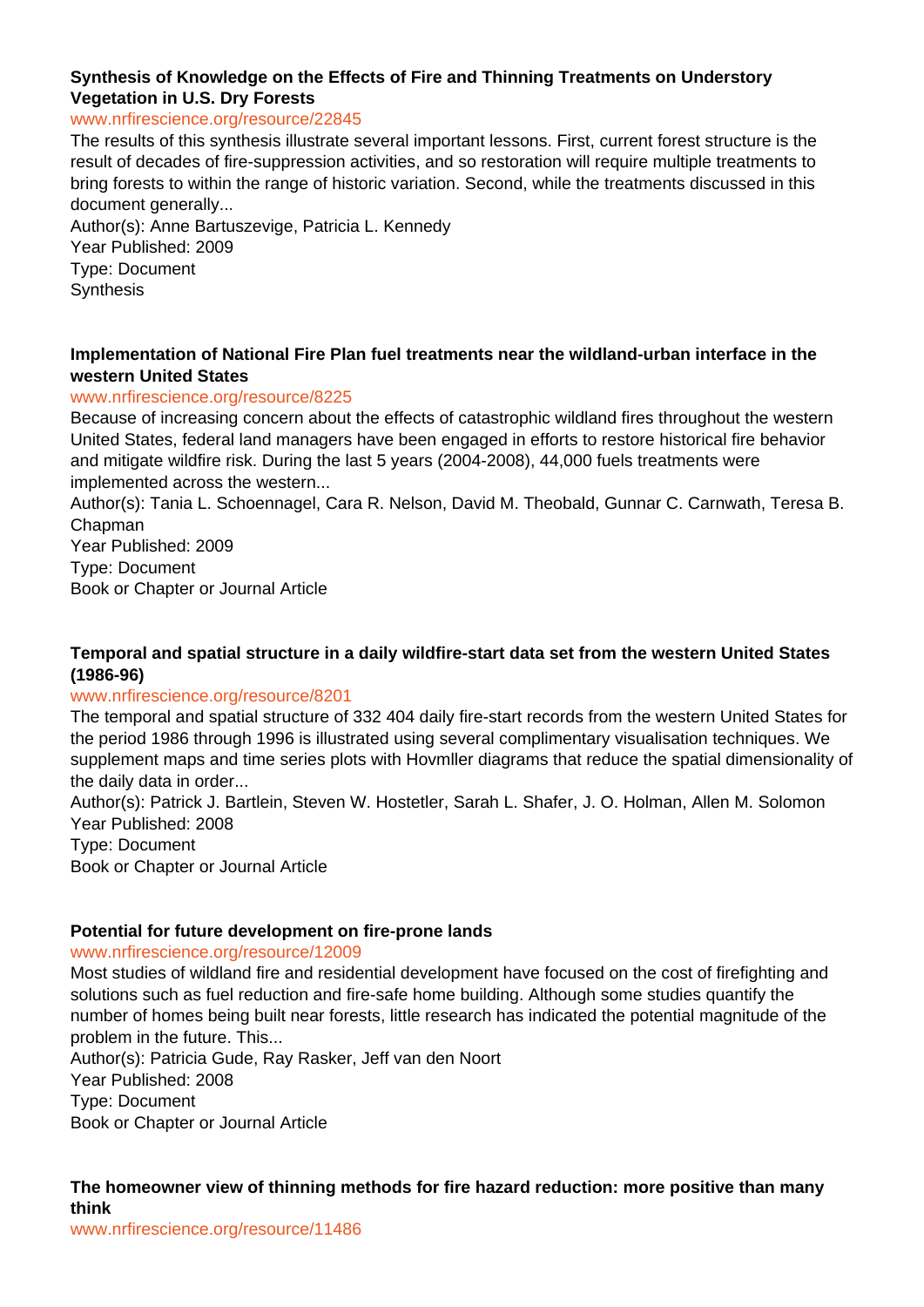**Synthesis of Knowledge on the Effects of Fire and Thinning Treatments on Understory Vegetation in U.S. Dry Forests**

www.nrfirescience.org/resource/22845

The results of this synthesis illustrate several important lessons. First, current forest structure is the result of decades of fire-suppression activities, and so restoration will require multiple treatments to bring forests to within the range of historic variation. Second, while the treatments discussed in this document generally...

Author(s): Anne Bartuszevige, Patricia L. Kennedy
Year Published: 2009
Type: Document
Synthesis

**Implementation of National Fire Plan fuel treatments near the wildland-urban interface in the western United States**

www.nrfirescience.org/resource/8225

Because of increasing concern about the effects of catastrophic wildland fires throughout the western United States, federal land managers have been engaged in efforts to restore historical fire behavior and mitigate wildfire risk. During the last 5 years (2004-2008), 44,000 fuels treatments were implemented across the western...

Author(s): Tania L. Schoennagel, Cara R. Nelson, David M. Theobald, Gunnar C. Carnwath, Teresa B. Chapman
Year Published: 2009
Type: Document
Book or Chapter or Journal Article

**Temporal and spatial structure in a daily wildfire-start data set from the western United States (1986-96)**

www.nrfirescience.org/resource/8201

The temporal and spatial structure of 332 404 daily fire-start records from the western United States for the period 1986 through 1996 is illustrated using several complimentary visualisation techniques. We supplement maps and time series plots with Hovmller diagrams that reduce the spatial dimensionality of the daily data in order...

Author(s): Patrick J. Bartlein, Steven W. Hostetler, Sarah L. Shafer, J. O. Holman, Allen M. Solomon
Year Published: 2008
Type: Document
Book or Chapter or Journal Article

**Potential for future development on fire-prone lands**

www.nrfirescience.org/resource/12009

Most studies of wildland fire and residential development have focused on the cost of firefighting and solutions such as fuel reduction and fire-safe home building. Although some studies quantify the number of homes being built near forests, little research has indicated the potential magnitude of the problem in the future. This...

Author(s): Patricia Gude, Ray Rasker, Jeff van den Noort
Year Published: 2008
Type: Document
Book or Chapter or Journal Article

**The homeowner view of thinning methods for fire hazard reduction: more positive than many think**

www.nrfirescience.org/resource/11486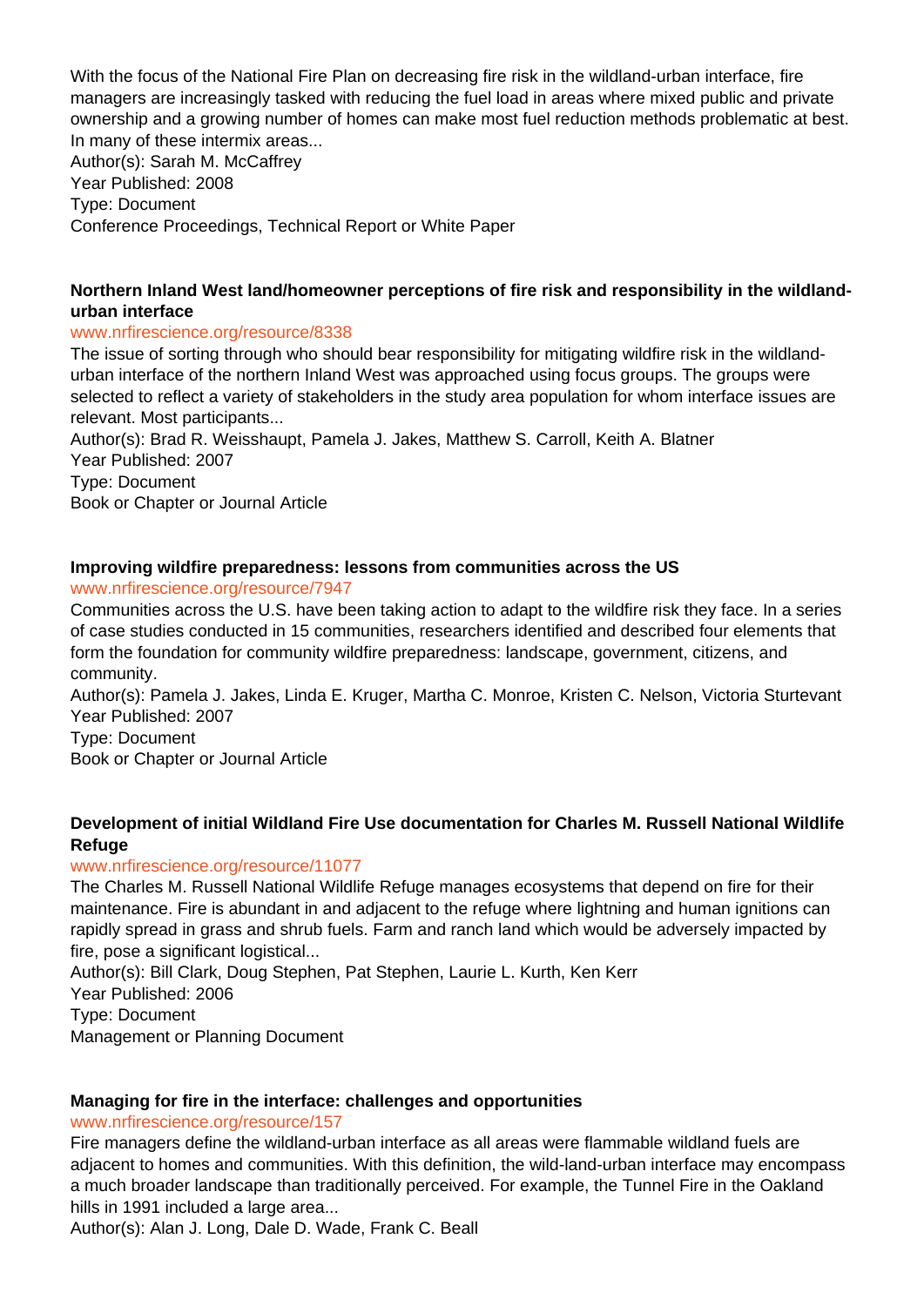With the focus of the National Fire Plan on decreasing fire risk in the wildland-urban interface, fire managers are increasingly tasked with reducing the fuel load in areas where mixed public and private ownership and a growing number of homes can make most fuel reduction methods problematic at best. In many of these intermix areas...
Author(s): Sarah M. McCaffrey
Year Published: 2008
Type: Document
Conference Proceedings, Technical Report or White Paper

**Northern Inland West land/homeowner perceptions of fire risk and responsibility in the wildland-urban interface**
www.nrfirescience.org/resource/8338
The issue of sorting through who should bear responsibility for mitigating wildfire risk in the wildland-urban interface of the northern Inland West was approached using focus groups. The groups were selected to reflect a variety of stakeholders in the study area population for whom interface issues are relevant. Most participants...
Author(s): Brad R. Weisshaupt, Pamela J. Jakes, Matthew S. Carroll, Keith A. Blatner
Year Published: 2007
Type: Document
Book or Chapter or Journal Article

**Improving wildfire preparedness: lessons from communities across the US**
www.nrfirescience.org/resource/7947
Communities across the U.S. have been taking action to adapt to the wildfire risk they face. In a series of case studies conducted in 15 communities, researchers identified and described four elements that form the foundation for community wildfire preparedness: landscape, government, citizens, and community.
Author(s): Pamela J. Jakes, Linda E. Kruger, Martha C. Monroe, Kristen C. Nelson, Victoria Sturtevant
Year Published: 2007
Type: Document
Book or Chapter or Journal Article

**Development of initial Wildland Fire Use documentation for Charles M. Russell National Wildlife Refuge**
www.nrfirescience.org/resource/11077
The Charles M. Russell National Wildlife Refuge manages ecosystems that depend on fire for their maintenance. Fire is abundant in and adjacent to the refuge where lightning and human ignitions can rapidly spread in grass and shrub fuels. Farm and ranch land which would be adversely impacted by fire, pose a significant logistical...
Author(s): Bill Clark, Doug Stephen, Pat Stephen, Laurie L. Kurth, Ken Kerr
Year Published: 2006
Type: Document
Management or Planning Document

**Managing for fire in the interface: challenges and opportunities**
www.nrfirescience.org/resource/157
Fire managers define the wildland-urban interface as all areas were flammable wildland fuels are adjacent to homes and communities. With this definition, the wild-land-urban interface may encompass a much broader landscape than traditionally perceived. For example, the Tunnel Fire in the Oakland hills in 1991 included a large area...
Author(s): Alan J. Long, Dale D. Wade, Frank C. Beall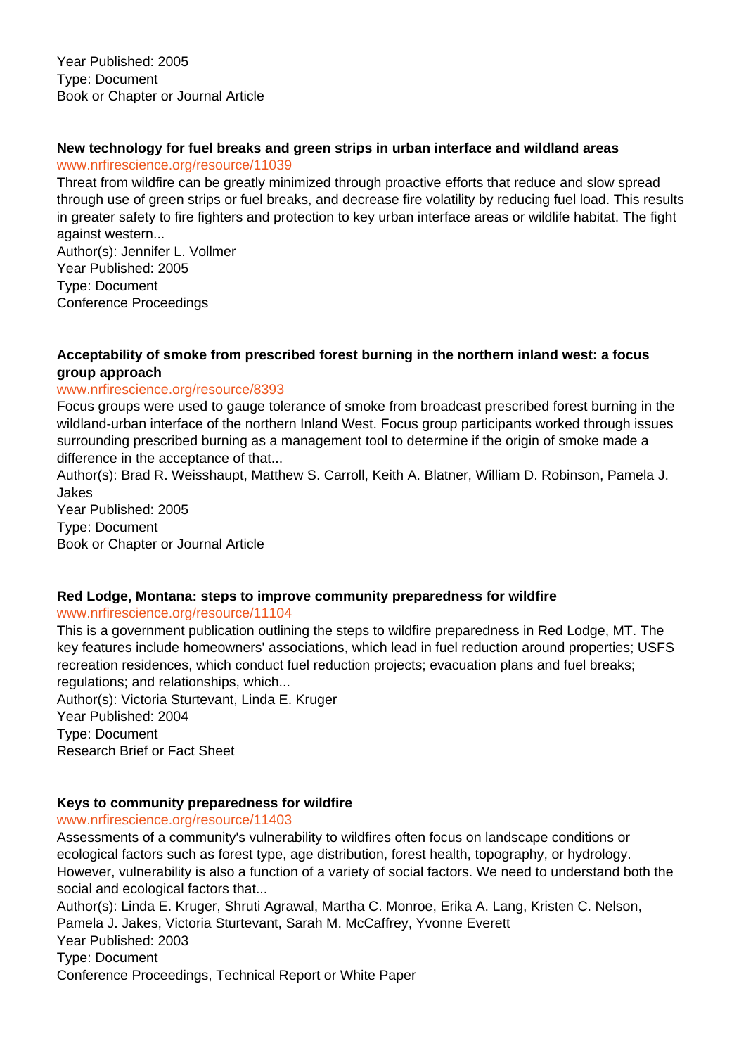Year Published: 2005
Type: Document
Book or Chapter or Journal Article

**New technology for fuel breaks and green strips in urban interface and wildland areas**
www.nrfirescience.org/resource/11039
Threat from wildfire can be greatly minimized through proactive efforts that reduce and slow spread through use of green strips or fuel breaks, and decrease fire volatility by reducing fuel load. This results in greater safety to fire fighters and protection to key urban interface areas or wildlife habitat. The fight against western...
Author(s): Jennifer L. Vollmer
Year Published: 2005
Type: Document
Conference Proceedings

**Acceptability of smoke from prescribed forest burning in the northern inland west: a focus group approach**
www.nrfirescience.org/resource/8393
Focus groups were used to gauge tolerance of smoke from broadcast prescribed forest burning in the wildland-urban interface of the northern Inland West. Focus group participants worked through issues surrounding prescribed burning as a management tool to determine if the origin of smoke made a difference in the acceptance of that...
Author(s): Brad R. Weisshaupt, Matthew S. Carroll, Keith A. Blatner, William D. Robinson, Pamela J. Jakes
Year Published: 2005
Type: Document
Book or Chapter or Journal Article

**Red Lodge, Montana: steps to improve community preparedness for wildfire**
www.nrfirescience.org/resource/11104
This is a government publication outlining the steps to wildfire preparedness in Red Lodge, MT. The key features include homeowners' associations, which lead in fuel reduction around properties; USFS recreation residences, which conduct fuel reduction projects; evacuation plans and fuel breaks; regulations; and relationships, which...
Author(s): Victoria Sturtevant, Linda E. Kruger
Year Published: 2004
Type: Document
Research Brief or Fact Sheet

**Keys to community preparedness for wildfire**
www.nrfirescience.org/resource/11403
Assessments of a community's vulnerability to wildfires often focus on landscape conditions or ecological factors such as forest type, age distribution, forest health, topography, or hydrology. However, vulnerability is also a function of a variety of social factors. We need to understand both the social and ecological factors that...
Author(s): Linda E. Kruger, Shruti Agrawal, Martha C. Monroe, Erika A. Lang, Kristen C. Nelson, Pamela J. Jakes, Victoria Sturtevant, Sarah M. McCaffrey, Yvonne Everett
Year Published: 2003
Type: Document
Conference Proceedings, Technical Report or White Paper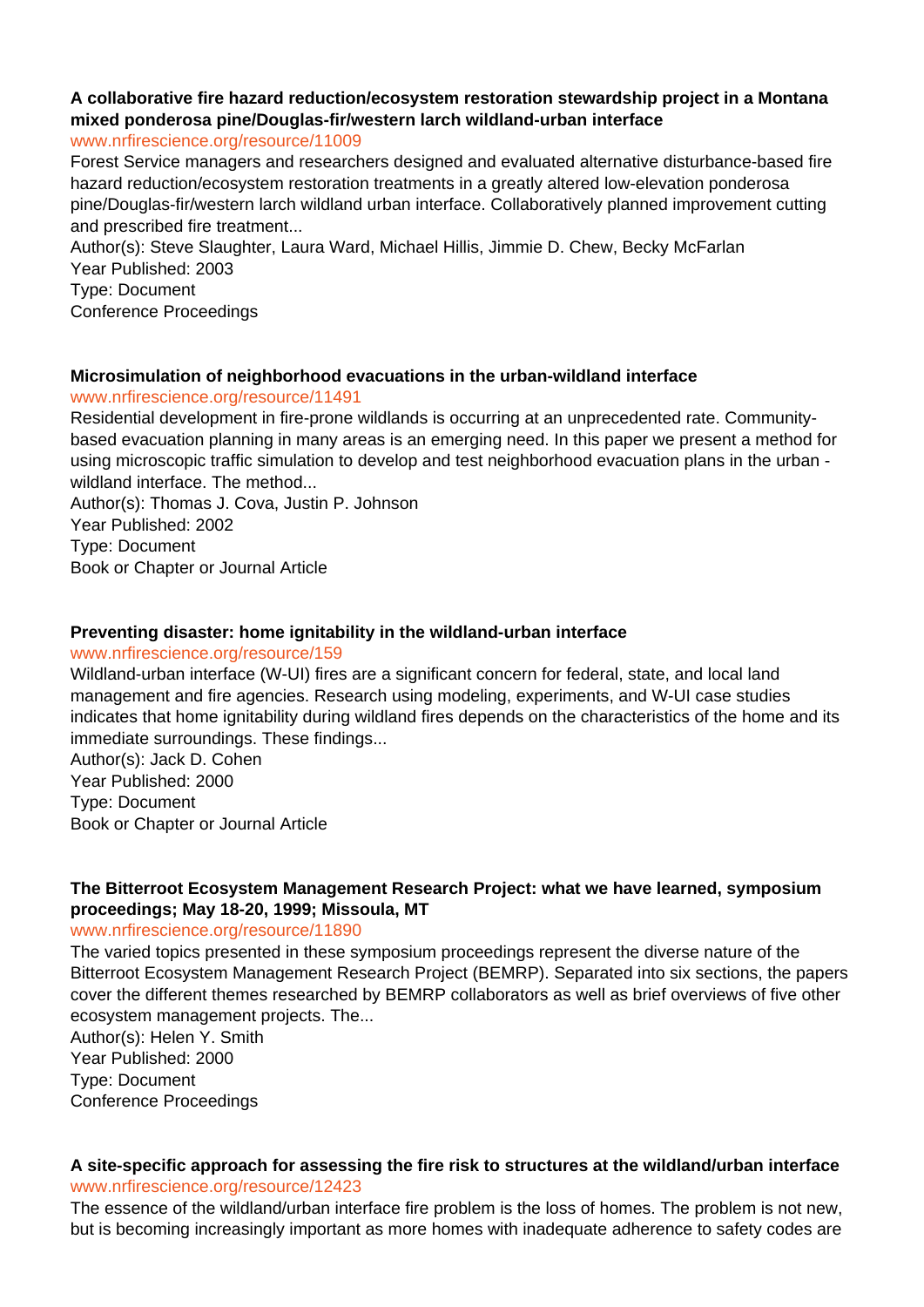**A collaborative fire hazard reduction/ecosystem restoration stewardship project in a Montana mixed ponderosa pine/Douglas-fir/western larch wildland-urban interface**

www.nrfirescience.org/resource/11009

Forest Service managers and researchers designed and evaluated alternative disturbance-based fire hazard reduction/ecosystem restoration treatments in a greatly altered low-elevation ponderosa pine/Douglas-fir/western larch wildland urban interface. Collaboratively planned improvement cutting and prescribed fire treatment...

Author(s): Steve Slaughter, Laura Ward, Michael Hillis, Jimmie D. Chew, Becky McFarlan

Year Published: 2003

Type: Document

Conference Proceedings

**Microsimulation of neighborhood evacuations in the urban-wildland interface**

www.nrfirescience.org/resource/11491

Residential development in fire-prone wildlands is occurring at an unprecedented rate. Community-based evacuation planning in many areas is an emerging need. In this paper we present a method for using microscopic traffic simulation to develop and test neighborhood evacuation plans in the urban - wildland interface. The method...

Author(s): Thomas J. Cova, Justin P. Johnson

Year Published: 2002

Type: Document

Book or Chapter or Journal Article

**Preventing disaster: home ignitability in the wildland-urban interface**

www.nrfirescience.org/resource/159

Wildland-urban interface (W-UI) fires are a significant concern for federal, state, and local land management and fire agencies. Research using modeling, experiments, and W-UI case studies indicates that home ignitability during wildland fires depends on the characteristics of the home and its immediate surroundings. These findings...

Author(s): Jack D. Cohen

Year Published: 2000

Type: Document

Book or Chapter or Journal Article

**The Bitterroot Ecosystem Management Research Project: what we have learned, symposium proceedings; May 18-20, 1999; Missoula, MT**

www.nrfirescience.org/resource/11890

The varied topics presented in these symposium proceedings represent the diverse nature of the Bitterroot Ecosystem Management Research Project (BEMRP). Separated into six sections, the papers cover the different themes researched by BEMRP collaborators as well as brief overviews of five other ecosystem management projects. The...

Author(s): Helen Y. Smith

Year Published: 2000

Type: Document

Conference Proceedings

**A site-specific approach for assessing the fire risk to structures at the wildland/urban interface**

www.nrfirescience.org/resource/12423

The essence of the wildland/urban interface fire problem is the loss of homes. The problem is not new, but is becoming increasingly important as more homes with inadequate adherence to safety codes are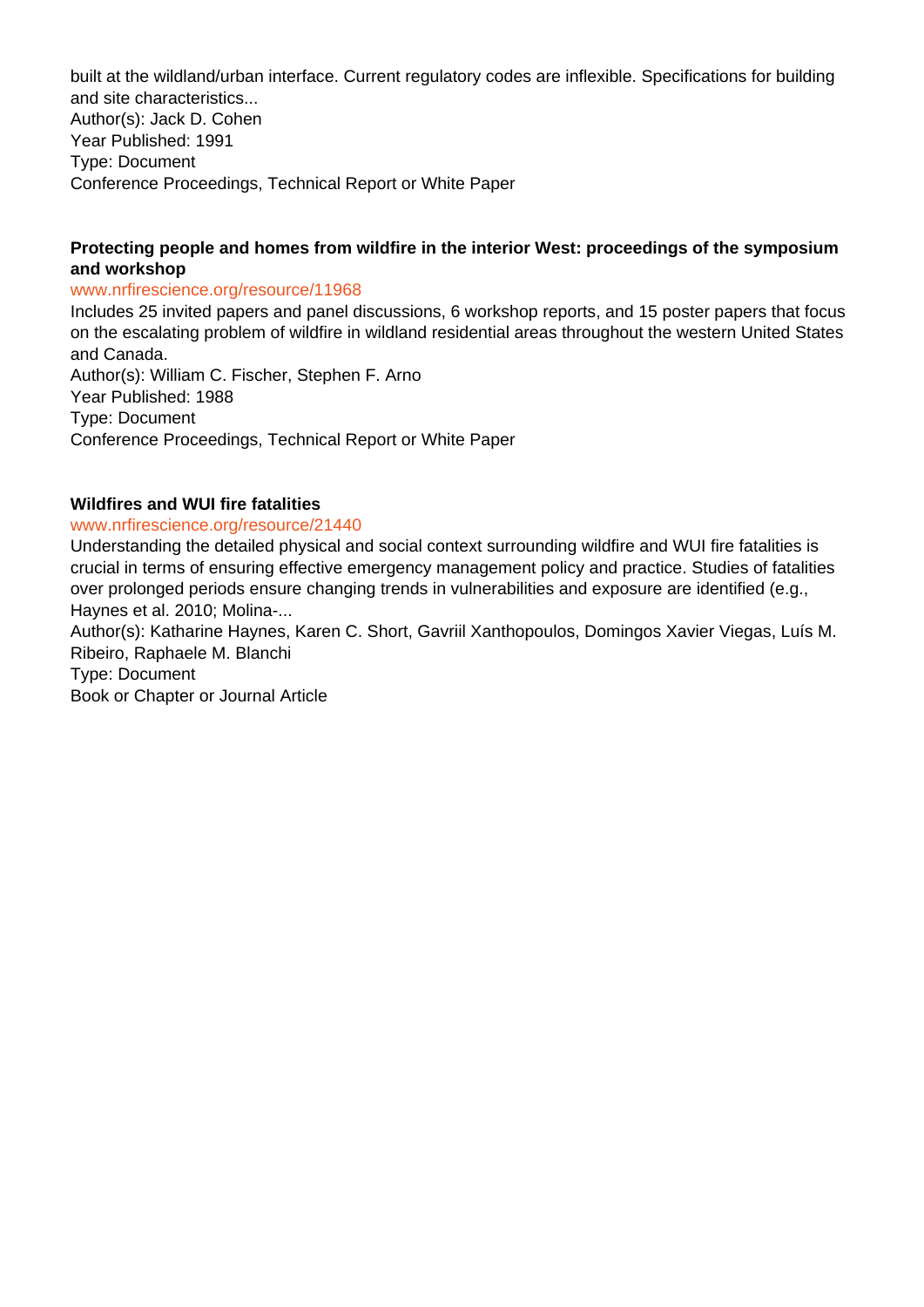built at the wildland/urban interface. Current regulatory codes are inflexible. Specifications for building and site characteristics...
Author(s): Jack D. Cohen
Year Published: 1991
Type: Document
Conference Proceedings, Technical Report or White Paper

**Protecting people and homes from wildfire in the interior West: proceedings of the symposium and workshop**

www.nrfirescience.org/resource/11968

Includes 25 invited papers and panel discussions, 6 workshop reports, and 15 poster papers that focus on the escalating problem of wildfire in wildland residential areas throughout the western United States and Canada.
Author(s): William C. Fischer, Stephen F. Arno
Year Published: 1988
Type: Document
Conference Proceedings, Technical Report or White Paper

**Wildfires and WUI fire fatalities**

www.nrfirescience.org/resource/21440

Understanding the detailed physical and social context surrounding wildfire and WUI fire fatalities is crucial in terms of ensuring effective emergency management policy and practice. Studies of fatalities over prolonged periods ensure changing trends in vulnerabilities and exposure are identified (e.g., Haynes et al. 2010; Molina-...
Author(s): Katharine Haynes, Karen C. Short, Gavriil Xanthopoulos, Domingos Xavier Viegas, Luís M. Ribeiro, Raphaele M. Blanchi
Type: Document
Book or Chapter or Journal Article